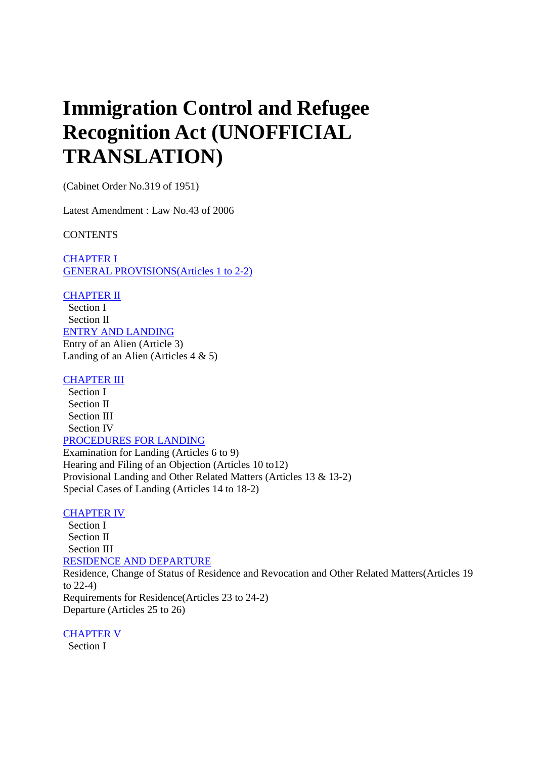# Immigration Control and Refugee Recognition Act (UNOFFICIAL TRANSLATION)

(Cabinet Order No.319 of 1951)

Latest Amendment : Law No.43 of 2006

CONTENTS

CHAPTER I
GENERAL PROVISIONS(Articles 1 to 2-2)

CHAPTER II
Section I
Section II
ENTRY AND LANDING
Entry of an Alien (Article 3)
Landing of an Alien (Articles 4 & 5)

CHAPTER III
Section I
Section II
Section III
Section IV
PROCEDURES FOR LANDING
Examination for Landing (Articles 6 to 9)
Hearing and Filing of an Objection (Articles 10 to12)
Provisional Landing and Other Related Matters (Articles 13 & 13-2)
Special Cases of Landing (Articles 14 to 18-2)

CHAPTER IV
Section I
Section II
Section III
RESIDENCE AND DEPARTURE
Residence, Change of Status of Residence and Revocation and Other Related Matters(Articles 19 to 22-4)
Requirements for Residence(Articles 23 to 24-2)
Departure (Articles 25 to 26)

CHAPTER V
Section I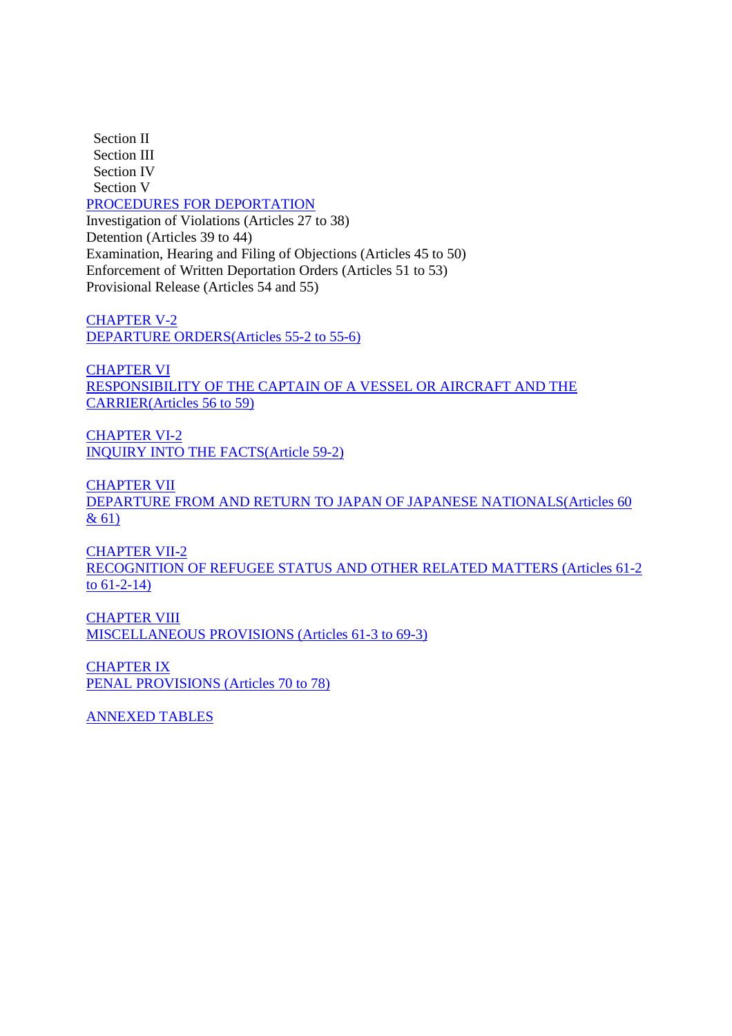Section II
Section III
Section IV
Section V

PROCEDURES FOR DEPORTATION
Investigation of Violations (Articles 27 to 38)
Detention (Articles 39 to 44)
Examination, Hearing and Filing of Objections (Articles 45 to 50)
Enforcement of Written Deportation Orders (Articles 51 to 53)
Provisional Release (Articles 54 and 55)

CHAPTER V-2
DEPARTURE ORDERS(Articles 55-2 to 55-6)

CHAPTER VI
RESPONSIBILITY OF THE CAPTAIN OF A VESSEL OR AIRCRAFT AND THE CARRIER(Articles 56 to 59)

CHAPTER VI-2
INQUIRY INTO THE FACTS(Article 59-2)

CHAPTER VII
DEPARTURE FROM AND RETURN TO JAPAN OF JAPANESE NATIONALS(Articles 60 & 61)

CHAPTER VII-2
RECOGNITION OF REFUGEE STATUS AND OTHER RELATED MATTERS (Articles 61-2 to 61-2-14)

CHAPTER VIII
MISCELLANEOUS PROVISIONS (Articles 61-3 to 69-3)

CHAPTER IX
PENAL PROVISIONS (Articles 70 to 78)

ANNEXED TABLES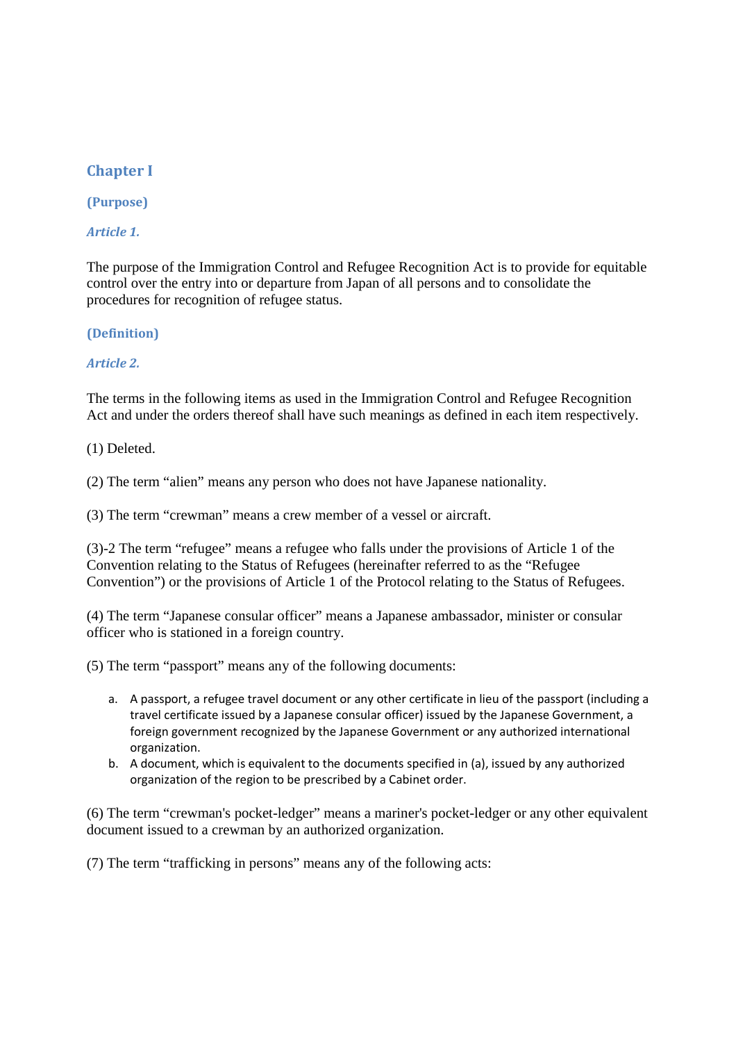## Chapter I

### (Purpose)

***Article 1.***

The purpose of the Immigration Control and Refugee Recognition Act is to provide for equitable control over the entry into or departure from Japan of all persons and to consolidate the procedures for recognition of refugee status.

### (Definition)

***Article 2.***

The terms in the following items as used in the Immigration Control and Refugee Recognition Act and under the orders thereof shall have such meanings as defined in each item respectively.

(1) Deleted.

(2) The term "alien" means any person who does not have Japanese nationality.

(3) The term "crewman" means a crew member of a vessel or aircraft.

(3)-2 The term "refugee" means a refugee who falls under the provisions of Article 1 of the Convention relating to the Status of Refugees (hereinafter referred to as the "Refugee Convention") or the provisions of Article 1 of the Protocol relating to the Status of Refugees.

(4) The term "Japanese consular officer" means a Japanese ambassador, minister or consular officer who is stationed in a foreign country.

(5) The term "passport" means any of the following documents:

a. A passport, a refugee travel document or any other certificate in lieu of the passport (including a travel certificate issued by a Japanese consular officer) issued by the Japanese Government, a foreign government recognized by the Japanese Government or any authorized international organization.
b. A document, which is equivalent to the documents specified in (a), issued by any authorized organization of the region to be prescribed by a Cabinet order.

(6) The term "crewman's pocket-ledger" means a mariner's pocket-ledger or any other equivalent document issued to a crewman by an authorized organization.

(7) The term "trafficking in persons" means any of the following acts: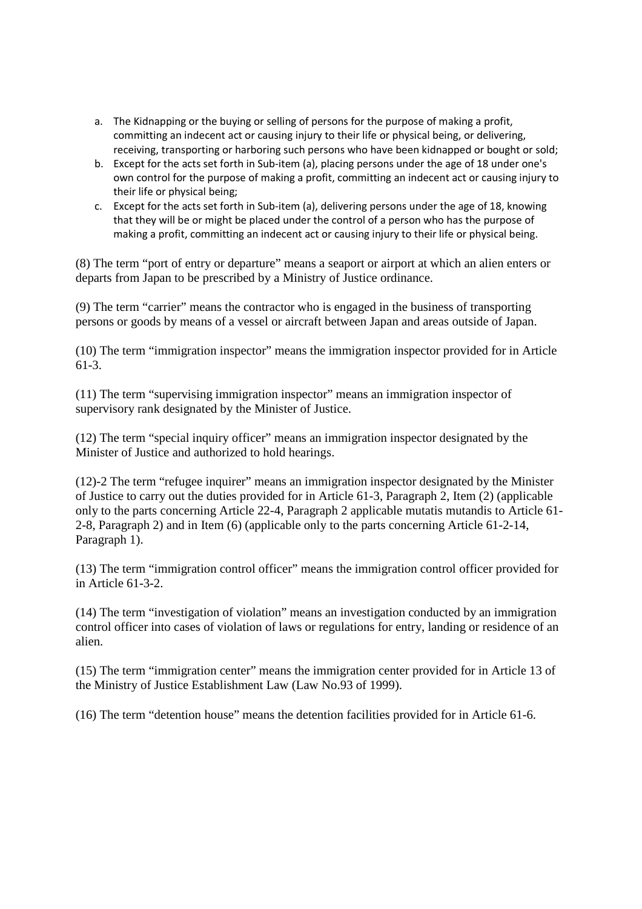a. The Kidnapping or the buying or selling of persons for the purpose of making a profit, committing an indecent act or causing injury to their life or physical being, or delivering, receiving, transporting or harboring such persons who have been kidnapped or bought or sold;
b. Except for the acts set forth in Sub-item (a), placing persons under the age of 18 under one's own control for the purpose of making a profit, committing an indecent act or causing injury to their life or physical being;
c. Except for the acts set forth in Sub-item (a), delivering persons under the age of 18, knowing that they will be or might be placed under the control of a person who has the purpose of making a profit, committing an indecent act or causing injury to their life or physical being.

(8) The term "port of entry or departure" means a seaport or airport at which an alien enters or departs from Japan to be prescribed by a Ministry of Justice ordinance.

(9) The term "carrier" means the contractor who is engaged in the business of transporting persons or goods by means of a vessel or aircraft between Japan and areas outside of Japan.

(10) The term "immigration inspector" means the immigration inspector provided for in Article 61-3.

(11) The term "supervising immigration inspector" means an immigration inspector of supervisory rank designated by the Minister of Justice.

(12) The term "special inquiry officer" means an immigration inspector designated by the Minister of Justice and authorized to hold hearings.

(12)-2 The term "refugee inquirer" means an immigration inspector designated by the Minister of Justice to carry out the duties provided for in Article 61-3, Paragraph 2, Item (2) (applicable only to the parts concerning Article 22-4, Paragraph 2 applicable mutatis mutandis to Article 61-2-8, Paragraph 2) and in Item (6) (applicable only to the parts concerning Article 61-2-14, Paragraph 1).

(13) The term "immigration control officer" means the immigration control officer provided for in Article 61-3-2.

(14) The term "investigation of violation" means an investigation conducted by an immigration control officer into cases of violation of laws or regulations for entry, landing or residence of an alien.

(15) The term "immigration center" means the immigration center provided for in Article 13 of the Ministry of Justice Establishment Law (Law No.93 of 1999).

(16) The term "detention house" means the detention facilities provided for in Article 61-6.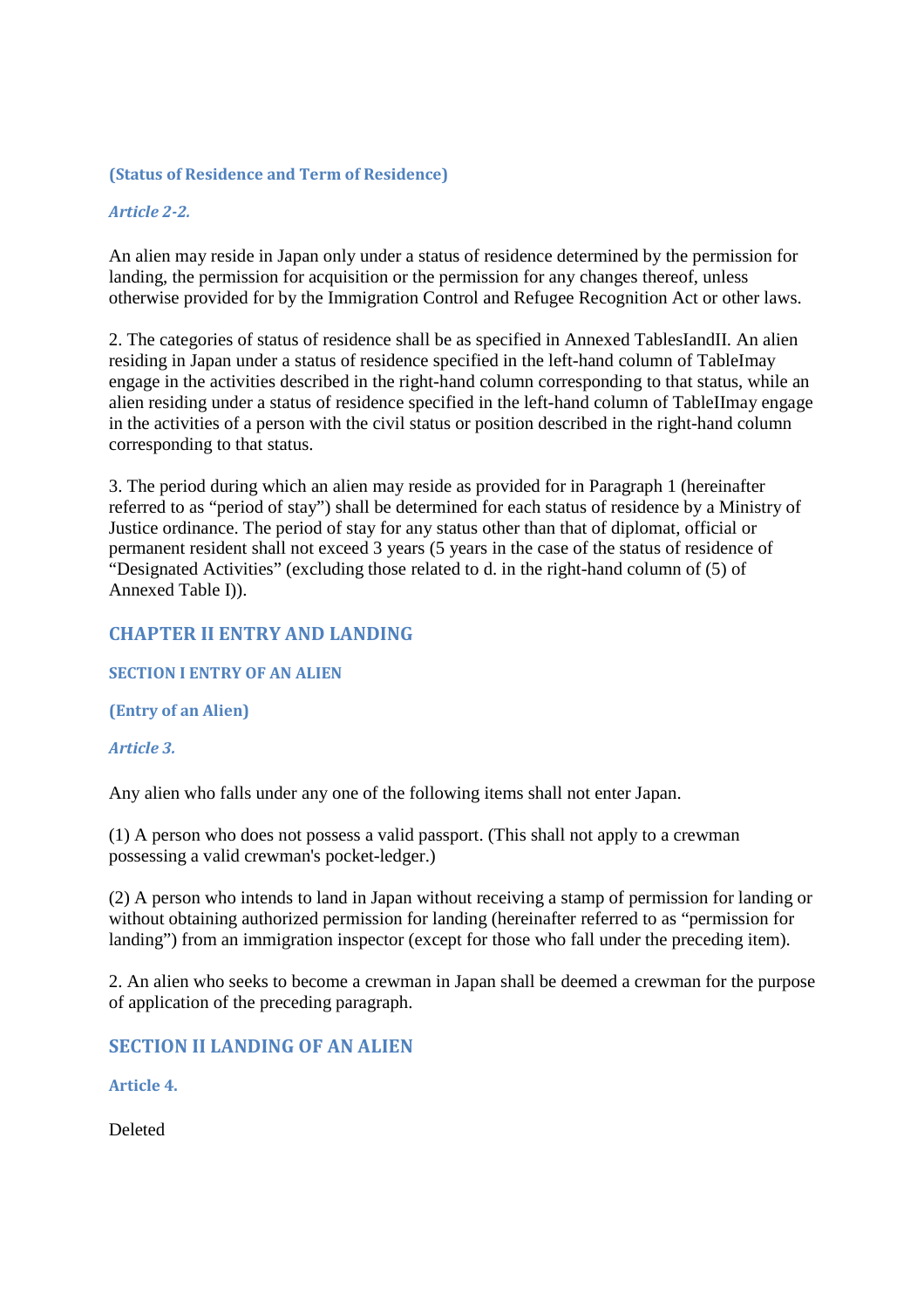**(Status of Residence and Term of Residence)**

***Article 2-2.***

An alien may reside in Japan only under a status of residence determined by the permission for landing, the permission for acquisition or the permission for any changes thereof, unless otherwise provided for by the Immigration Control and Refugee Recognition Act or other laws.

2. The categories of status of residence shall be as specified in Annexed TablesIandII. An alien residing in Japan under a status of residence specified in the left-hand column of TableImay engage in the activities described in the right-hand column corresponding to that status, while an alien residing under a status of residence specified in the left-hand column of TableIImay engage in the activities of a person with the civil status or position described in the right-hand column corresponding to that status.

3. The period during which an alien may reside as provided for in Paragraph 1 (hereinafter referred to as "period of stay") shall be determined for each status of residence by a Ministry of Justice ordinance. The period of stay for any status other than that of diplomat, official or permanent resident shall not exceed 3 years (5 years in the case of the status of residence of "Designated Activities" (excluding those related to d. in the right-hand column of (5) of Annexed Table I)).

## CHAPTER II ENTRY AND LANDING

### SECTION I ENTRY OF AN ALIEN

**(Entry of an Alien)**

***Article 3.***

Any alien who falls under any one of the following items shall not enter Japan.

(1) A person who does not possess a valid passport. (This shall not apply to a crewman possessing a valid crewman's pocket-ledger.)

(2) A person who intends to land in Japan without receiving a stamp of permission for landing or without obtaining authorized permission for landing (hereinafter referred to as "permission for landing") from an immigration inspector (except for those who fall under the preceding item).

2. An alien who seeks to become a crewman in Japan shall be deemed a crewman for the purpose of application of the preceding paragraph.

### SECTION II LANDING OF AN ALIEN

**Article 4.**

Deleted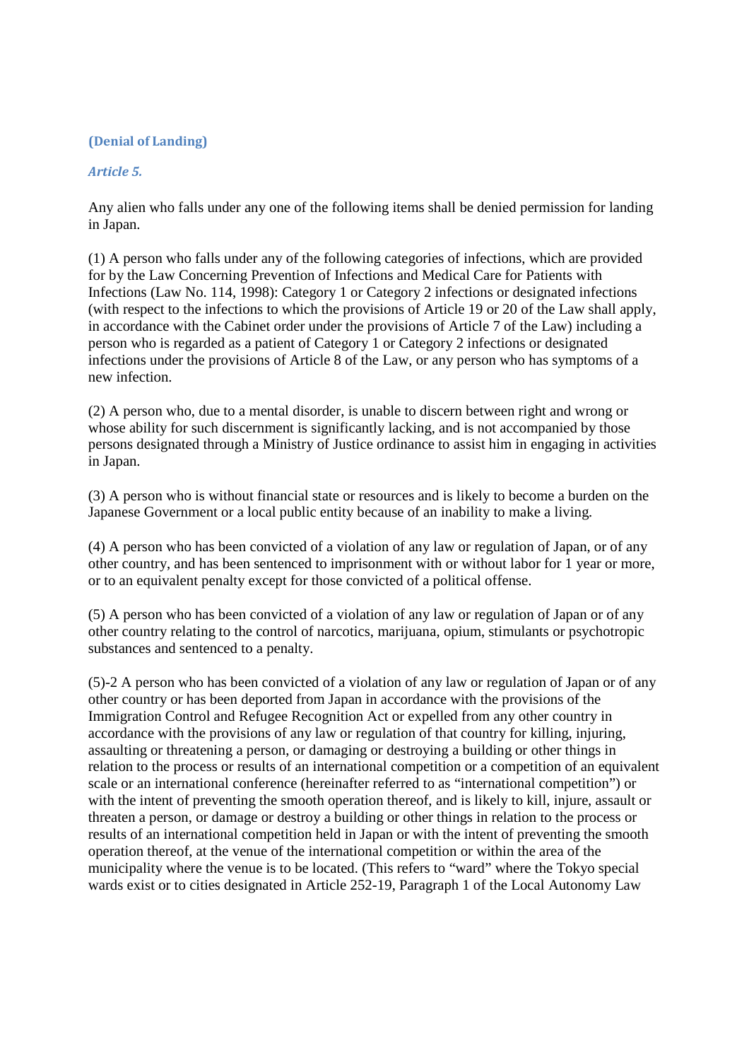**(Denial of Landing)**

***Article 5.***

Any alien who falls under any one of the following items shall be denied permission for landing in Japan.

(1) A person who falls under any of the following categories of infections, which are provided for by the Law Concerning Prevention of Infections and Medical Care for Patients with Infections (Law No. 114, 1998): Category 1 or Category 2 infections or designated infections (with respect to the infections to which the provisions of Article 19 or 20 of the Law shall apply, in accordance with the Cabinet order under the provisions of Article 7 of the Law) including a person who is regarded as a patient of Category 1 or Category 2 infections or designated infections under the provisions of Article 8 of the Law, or any person who has symptoms of a new infection.

(2) A person who, due to a mental disorder, is unable to discern between right and wrong or whose ability for such discernment is significantly lacking, and is not accompanied by those persons designated through a Ministry of Justice ordinance to assist him in engaging in activities in Japan.

(3) A person who is without financial state or resources and is likely to become a burden on the Japanese Government or a local public entity because of an inability to make a living.

(4) A person who has been convicted of a violation of any law or regulation of Japan, or of any other country, and has been sentenced to imprisonment with or without labor for 1 year or more, or to an equivalent penalty except for those convicted of a political offense.

(5) A person who has been convicted of a violation of any law or regulation of Japan or of any other country relating to the control of narcotics, marijuana, opium, stimulants or psychotropic substances and sentenced to a penalty.

(5)-2 A person who has been convicted of a violation of any law or regulation of Japan or of any other country or has been deported from Japan in accordance with the provisions of the Immigration Control and Refugee Recognition Act or expelled from any other country in accordance with the provisions of any law or regulation of that country for killing, injuring, assaulting or threatening a person, or damaging or destroying a building or other things in relation to the process or results of an international competition or a competition of an equivalent scale or an international conference (hereinafter referred to as "international competition") or with the intent of preventing the smooth operation thereof, and is likely to kill, injure, assault or threaten a person, or damage or destroy a building or other things in relation to the process or results of an international competition held in Japan or with the intent of preventing the smooth operation thereof, at the venue of the international competition or within the area of the municipality where the venue is to be located. (This refers to "ward" where the Tokyo special wards exist or to cities designated in Article 252-19, Paragraph 1 of the Local Autonomy Law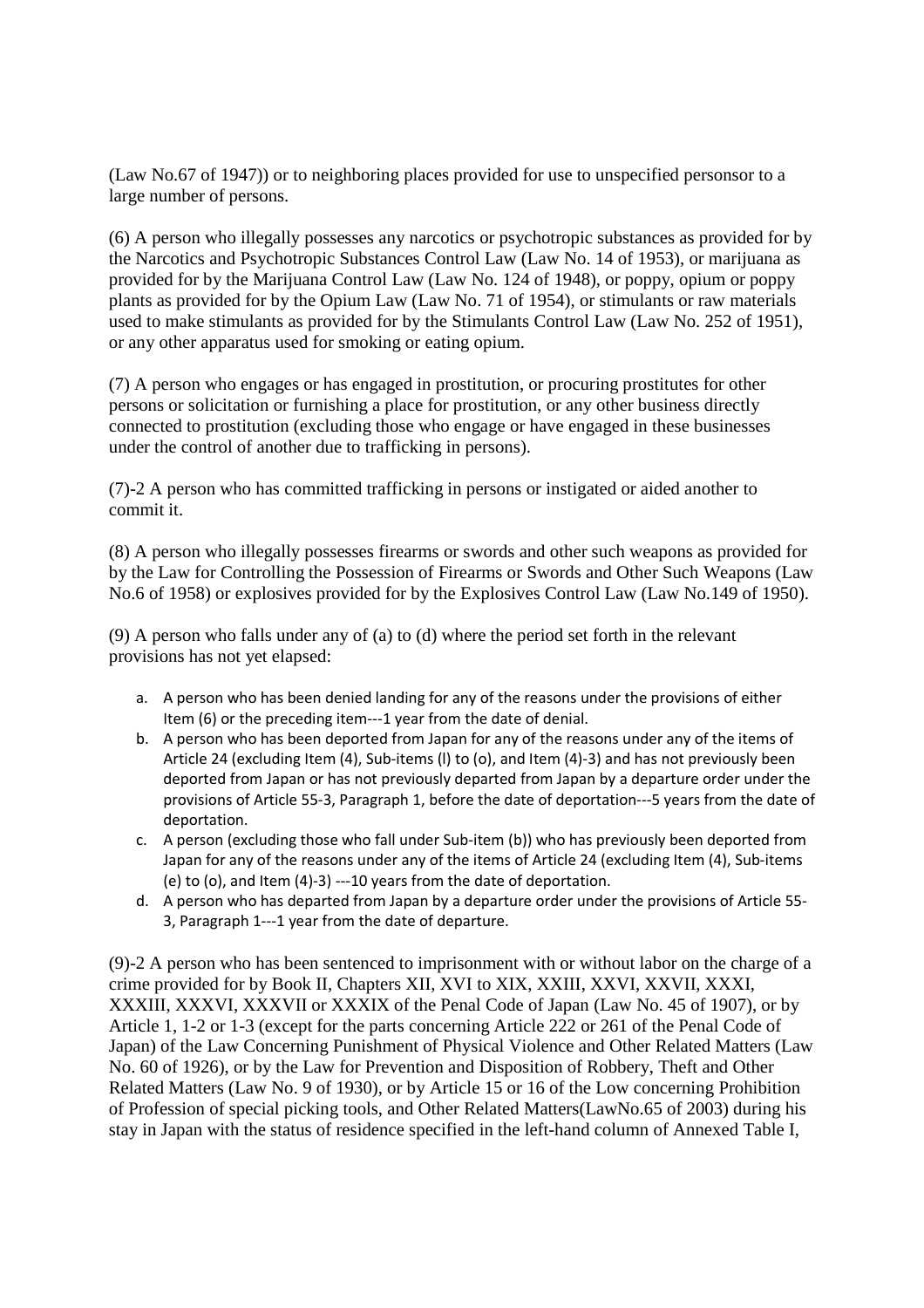(Law No.67 of 1947)) or to neighboring places provided for use to unspecified personsor to a large number of persons.

(6) A person who illegally possesses any narcotics or psychotropic substances as provided for by the Narcotics and Psychotropic Substances Control Law (Law No. 14 of 1953), or marijuana as provided for by the Marijuana Control Law (Law No. 124 of 1948), or poppy, opium or poppy plants as provided for by the Opium Law (Law No. 71 of 1954), or stimulants or raw materials used to make stimulants as provided for by the Stimulants Control Law (Law No. 252 of 1951), or any other apparatus used for smoking or eating opium.

(7) A person who engages or has engaged in prostitution, or procuring prostitutes for other persons or solicitation or furnishing a place for prostitution, or any other business directly connected to prostitution (excluding those who engage or have engaged in these businesses under the control of another due to trafficking in persons).

(7)-2 A person who has committed trafficking in persons or instigated or aided another to commit it.

(8) A person who illegally possesses firearms or swords and other such weapons as provided for by the Law for Controlling the Possession of Firearms or Swords and Other Such Weapons (Law No.6 of 1958) or explosives provided for by the Explosives Control Law (Law No.149 of 1950).

(9) A person who falls under any of (a) to (d) where the period set forth in the relevant provisions has not yet elapsed:

a. A person who has been denied landing for any of the reasons under the provisions of either Item (6) or the preceding item---1 year from the date of denial.
b. A person who has been deported from Japan for any of the reasons under any of the items of Article 24 (excluding Item (4), Sub-items (l) to (o), and Item (4)-3) and has not previously been deported from Japan or has not previously departed from Japan by a departure order under the provisions of Article 55-3, Paragraph 1, before the date of deportation---5 years from the date of deportation.
c. A person (excluding those who fall under Sub-item (b)) who has previously been deported from Japan for any of the reasons under any of the items of Article 24 (excluding Item (4), Sub-items (e) to (o), and Item (4)-3) ---10 years from the date of deportation.
d. A person who has departed from Japan by a departure order under the provisions of Article 55-3, Paragraph 1---1 year from the date of departure.

(9)-2 A person who has been sentenced to imprisonment with or without labor on the charge of a crime provided for by Book II, Chapters XII, XVI to XIX, XXIII, XXVI, XXVII, XXXI, XXXIII, XXXVI, XXXVII or XXXIX of the Penal Code of Japan (Law No. 45 of 1907), or by Article 1, 1-2 or 1-3 (except for the parts concerning Article 222 or 261 of the Penal Code of Japan) of the Law Concerning Punishment of Physical Violence and Other Related Matters (Law No. 60 of 1926), or by the Law for Prevention and Disposition of Robbery, Theft and Other Related Matters (Law No. 9 of 1930), or by Article 15 or 16 of the Low concerning Prohibition of Profession of special picking tools, and Other Related Matters(LawNo.65 of 2003) during his stay in Japan with the status of residence specified in the left-hand column of Annexed Table I,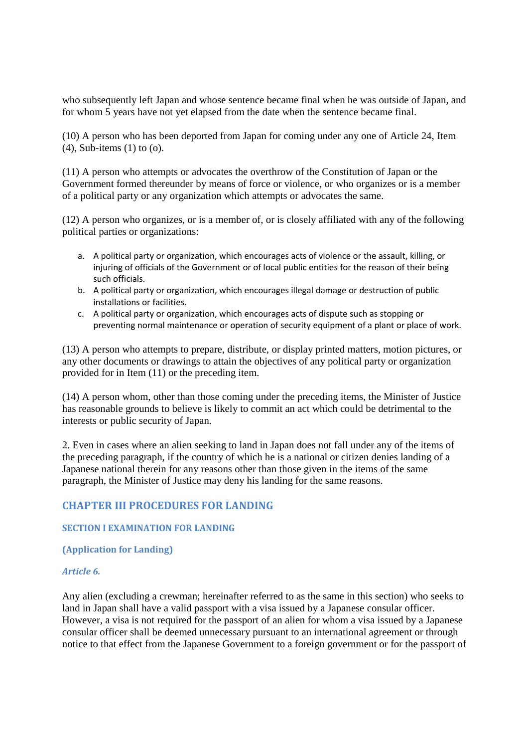who subsequently left Japan and whose sentence became final when he was outside of Japan, and for whom 5 years have not yet elapsed from the date when the sentence became final.

(10) A person who has been deported from Japan for coming under any one of Article 24, Item (4), Sub-items (1) to (o).

(11) A person who attempts or advocates the overthrow of the Constitution of Japan or the Government formed thereunder by means of force or violence, or who organizes or is a member of a political party or any organization which attempts or advocates the same.

(12) A person who organizes, or is a member of, or is closely affiliated with any of the following political parties or organizations:

a. A political party or organization, which encourages acts of violence or the assault, killing, or injuring of officials of the Government or of local public entities for the reason of their being such officials.
b. A political party or organization, which encourages illegal damage or destruction of public installations or facilities.
c. A political party or organization, which encourages acts of dispute such as stopping or preventing normal maintenance or operation of security equipment of a plant or place of work.

(13) A person who attempts to prepare, distribute, or display printed matters, motion pictures, or any other documents or drawings to attain the objectives of any political party or organization provided for in Item (11) or the preceding item.

(14) A person whom, other than those coming under the preceding items, the Minister of Justice has reasonable grounds to believe is likely to commit an act which could be detrimental to the interests or public security of Japan.

2. Even in cases where an alien seeking to land in Japan does not fall under any of the items of the preceding paragraph, if the country of which he is a national or citizen denies landing of a Japanese national therein for any reasons other than those given in the items of the same paragraph, the Minister of Justice may deny his landing for the same reasons.

## CHAPTER III PROCEDURES FOR LANDING

### SECTION I EXAMINATION FOR LANDING

#### (Application for Landing)

*Article 6.*

Any alien (excluding a crewman; hereinafter referred to as the same in this section) who seeks to land in Japan shall have a valid passport with a visa issued by a Japanese consular officer. However, a visa is not required for the passport of an alien for whom a visa issued by a Japanese consular officer shall be deemed unnecessary pursuant to an international agreement or through notice to that effect from the Japanese Government to a foreign government or for the passport of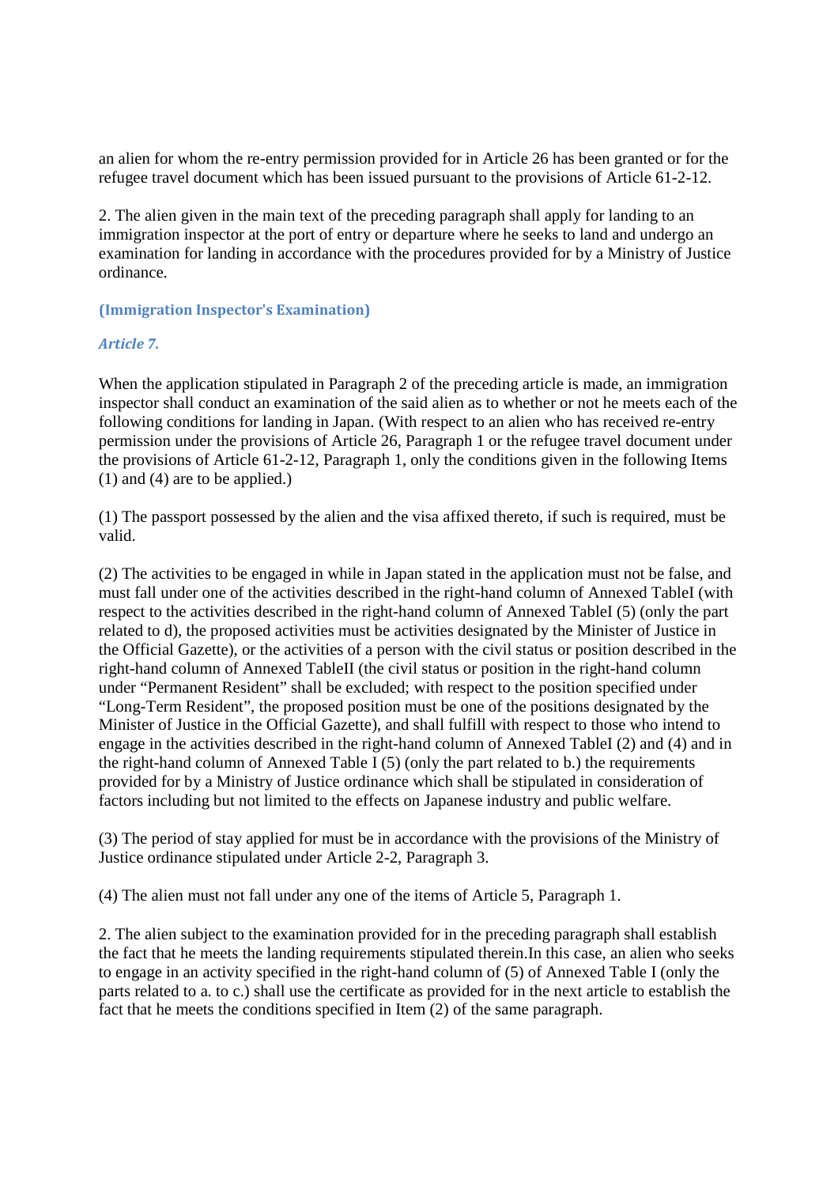an alien for whom the re-entry permission provided for in Article 26 has been granted or for the refugee travel document which has been issued pursuant to the provisions of Article 61-2-12.

2. The alien given in the main text of the preceding paragraph shall apply for landing to an immigration inspector at the port of entry or departure where he seeks to land and undergo an examination for landing in accordance with the procedures provided for by a Ministry of Justice ordinance.

### (Immigration Inspector's Examination)

#### *Article 7.*

When the application stipulated in Paragraph 2 of the preceding article is made, an immigration inspector shall conduct an examination of the said alien as to whether or not he meets each of the following conditions for landing in Japan. (With respect to an alien who has received re-entry permission under the provisions of Article 26, Paragraph 1 or the refugee travel document under the provisions of Article 61-2-12, Paragraph 1, only the conditions given in the following Items (1) and (4) are to be applied.)

(1) The passport possessed by the alien and the visa affixed thereto, if such is required, must be valid.

(2) The activities to be engaged in while in Japan stated in the application must not be false, and must fall under one of the activities described in the right-hand column of Annexed TableI (with respect to the activities described in the right-hand column of Annexed TableI (5) (only the part related to d), the proposed activities must be activities designated by the Minister of Justice in the Official Gazette), or the activities of a person with the civil status or position described in the right-hand column of Annexed TableII (the civil status or position in the right-hand column under "Permanent Resident" shall be excluded; with respect to the position specified under "Long-Term Resident", the proposed position must be one of the positions designated by the Minister of Justice in the Official Gazette), and shall fulfill with respect to those who intend to engage in the activities described in the right-hand column of Annexed TableI (2) and (4) and in the right-hand column of Annexed Table I (5) (only the part related to b.) the requirements provided for by a Ministry of Justice ordinance which shall be stipulated in consideration of factors including but not limited to the effects on Japanese industry and public welfare.

(3) The period of stay applied for must be in accordance with the provisions of the Ministry of Justice ordinance stipulated under Article 2-2, Paragraph 3.

(4) The alien must not fall under any one of the items of Article 5, Paragraph 1.

2. The alien subject to the examination provided for in the preceding paragraph shall establish the fact that he meets the landing requirements stipulated therein.In this case, an alien who seeks to engage in an activity specified in the right-hand column of (5) of Annexed Table I (only the parts related to a. to c.) shall use the certificate as provided for in the next article to establish the fact that he meets the conditions specified in Item (2) of the same paragraph.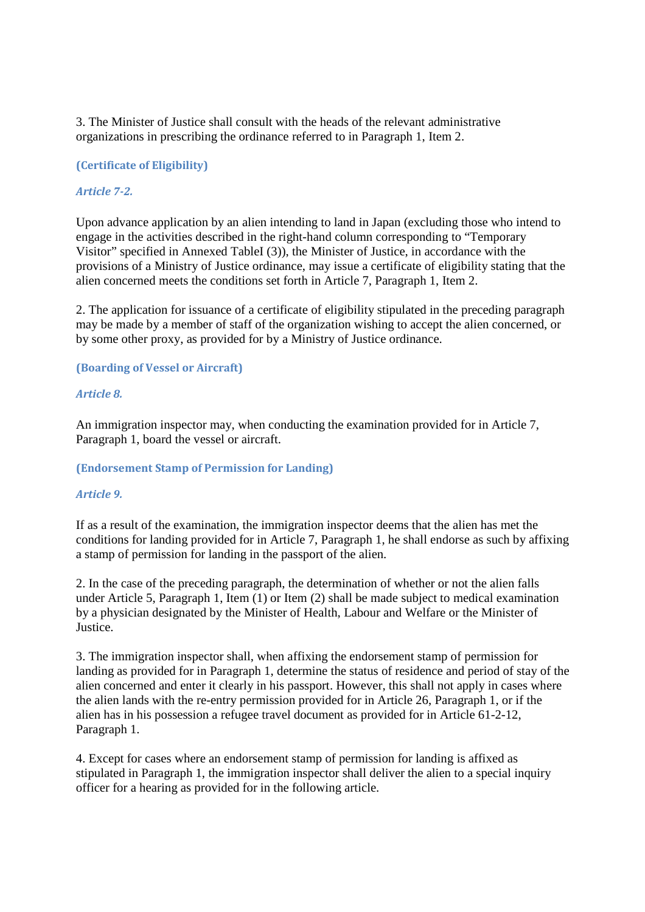3. The Minister of Justice shall consult with the heads of the relevant administrative organizations in prescribing the ordinance referred to in Paragraph 1, Item 2.

**(Certificate of Eligibility)**

***Article 7-2.***

Upon advance application by an alien intending to land in Japan (excluding those who intend to engage in the activities described in the right-hand column corresponding to “Temporary Visitor” specified in Annexed TableI (3)), the Minister of Justice, in accordance with the provisions of a Ministry of Justice ordinance, may issue a certificate of eligibility stating that the alien concerned meets the conditions set forth in Article 7, Paragraph 1, Item 2.

2. The application for issuance of a certificate of eligibility stipulated in the preceding paragraph may be made by a member of staff of the organization wishing to accept the alien concerned, or by some other proxy, as provided for by a Ministry of Justice ordinance.

**(Boarding of Vessel or Aircraft)**

***Article 8.***

An immigration inspector may, when conducting the examination provided for in Article 7, Paragraph 1, board the vessel or aircraft.

**(Endorsement Stamp of Permission for Landing)**

***Article 9.***

If as a result of the examination, the immigration inspector deems that the alien has met the conditions for landing provided for in Article 7, Paragraph 1, he shall endorse as such by affixing a stamp of permission for landing in the passport of the alien.

2. In the case of the preceding paragraph, the determination of whether or not the alien falls under Article 5, Paragraph 1, Item (1) or Item (2) shall be made subject to medical examination by a physician designated by the Minister of Health, Labour and Welfare or the Minister of Justice.

3. The immigration inspector shall, when affixing the endorsement stamp of permission for landing as provided for in Paragraph 1, determine the status of residence and period of stay of the alien concerned and enter it clearly in his passport. However, this shall not apply in cases where the alien lands with the re-entry permission provided for in Article 26, Paragraph 1, or if the alien has in his possession a refugee travel document as provided for in Article 61-2-12, Paragraph 1.

4. Except for cases where an endorsement stamp of permission for landing is affixed as stipulated in Paragraph 1, the immigration inspector shall deliver the alien to a special inquiry officer for a hearing as provided for in the following article.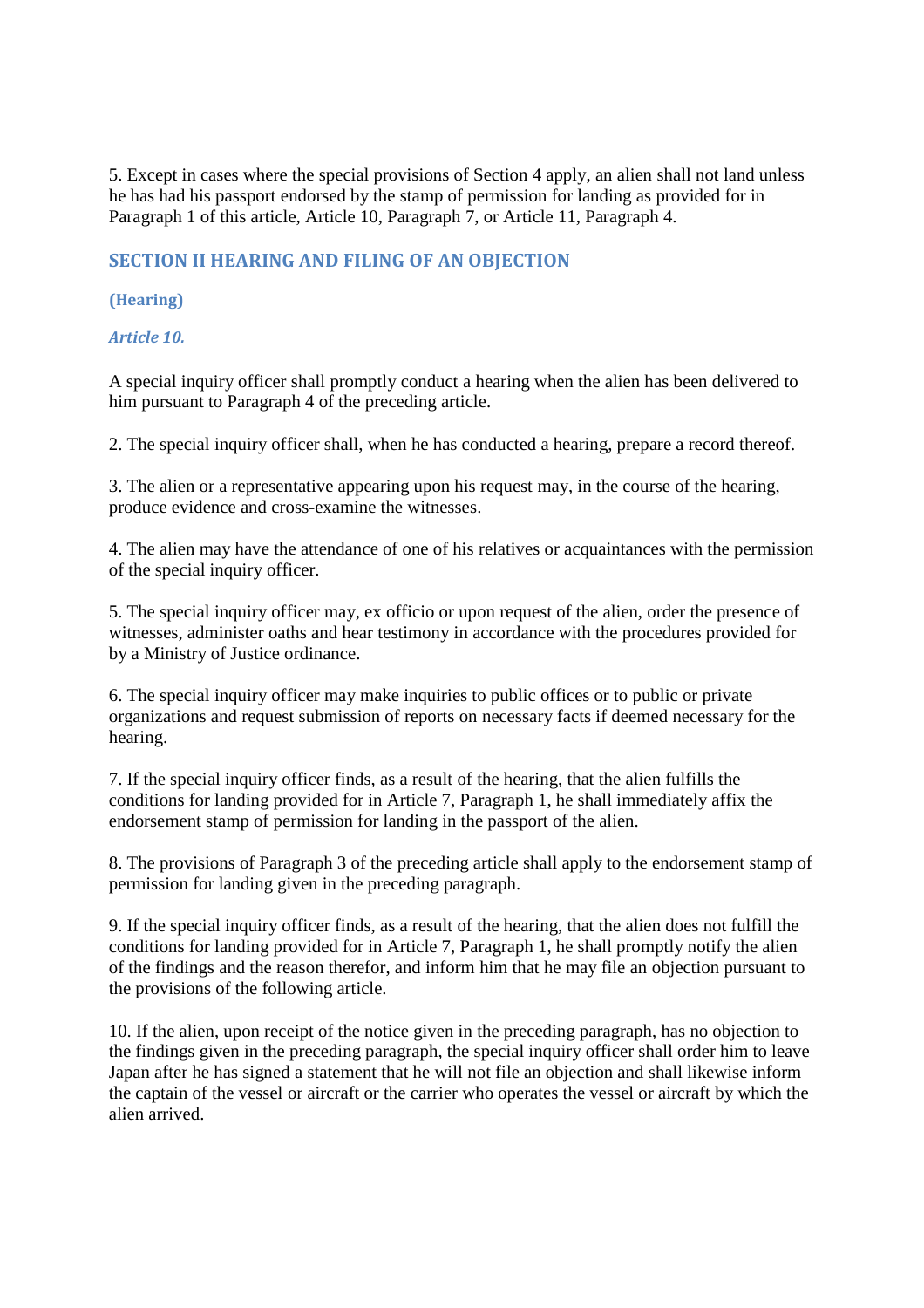5. Except in cases where the special provisions of Section 4 apply, an alien shall not land unless he has had his passport endorsed by the stamp of permission for landing as provided for in Paragraph 1 of this article, Article 10, Paragraph 7, or Article 11, Paragraph 4.

## SECTION II HEARING AND FILING OF AN OBJECTION

### (Hearing)

#### *Article 10.*

A special inquiry officer shall promptly conduct a hearing when the alien has been delivered to him pursuant to Paragraph 4 of the preceding article.

2. The special inquiry officer shall, when he has conducted a hearing, prepare a record thereof.

3. The alien or a representative appearing upon his request may, in the course of the hearing, produce evidence and cross-examine the witnesses.

4. The alien may have the attendance of one of his relatives or acquaintances with the permission of the special inquiry officer.

5. The special inquiry officer may, ex officio or upon request of the alien, order the presence of witnesses, administer oaths and hear testimony in accordance with the procedures provided for by a Ministry of Justice ordinance.

6. The special inquiry officer may make inquiries to public offices or to public or private organizations and request submission of reports on necessary facts if deemed necessary for the hearing.

7. If the special inquiry officer finds, as a result of the hearing, that the alien fulfills the conditions for landing provided for in Article 7, Paragraph 1, he shall immediately affix the endorsement stamp of permission for landing in the passport of the alien.

8. The provisions of Paragraph 3 of the preceding article shall apply to the endorsement stamp of permission for landing given in the preceding paragraph.

9. If the special inquiry officer finds, as a result of the hearing, that the alien does not fulfill the conditions for landing provided for in Article 7, Paragraph 1, he shall promptly notify the alien of the findings and the reason therefor, and inform him that he may file an objection pursuant to the provisions of the following article.

10. If the alien, upon receipt of the notice given in the preceding paragraph, has no objection to the findings given in the preceding paragraph, the special inquiry officer shall order him to leave Japan after he has signed a statement that he will not file an objection and shall likewise inform the captain of the vessel or aircraft or the carrier who operates the vessel or aircraft by which the alien arrived.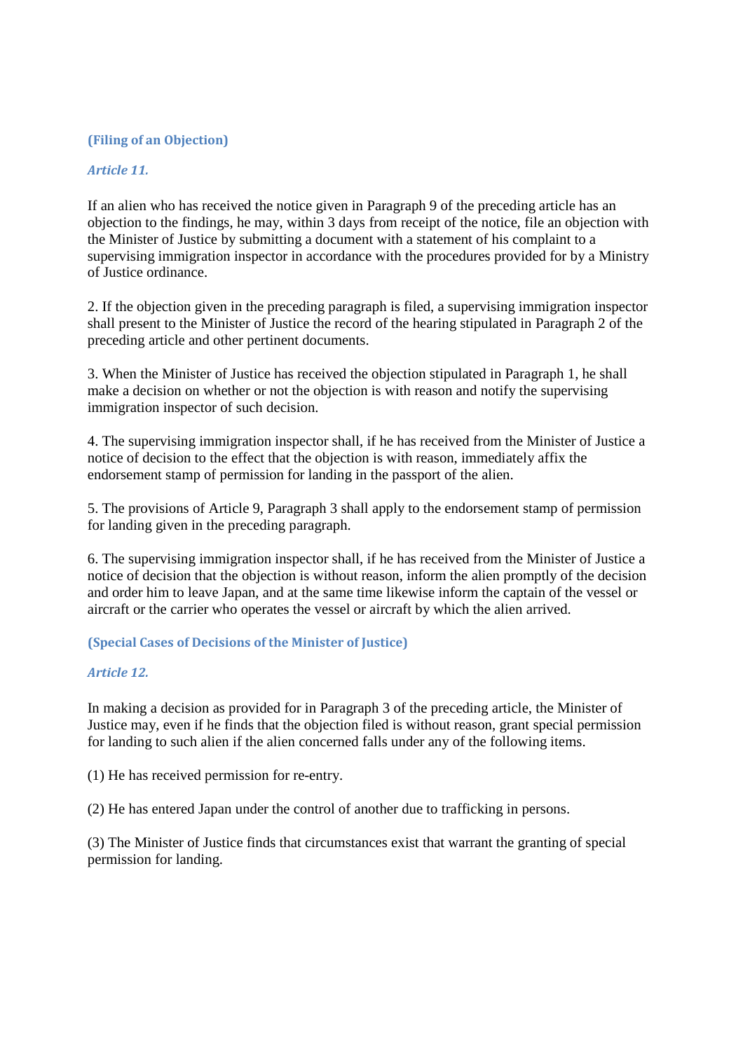**(Filing of an Objection)**

***Article 11.***

If an alien who has received the notice given in Paragraph 9 of the preceding article has an objection to the findings, he may, within 3 days from receipt of the notice, file an objection with the Minister of Justice by submitting a document with a statement of his complaint to a supervising immigration inspector in accordance with the procedures provided for by a Ministry of Justice ordinance.

2. If the objection given in the preceding paragraph is filed, a supervising immigration inspector shall present to the Minister of Justice the record of the hearing stipulated in Paragraph 2 of the preceding article and other pertinent documents.

3. When the Minister of Justice has received the objection stipulated in Paragraph 1, he shall make a decision on whether or not the objection is with reason and notify the supervising immigration inspector of such decision.

4. The supervising immigration inspector shall, if he has received from the Minister of Justice a notice of decision to the effect that the objection is with reason, immediately affix the endorsement stamp of permission for landing in the passport of the alien.

5. The provisions of Article 9, Paragraph 3 shall apply to the endorsement stamp of permission for landing given in the preceding paragraph.

6. The supervising immigration inspector shall, if he has received from the Minister of Justice a notice of decision that the objection is without reason, inform the alien promptly of the decision and order him to leave Japan, and at the same time likewise inform the captain of the vessel or aircraft or the carrier who operates the vessel or aircraft by which the alien arrived.

**(Special Cases of Decisions of the Minister of Justice)**

***Article 12.***

In making a decision as provided for in Paragraph 3 of the preceding article, the Minister of Justice may, even if he finds that the objection filed is without reason, grant special permission for landing to such alien if the alien concerned falls under any of the following items.

(1) He has received permission for re-entry.

(2) He has entered Japan under the control of another due to trafficking in persons.

(3) The Minister of Justice finds that circumstances exist that warrant the granting of special permission for landing.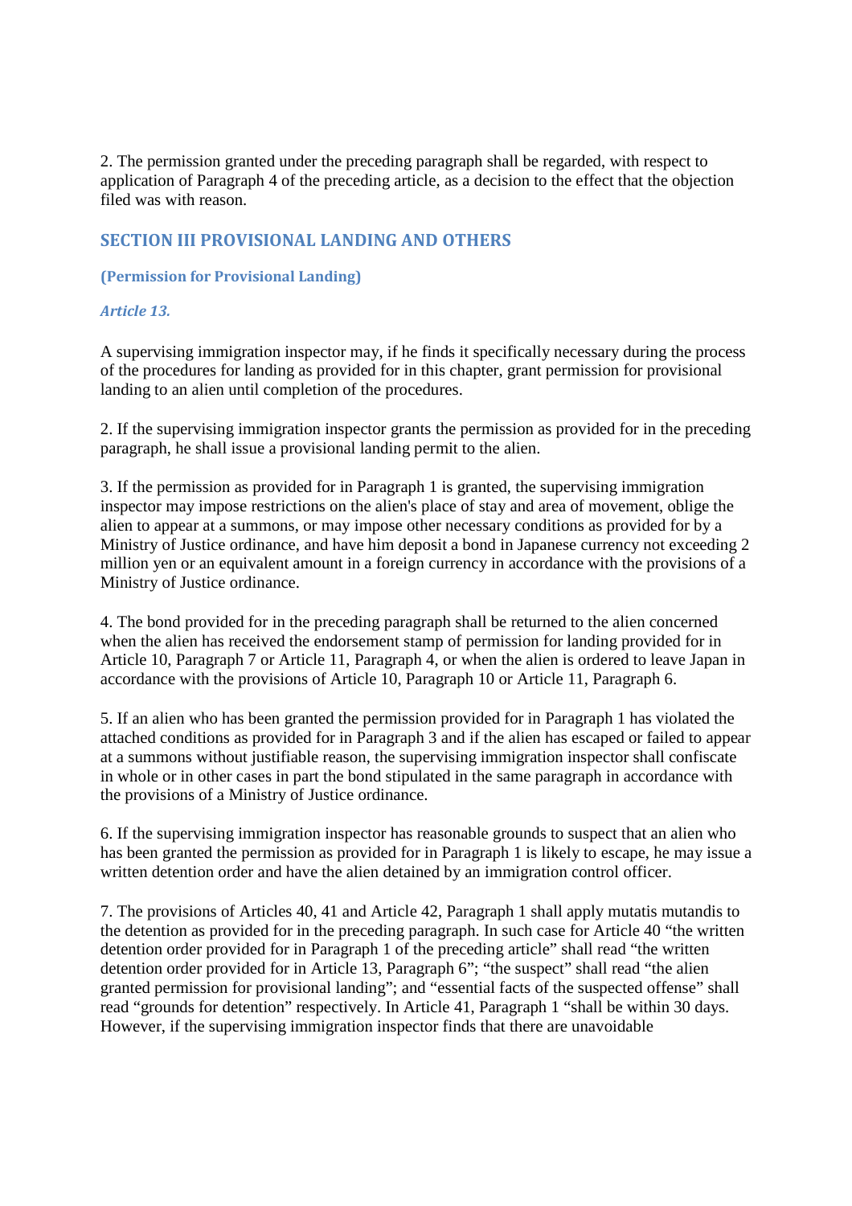2. The permission granted under the preceding paragraph shall be regarded, with respect to application of Paragraph 4 of the preceding article, as a decision to the effect that the objection filed was with reason.

## SECTION III PROVISIONAL LANDING AND OTHERS

### (Permission for Provisional Landing)

*Article 13.*

A supervising immigration inspector may, if he finds it specifically necessary during the process of the procedures for landing as provided for in this chapter, grant permission for provisional landing to an alien until completion of the procedures.

2. If the supervising immigration inspector grants the permission as provided for in the preceding paragraph, he shall issue a provisional landing permit to the alien.

3. If the permission as provided for in Paragraph 1 is granted, the supervising immigration inspector may impose restrictions on the alien's place of stay and area of movement, oblige the alien to appear at a summons, or may impose other necessary conditions as provided for by a Ministry of Justice ordinance, and have him deposit a bond in Japanese currency not exceeding 2 million yen or an equivalent amount in a foreign currency in accordance with the provisions of a Ministry of Justice ordinance.

4. The bond provided for in the preceding paragraph shall be returned to the alien concerned when the alien has received the endorsement stamp of permission for landing provided for in Article 10, Paragraph 7 or Article 11, Paragraph 4, or when the alien is ordered to leave Japan in accordance with the provisions of Article 10, Paragraph 10 or Article 11, Paragraph 6.

5. If an alien who has been granted the permission provided for in Paragraph 1 has violated the attached conditions as provided for in Paragraph 3 and if the alien has escaped or failed to appear at a summons without justifiable reason, the supervising immigration inspector shall confiscate in whole or in other cases in part the bond stipulated in the same paragraph in accordance with the provisions of a Ministry of Justice ordinance.

6. If the supervising immigration inspector has reasonable grounds to suspect that an alien who has been granted the permission as provided for in Paragraph 1 is likely to escape, he may issue a written detention order and have the alien detained by an immigration control officer.

7. The provisions of Articles 40, 41 and Article 42, Paragraph 1 shall apply mutatis mutandis to the detention as provided for in the preceding paragraph. In such case for Article 40 "the written detention order provided for in Paragraph 1 of the preceding article" shall read "the written detention order provided for in Article 13, Paragraph 6"; "the suspect" shall read "the alien granted permission for provisional landing"; and "essential facts of the suspected offense" shall read "grounds for detention" respectively. In Article 41, Paragraph 1 "shall be within 30 days. However, if the supervising immigration inspector finds that there are unavoidable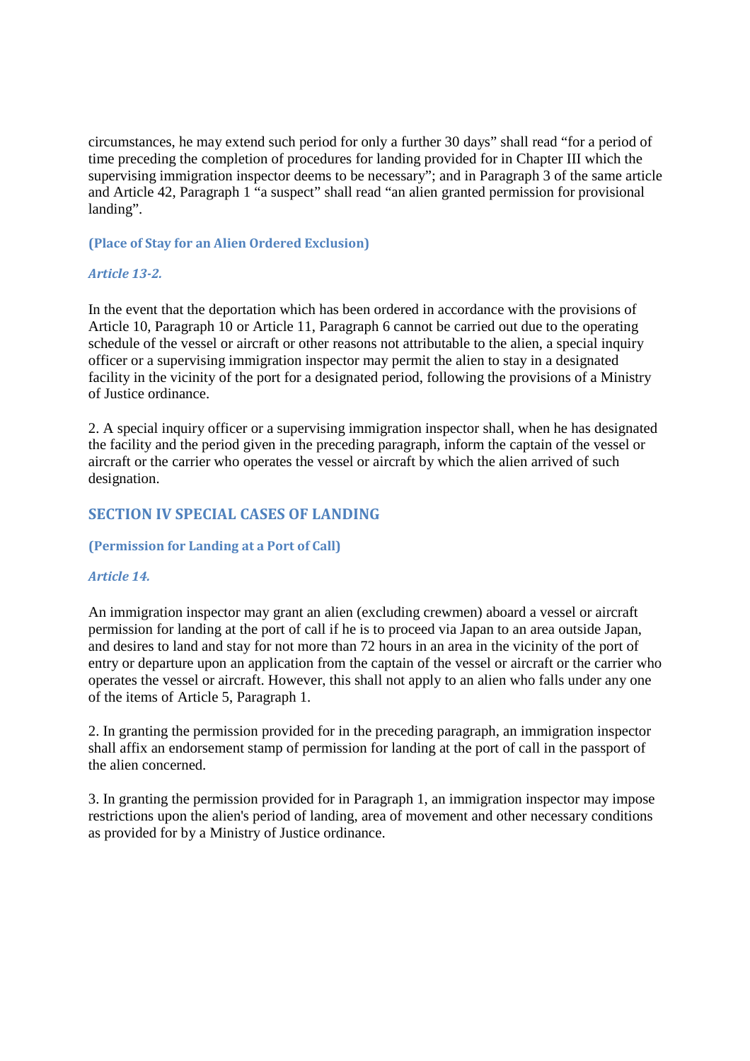circumstances, he may extend such period for only a further 30 days" shall read "for a period of time preceding the completion of procedures for landing provided for in Chapter III which the supervising immigration inspector deems to be necessary"; and in Paragraph 3 of the same article and Article 42, Paragraph 1 "a suspect" shall read "an alien granted permission for provisional landing".

#### (Place of Stay for an Alien Ordered Exclusion)

##### *Article 13-2.*

In the event that the deportation which has been ordered in accordance with the provisions of Article 10, Paragraph 10 or Article 11, Paragraph 6 cannot be carried out due to the operating schedule of the vessel or aircraft or other reasons not attributable to the alien, a special inquiry officer or a supervising immigration inspector may permit the alien to stay in a designated facility in the vicinity of the port for a designated period, following the provisions of a Ministry of Justice ordinance.

2. A special inquiry officer or a supervising immigration inspector shall, when he has designated the facility and the period given in the preceding paragraph, inform the captain of the vessel or aircraft or the carrier who operates the vessel or aircraft by which the alien arrived of such designation.

### SECTION IV SPECIAL CASES OF LANDING

#### (Permission for Landing at a Port of Call)

##### *Article 14.*

An immigration inspector may grant an alien (excluding crewmen) aboard a vessel or aircraft permission for landing at the port of call if he is to proceed via Japan to an area outside Japan, and desires to land and stay for not more than 72 hours in an area in the vicinity of the port of entry or departure upon an application from the captain of the vessel or aircraft or the carrier who operates the vessel or aircraft. However, this shall not apply to an alien who falls under any one of the items of Article 5, Paragraph 1.

2. In granting the permission provided for in the preceding paragraph, an immigration inspector shall affix an endorsement stamp of permission for landing at the port of call in the passport of the alien concerned.

3. In granting the permission provided for in Paragraph 1, an immigration inspector may impose restrictions upon the alien's period of landing, area of movement and other necessary conditions as provided for by a Ministry of Justice ordinance.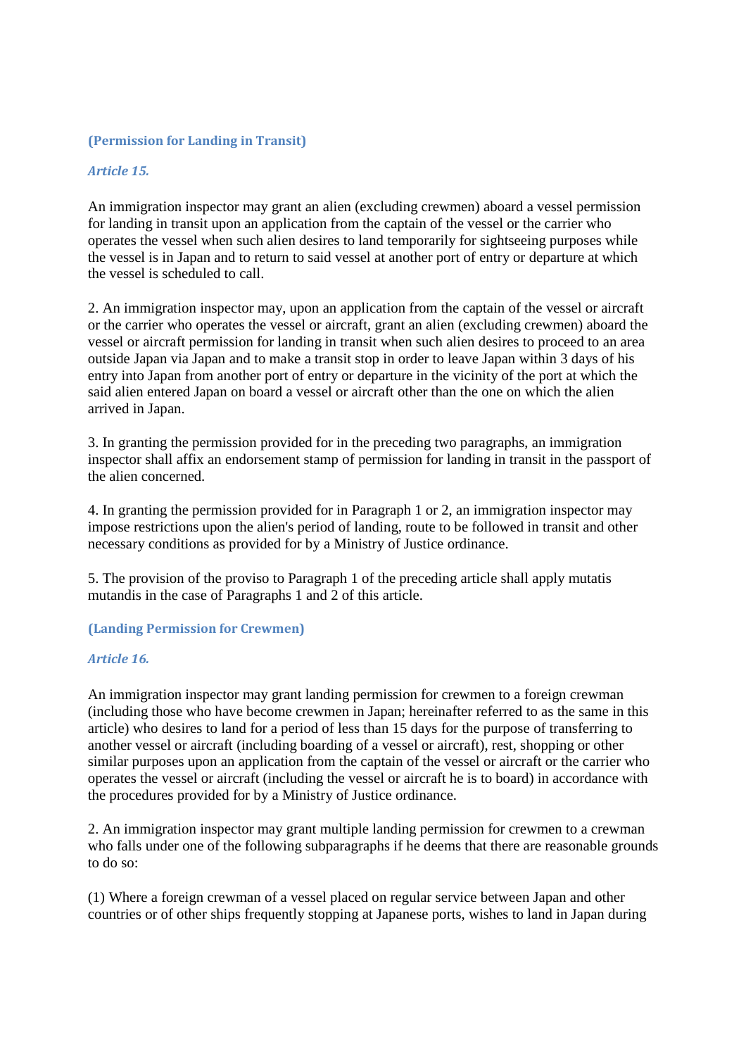**(Permission for Landing in Transit)**

***Article 15.***

An immigration inspector may grant an alien (excluding crewmen) aboard a vessel permission for landing in transit upon an application from the captain of the vessel or the carrier who operates the vessel when such alien desires to land temporarily for sightseeing purposes while the vessel is in Japan and to return to said vessel at another port of entry or departure at which the vessel is scheduled to call.

2. An immigration inspector may, upon an application from the captain of the vessel or aircraft or the carrier who operates the vessel or aircraft, grant an alien (excluding crewmen) aboard the vessel or aircraft permission for landing in transit when such alien desires to proceed to an area outside Japan via Japan and to make a transit stop in order to leave Japan within 3 days of his entry into Japan from another port of entry or departure in the vicinity of the port at which the said alien entered Japan on board a vessel or aircraft other than the one on which the alien arrived in Japan.

3. In granting the permission provided for in the preceding two paragraphs, an immigration inspector shall affix an endorsement stamp of permission for landing in transit in the passport of the alien concerned.

4. In granting the permission provided for in Paragraph 1 or 2, an immigration inspector may impose restrictions upon the alien's period of landing, route to be followed in transit and other necessary conditions as provided for by a Ministry of Justice ordinance.

5. The provision of the proviso to Paragraph 1 of the preceding article shall apply mutatis mutandis in the case of Paragraphs 1 and 2 of this article.

**(Landing Permission for Crewmen)**

***Article 16.***

An immigration inspector may grant landing permission for crewmen to a foreign crewman (including those who have become crewmen in Japan; hereinafter referred to as the same in this article) who desires to land for a period of less than 15 days for the purpose of transferring to another vessel or aircraft (including boarding of a vessel or aircraft), rest, shopping or other similar purposes upon an application from the captain of the vessel or aircraft or the carrier who operates the vessel or aircraft (including the vessel or aircraft he is to board) in accordance with the procedures provided for by a Ministry of Justice ordinance.

2. An immigration inspector may grant multiple landing permission for crewmen to a crewman who falls under one of the following subparagraphs if he deems that there are reasonable grounds to do so:

(1) Where a foreign crewman of a vessel placed on regular service between Japan and other countries or of other ships frequently stopping at Japanese ports, wishes to land in Japan during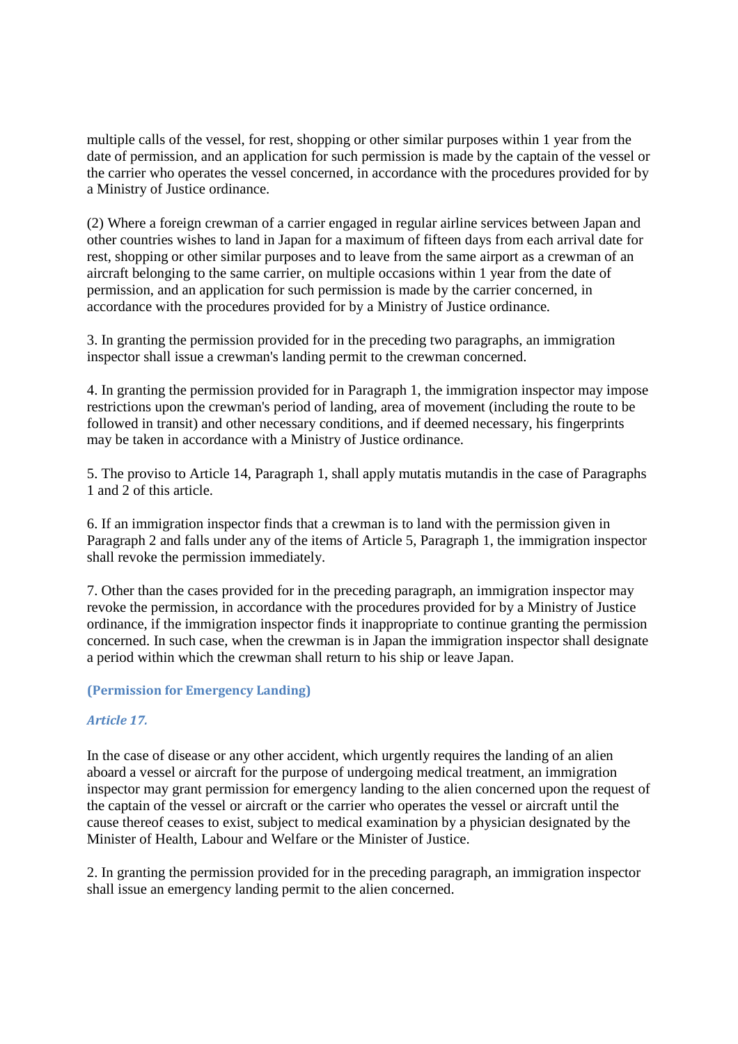multiple calls of the vessel, for rest, shopping or other similar purposes within 1 year from the date of permission, and an application for such permission is made by the captain of the vessel or the carrier who operates the vessel concerned, in accordance with the procedures provided for by a Ministry of Justice ordinance.

(2) Where a foreign crewman of a carrier engaged in regular airline services between Japan and other countries wishes to land in Japan for a maximum of fifteen days from each arrival date for rest, shopping or other similar purposes and to leave from the same airport as a crewman of an aircraft belonging to the same carrier, on multiple occasions within 1 year from the date of permission, and an application for such permission is made by the carrier concerned, in accordance with the procedures provided for by a Ministry of Justice ordinance.

3. In granting the permission provided for in the preceding two paragraphs, an immigration inspector shall issue a crewman's landing permit to the crewman concerned.

4. In granting the permission provided for in Paragraph 1, the immigration inspector may impose restrictions upon the crewman's period of landing, area of movement (including the route to be followed in transit) and other necessary conditions, and if deemed necessary, his fingerprints may be taken in accordance with a Ministry of Justice ordinance.

5. The proviso to Article 14, Paragraph 1, shall apply mutatis mutandis in the case of Paragraphs 1 and 2 of this article.

6. If an immigration inspector finds that a crewman is to land with the permission given in Paragraph 2 and falls under any of the items of Article 5, Paragraph 1, the immigration inspector shall revoke the permission immediately.

7. Other than the cases provided for in the preceding paragraph, an immigration inspector may revoke the permission, in accordance with the procedures provided for by a Ministry of Justice ordinance, if the immigration inspector finds it inappropriate to continue granting the permission concerned. In such case, when the crewman is in Japan the immigration inspector shall designate a period within which the crewman shall return to his ship or leave Japan.

**(Permission for Emergency Landing)**

***Article 17.***

In the case of disease or any other accident, which urgently requires the landing of an alien aboard a vessel or aircraft for the purpose of undergoing medical treatment, an immigration inspector may grant permission for emergency landing to the alien concerned upon the request of the captain of the vessel or aircraft or the carrier who operates the vessel or aircraft until the cause thereof ceases to exist, subject to medical examination by a physician designated by the Minister of Health, Labour and Welfare or the Minister of Justice.

2. In granting the permission provided for in the preceding paragraph, an immigration inspector shall issue an emergency landing permit to the alien concerned.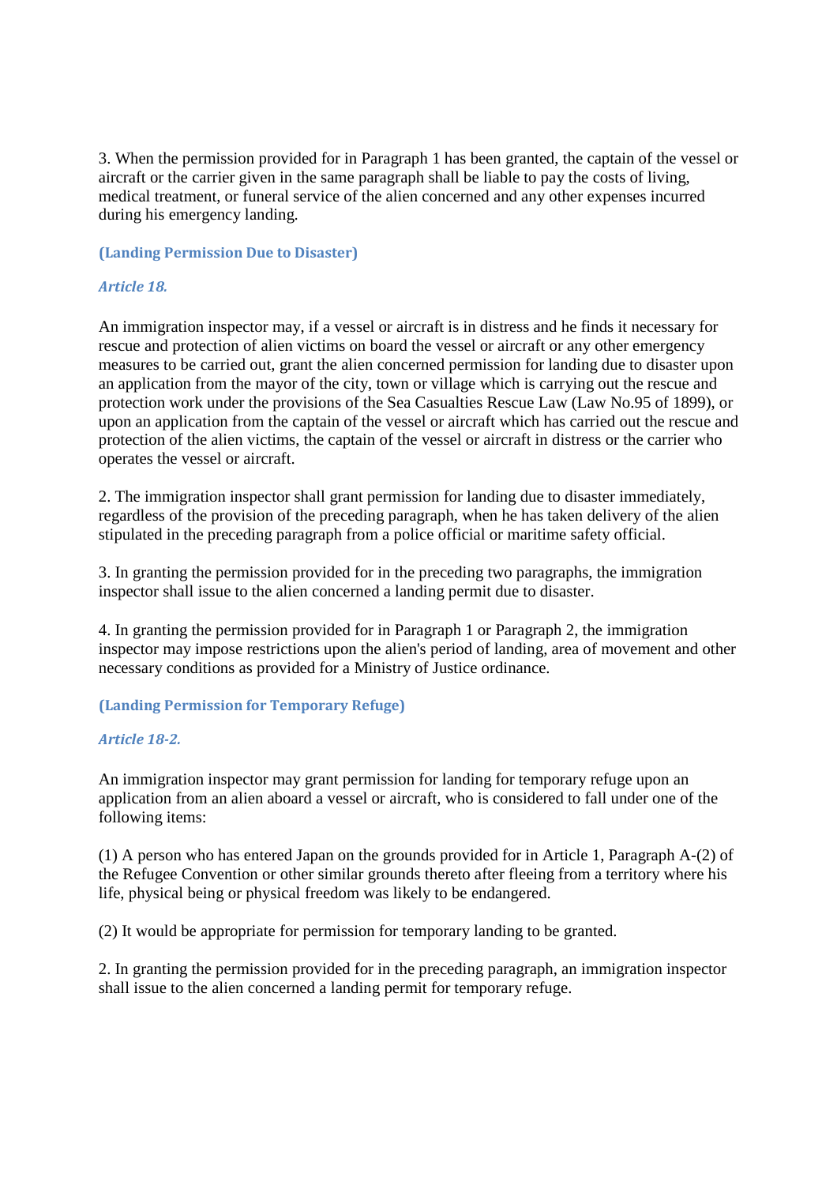3. When the permission provided for in Paragraph 1 has been granted, the captain of the vessel or aircraft or the carrier given in the same paragraph shall be liable to pay the costs of living, medical treatment, or funeral service of the alien concerned and any other expenses incurred during his emergency landing.

**(Landing Permission Due to Disaster)**

***Article 18.***

An immigration inspector may, if a vessel or aircraft is in distress and he finds it necessary for rescue and protection of alien victims on board the vessel or aircraft or any other emergency measures to be carried out, grant the alien concerned permission for landing due to disaster upon an application from the mayor of the city, town or village which is carrying out the rescue and protection work under the provisions of the Sea Casualties Rescue Law (Law No.95 of 1899), or upon an application from the captain of the vessel or aircraft which has carried out the rescue and protection of the alien victims, the captain of the vessel or aircraft in distress or the carrier who operates the vessel or aircraft.

2. The immigration inspector shall grant permission for landing due to disaster immediately, regardless of the provision of the preceding paragraph, when he has taken delivery of the alien stipulated in the preceding paragraph from a police official or maritime safety official.

3. In granting the permission provided for in the preceding two paragraphs, the immigration inspector shall issue to the alien concerned a landing permit due to disaster.

4. In granting the permission provided for in Paragraph 1 or Paragraph 2, the immigration inspector may impose restrictions upon the alien's period of landing, area of movement and other necessary conditions as provided for a Ministry of Justice ordinance.

**(Landing Permission for Temporary Refuge)**

***Article 18-2.***

An immigration inspector may grant permission for landing for temporary refuge upon an application from an alien aboard a vessel or aircraft, who is considered to fall under one of the following items:

(1) A person who has entered Japan on the grounds provided for in Article 1, Paragraph A-(2) of the Refugee Convention or other similar grounds thereto after fleeing from a territory where his life, physical being or physical freedom was likely to be endangered.

(2) It would be appropriate for permission for temporary landing to be granted.

2. In granting the permission provided for in the preceding paragraph, an immigration inspector shall issue to the alien concerned a landing permit for temporary refuge.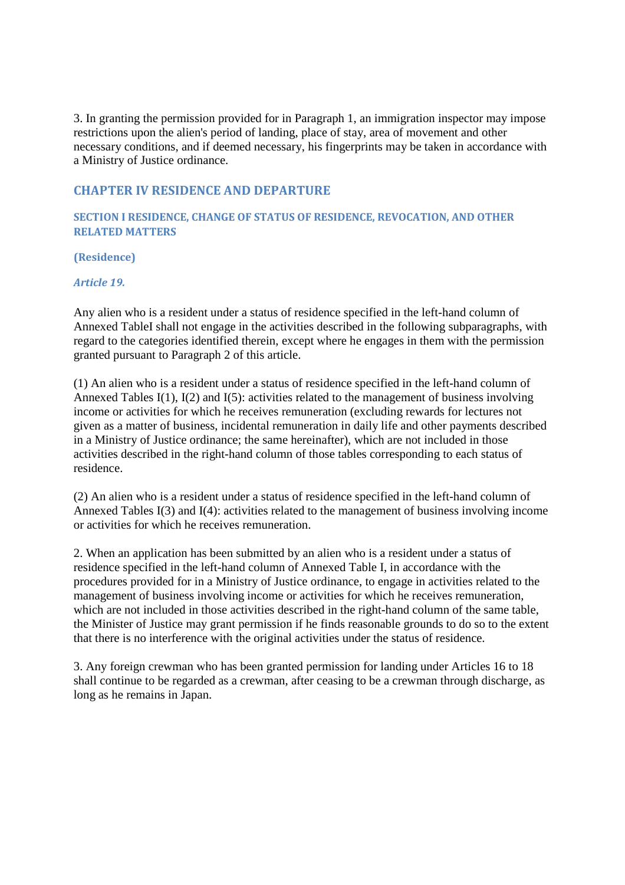3. In granting the permission provided for in Paragraph 1, an immigration inspector may impose restrictions upon the alien's period of landing, place of stay, area of movement and other necessary conditions, and if deemed necessary, his fingerprints may be taken in accordance with a Ministry of Justice ordinance.

## CHAPTER IV RESIDENCE AND DEPARTURE

### SECTION I RESIDENCE, CHANGE OF STATUS OF RESIDENCE, REVOCATION, AND OTHER RELATED MATTERS

#### (Residence)

***Article 19.***

Any alien who is a resident under a status of residence specified in the left-hand column of Annexed TableI shall not engage in the activities described in the following subparagraphs, with regard to the categories identified therein, except where he engages in them with the permission granted pursuant to Paragraph 2 of this article.

(1) An alien who is a resident under a status of residence specified in the left-hand column of Annexed Tables I(1), I(2) and I(5): activities related to the management of business involving income or activities for which he receives remuneration (excluding rewards for lectures not given as a matter of business, incidental remuneration in daily life and other payments described in a Ministry of Justice ordinance; the same hereinafter), which are not included in those activities described in the right-hand column of those tables corresponding to each status of residence.

(2) An alien who is a resident under a status of residence specified in the left-hand column of Annexed Tables I(3) and I(4): activities related to the management of business involving income or activities for which he receives remuneration.

2. When an application has been submitted by an alien who is a resident under a status of residence specified in the left-hand column of Annexed Table I, in accordance with the procedures provided for in a Ministry of Justice ordinance, to engage in activities related to the management of business involving income or activities for which he receives remuneration, which are not included in those activities described in the right-hand column of the same table, the Minister of Justice may grant permission if he finds reasonable grounds to do so to the extent that there is no interference with the original activities under the status of residence.

3. Any foreign crewman who has been granted permission for landing under Articles 16 to 18 shall continue to be regarded as a crewman, after ceasing to be a crewman through discharge, as long as he remains in Japan.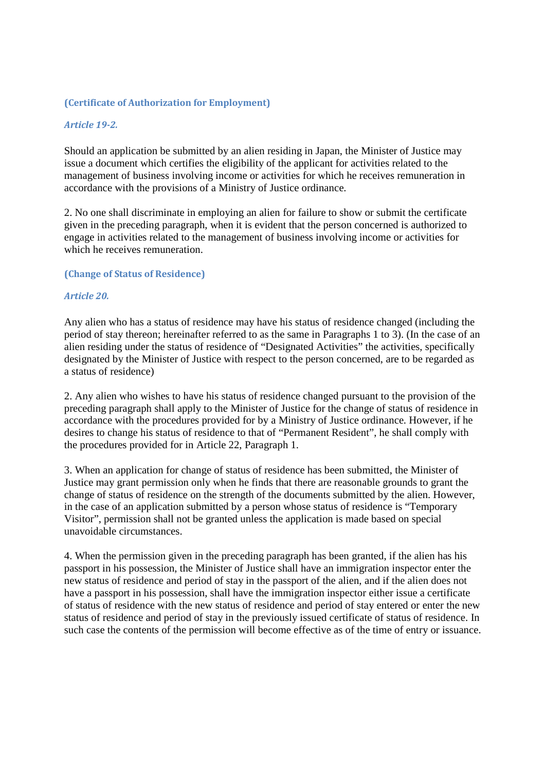**(Certificate of Authorization for Employment)**

***Article 19-2.***

Should an application be submitted by an alien residing in Japan, the Minister of Justice may issue a document which certifies the eligibility of the applicant for activities related to the management of business involving income or activities for which he receives remuneration in accordance with the provisions of a Ministry of Justice ordinance.

2. No one shall discriminate in employing an alien for failure to show or submit the certificate given in the preceding paragraph, when it is evident that the person concerned is authorized to engage in activities related to the management of business involving income or activities for which he receives remuneration.

**(Change of Status of Residence)**

***Article 20.***

Any alien who has a status of residence may have his status of residence changed (including the period of stay thereon; hereinafter referred to as the same in Paragraphs 1 to 3). (In the case of an alien residing under the status of residence of "Designated Activities" the activities, specifically designated by the Minister of Justice with respect to the person concerned, are to be regarded as a status of residence)

2. Any alien who wishes to have his status of residence changed pursuant to the provision of the preceding paragraph shall apply to the Minister of Justice for the change of status of residence in accordance with the procedures provided for by a Ministry of Justice ordinance. However, if he desires to change his status of residence to that of "Permanent Resident", he shall comply with the procedures provided for in Article 22, Paragraph 1.

3. When an application for change of status of residence has been submitted, the Minister of Justice may grant permission only when he finds that there are reasonable grounds to grant the change of status of residence on the strength of the documents submitted by the alien. However, in the case of an application submitted by a person whose status of residence is "Temporary Visitor", permission shall not be granted unless the application is made based on special unavoidable circumstances.

4. When the permission given in the preceding paragraph has been granted, if the alien has his passport in his possession, the Minister of Justice shall have an immigration inspector enter the new status of residence and period of stay in the passport of the alien, and if the alien does not have a passport in his possession, shall have the immigration inspector either issue a certificate of status of residence with the new status of residence and period of stay entered or enter the new status of residence and period of stay in the previously issued certificate of status of residence. In such case the contents of the permission will become effective as of the time of entry or issuance.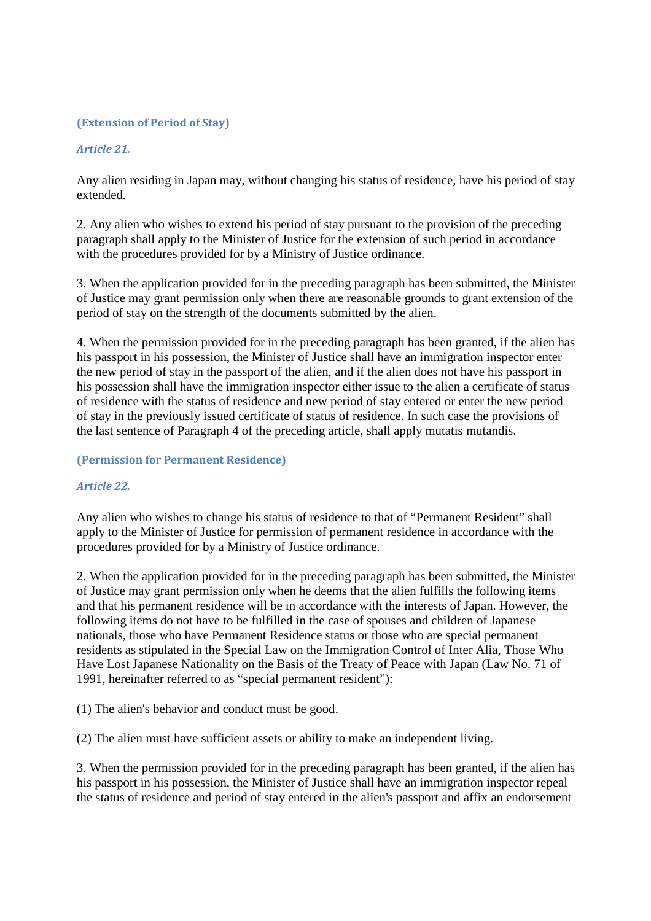**(Extension of Period of Stay)**

***Article 21.***

Any alien residing in Japan may, without changing his status of residence, have his period of stay extended.

2. Any alien who wishes to extend his period of stay pursuant to the provision of the preceding paragraph shall apply to the Minister of Justice for the extension of such period in accordance with the procedures provided for by a Ministry of Justice ordinance.

3. When the application provided for in the preceding paragraph has been submitted, the Minister of Justice may grant permission only when there are reasonable grounds to grant extension of the period of stay on the strength of the documents submitted by the alien.

4. When the permission provided for in the preceding paragraph has been granted, if the alien has his passport in his possession, the Minister of Justice shall have an immigration inspector enter the new period of stay in the passport of the alien, and if the alien does not have his passport in his possession shall have the immigration inspector either issue to the alien a certificate of status of residence with the status of residence and new period of stay entered or enter the new period of stay in the previously issued certificate of status of residence. In such case the provisions of the last sentence of Paragraph 4 of the preceding article, shall apply mutatis mutandis.

**(Permission for Permanent Residence)**

***Article 22.***

Any alien who wishes to change his status of residence to that of “Permanent Resident” shall apply to the Minister of Justice for permission of permanent residence in accordance with the procedures provided for by a Ministry of Justice ordinance.

2. When the application provided for in the preceding paragraph has been submitted, the Minister of Justice may grant permission only when he deems that the alien fulfills the following items and that his permanent residence will be in accordance with the interests of Japan. However, the following items do not have to be fulfilled in the case of spouses and children of Japanese nationals, those who have Permanent Residence status or those who are special permanent residents as stipulated in the Special Law on the Immigration Control of Inter Alia, Those Who Have Lost Japanese Nationality on the Basis of the Treaty of Peace with Japan (Law No. 71 of 1991, hereinafter referred to as “special permanent resident”):

(1) The alien's behavior and conduct must be good.

(2) The alien must have sufficient assets or ability to make an independent living.

3. When the permission provided for in the preceding paragraph has been granted, if the alien has his passport in his possession, the Minister of Justice shall have an immigration inspector repeal the status of residence and period of stay entered in the alien's passport and affix an endorsement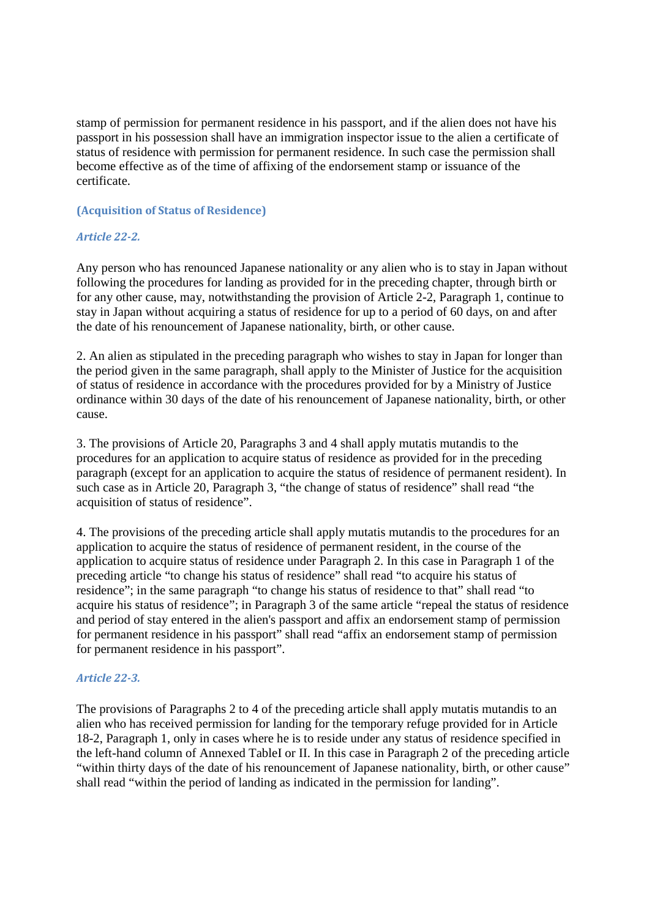stamp of permission for permanent residence in his passport, and if the alien does not have his passport in his possession shall have an immigration inspector issue to the alien a certificate of status of residence with permission for permanent residence. In such case the permission shall become effective as of the time of affixing of the endorsement stamp or issuance of the certificate.

### (Acquisition of Status of Residence)

#### *Article 22-2.*

Any person who has renounced Japanese nationality or any alien who is to stay in Japan without following the procedures for landing as provided for in the preceding chapter, through birth or for any other cause, may, notwithstanding the provision of Article 2-2, Paragraph 1, continue to stay in Japan without acquiring a status of residence for up to a period of 60 days, on and after the date of his renouncement of Japanese nationality, birth, or other cause.

2. An alien as stipulated in the preceding paragraph who wishes to stay in Japan for longer than the period given in the same paragraph, shall apply to the Minister of Justice for the acquisition of status of residence in accordance with the procedures provided for by a Ministry of Justice ordinance within 30 days of the date of his renouncement of Japanese nationality, birth, or other cause.

3. The provisions of Article 20, Paragraphs 3 and 4 shall apply mutatis mutandis to the procedures for an application to acquire status of residence as provided for in the preceding paragraph (except for an application to acquire the status of residence of permanent resident). In such case as in Article 20, Paragraph 3, "the change of status of residence" shall read "the acquisition of status of residence".

4. The provisions of the preceding article shall apply mutatis mutandis to the procedures for an application to acquire the status of residence of permanent resident, in the course of the application to acquire status of residence under Paragraph 2. In this case in Paragraph 1 of the preceding article "to change his status of residence" shall read "to acquire his status of residence"; in the same paragraph "to change his status of residence to that" shall read "to acquire his status of residence"; in Paragraph 3 of the same article "repeal the status of residence and period of stay entered in the alien's passport and affix an endorsement stamp of permission for permanent residence in his passport" shall read "affix an endorsement stamp of permission for permanent residence in his passport".

#### *Article 22-3.*

The provisions of Paragraphs 2 to 4 of the preceding article shall apply mutatis mutandis to an alien who has received permission for landing for the temporary refuge provided for in Article 18-2, Paragraph 1, only in cases where he is to reside under any status of residence specified in the left-hand column of Annexed TableI or II. In this case in Paragraph 2 of the preceding article "within thirty days of the date of his renouncement of Japanese nationality, birth, or other cause" shall read "within the period of landing as indicated in the permission for landing".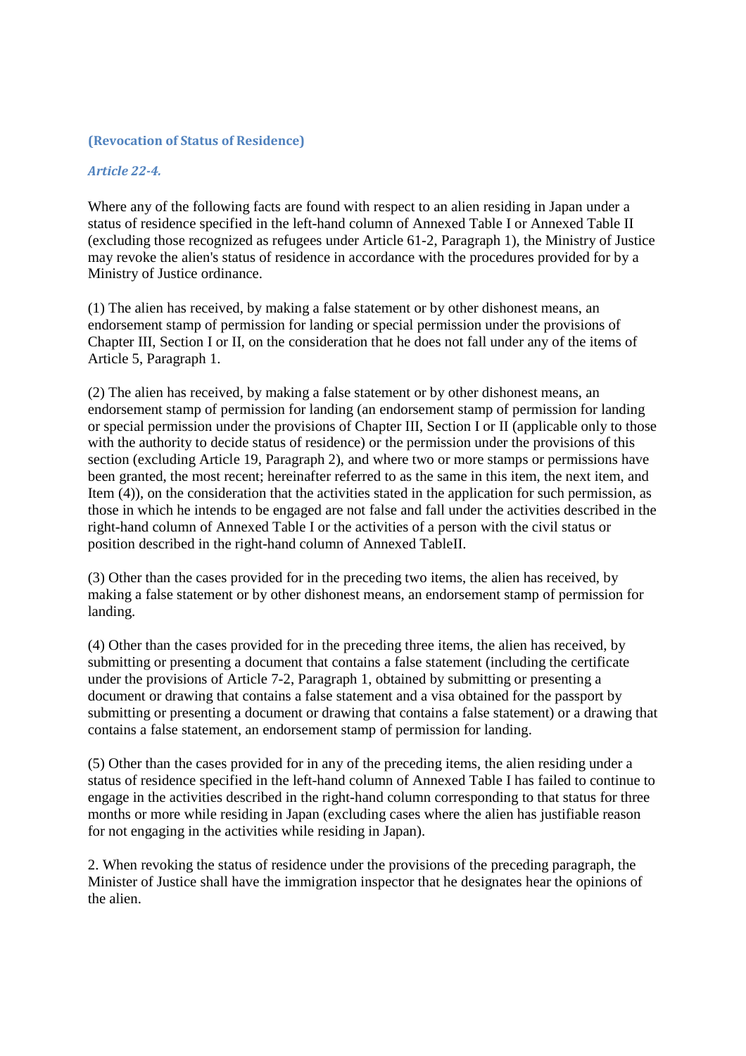**(Revocation of Status of Residence)**

***Article 22-4.***

Where any of the following facts are found with respect to an alien residing in Japan under a status of residence specified in the left-hand column of Annexed Table I or Annexed Table II (excluding those recognized as refugees under Article 61-2, Paragraph 1), the Ministry of Justice may revoke the alien's status of residence in accordance with the procedures provided for by a Ministry of Justice ordinance.

(1) The alien has received, by making a false statement or by other dishonest means, an endorsement stamp of permission for landing or special permission under the provisions of Chapter III, Section I or II, on the consideration that he does not fall under any of the items of Article 5, Paragraph 1.

(2) The alien has received, by making a false statement or by other dishonest means, an endorsement stamp of permission for landing (an endorsement stamp of permission for landing or special permission under the provisions of Chapter III, Section I or II (applicable only to those with the authority to decide status of residence) or the permission under the provisions of this section (excluding Article 19, Paragraph 2), and where two or more stamps or permissions have been granted, the most recent; hereinafter referred to as the same in this item, the next item, and Item (4)), on the consideration that the activities stated in the application for such permission, as those in which he intends to be engaged are not false and fall under the activities described in the right-hand column of Annexed Table I or the activities of a person with the civil status or position described in the right-hand column of Annexed TableII.

(3) Other than the cases provided for in the preceding two items, the alien has received, by making a false statement or by other dishonest means, an endorsement stamp of permission for landing.

(4) Other than the cases provided for in the preceding three items, the alien has received, by submitting or presenting a document that contains a false statement (including the certificate under the provisions of Article 7-2, Paragraph 1, obtained by submitting or presenting a document or drawing that contains a false statement and a visa obtained for the passport by submitting or presenting a document or drawing that contains a false statement) or a drawing that contains a false statement, an endorsement stamp of permission for landing.

(5) Other than the cases provided for in any of the preceding items, the alien residing under a status of residence specified in the left-hand column of Annexed Table I has failed to continue to engage in the activities described in the right-hand column corresponding to that status for three months or more while residing in Japan (excluding cases where the alien has justifiable reason for not engaging in the activities while residing in Japan).

2. When revoking the status of residence under the provisions of the preceding paragraph, the Minister of Justice shall have the immigration inspector that he designates hear the opinions of the alien.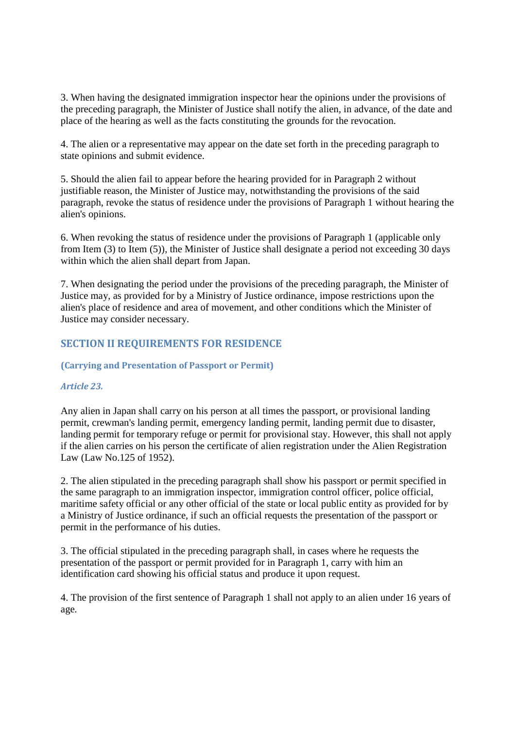3. When having the designated immigration inspector hear the opinions under the provisions of the preceding paragraph, the Minister of Justice shall notify the alien, in advance, of the date and place of the hearing as well as the facts constituting the grounds for the revocation.

4. The alien or a representative may appear on the date set forth in the preceding paragraph to state opinions and submit evidence.

5. Should the alien fail to appear before the hearing provided for in Paragraph 2 without justifiable reason, the Minister of Justice may, notwithstanding the provisions of the said paragraph, revoke the status of residence under the provisions of Paragraph 1 without hearing the alien's opinions.

6. When revoking the status of residence under the provisions of Paragraph 1 (applicable only from Item (3) to Item (5)), the Minister of Justice shall designate a period not exceeding 30 days within which the alien shall depart from Japan.

7. When designating the period under the provisions of the preceding paragraph, the Minister of Justice may, as provided for by a Ministry of Justice ordinance, impose restrictions upon the alien's place of residence and area of movement, and other conditions which the Minister of Justice may consider necessary.

## SECTION II REQUIREMENTS FOR RESIDENCE

#### (Carrying and Presentation of Passport or Permit)

#### *Article 23.*

Any alien in Japan shall carry on his person at all times the passport, or provisional landing permit, crewman's landing permit, emergency landing permit, landing permit due to disaster, landing permit for temporary refuge or permit for provisional stay. However, this shall not apply if the alien carries on his person the certificate of alien registration under the Alien Registration Law (Law No.125 of 1952).

2. The alien stipulated in the preceding paragraph shall show his passport or permit specified in the same paragraph to an immigration inspector, immigration control officer, police official, maritime safety official or any other official of the state or local public entity as provided for by a Ministry of Justice ordinance, if such an official requests the presentation of the passport or permit in the performance of his duties.

3. The official stipulated in the preceding paragraph shall, in cases where he requests the presentation of the passport or permit provided for in Paragraph 1, carry with him an identification card showing his official status and produce it upon request.

4. The provision of the first sentence of Paragraph 1 shall not apply to an alien under 16 years of age.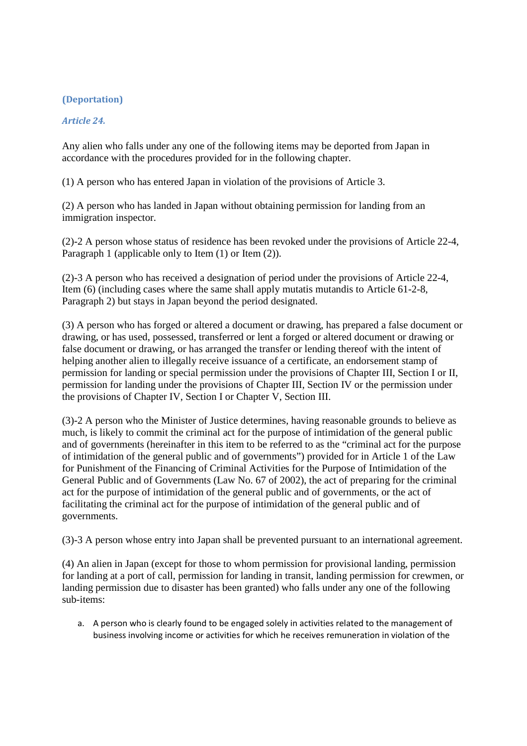**(Deportation)**

***Article 24.***

Any alien who falls under any one of the following items may be deported from Japan in accordance with the procedures provided for in the following chapter.

(1) A person who has entered Japan in violation of the provisions of Article 3.

(2) A person who has landed in Japan without obtaining permission for landing from an immigration inspector.

(2)-2 A person whose status of residence has been revoked under the provisions of Article 22-4, Paragraph 1 (applicable only to Item (1) or Item (2)).

(2)-3 A person who has received a designation of period under the provisions of Article 22-4, Item (6) (including cases where the same shall apply mutatis mutandis to Article 61-2-8, Paragraph 2) but stays in Japan beyond the period designated.

(3) A person who has forged or altered a document or drawing, has prepared a false document or drawing, or has used, possessed, transferred or lent a forged or altered document or drawing or false document or drawing, or has arranged the transfer or lending thereof with the intent of helping another alien to illegally receive issuance of a certificate, an endorsement stamp of permission for landing or special permission under the provisions of Chapter III, Section I or II, permission for landing under the provisions of Chapter III, Section IV or the permission under the provisions of Chapter IV, Section I or Chapter V, Section III.

(3)-2 A person who the Minister of Justice determines, having reasonable grounds to believe as much, is likely to commit the criminal act for the purpose of intimidation of the general public and of governments (hereinafter in this item to be referred to as the “criminal act for the purpose of intimidation of the general public and of governments”) provided for in Article 1 of the Law for Punishment of the Financing of Criminal Activities for the Purpose of Intimidation of the General Public and of Governments (Law No. 67 of 2002), the act of preparing for the criminal act for the purpose of intimidation of the general public and of governments, or the act of facilitating the criminal act for the purpose of intimidation of the general public and of governments.

(3)-3 A person whose entry into Japan shall be prevented pursuant to an international agreement.

(4) An alien in Japan (except for those to whom permission for provisional landing, permission for landing at a port of call, permission for landing in transit, landing permission for crewmen, or landing permission due to disaster has been granted) who falls under any one of the following sub-items:

a. A person who is clearly found to be engaged solely in activities related to the management of business involving income or activities for which he receives remuneration in violation of the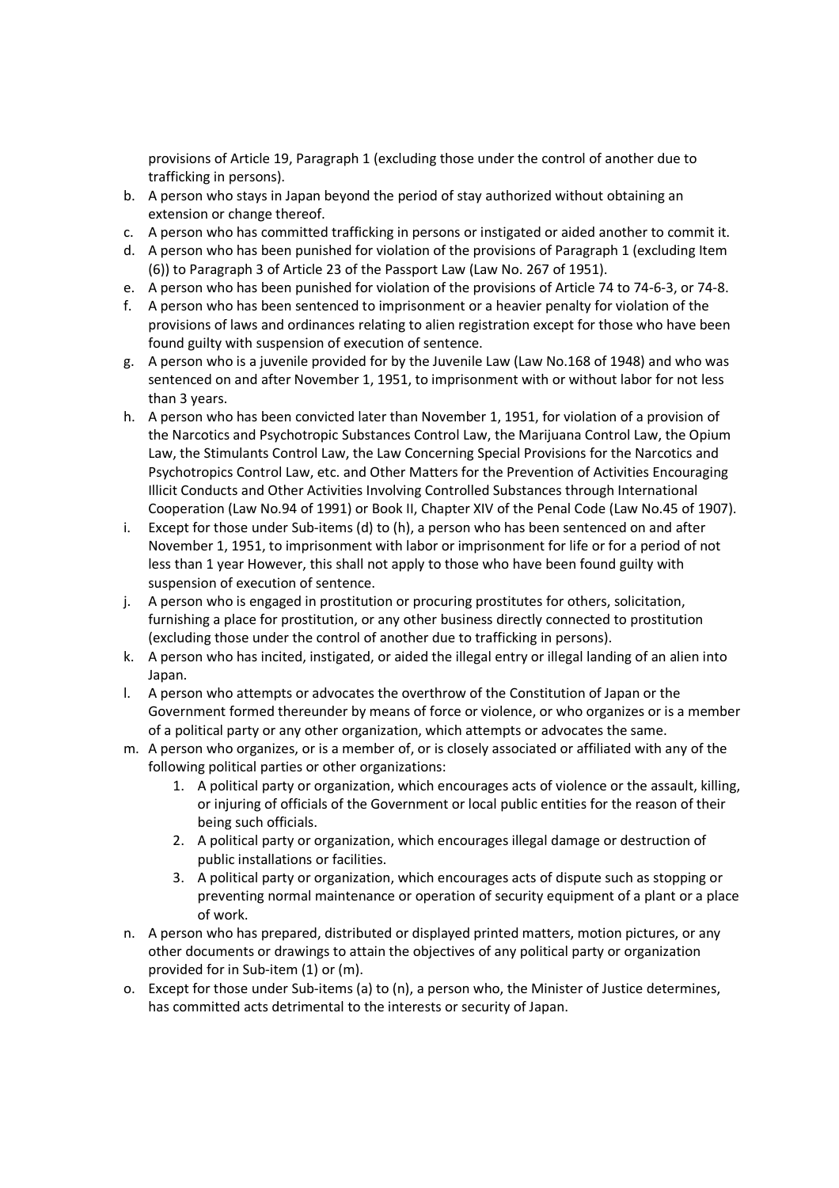provisions of Article 19, Paragraph 1 (excluding those under the control of another due to trafficking in persons).

b. A person who stays in Japan beyond the period of stay authorized without obtaining an extension or change thereof.
c. A person who has committed trafficking in persons or instigated or aided another to commit it.
d. A person who has been punished for violation of the provisions of Paragraph 1 (excluding Item (6)) to Paragraph 3 of Article 23 of the Passport Law (Law No. 267 of 1951).
e. A person who has been punished for violation of the provisions of Article 74 to 74-6-3, or 74-8.
f. A person who has been sentenced to imprisonment or a heavier penalty for violation of the provisions of laws and ordinances relating to alien registration except for those who have been found guilty with suspension of execution of sentence.
g. A person who is a juvenile provided for by the Juvenile Law (Law No.168 of 1948) and who was sentenced on and after November 1, 1951, to imprisonment with or without labor for not less than 3 years.
h. A person who has been convicted later than November 1, 1951, for violation of a provision of the Narcotics and Psychotropic Substances Control Law, the Marijuana Control Law, the Opium Law, the Stimulants Control Law, the Law Concerning Special Provisions for the Narcotics and Psychotropics Control Law, etc. and Other Matters for the Prevention of Activities Encouraging Illicit Conducts and Other Activities Involving Controlled Substances through International Cooperation (Law No.94 of 1991) or Book II, Chapter XIV of the Penal Code (Law No.45 of 1907).
i. Except for those under Sub-items (d) to (h), a person who has been sentenced on and after November 1, 1951, to imprisonment with labor or imprisonment for life or for a period of not less than 1 year However, this shall not apply to those who have been found guilty with suspension of execution of sentence.
j. A person who is engaged in prostitution or procuring prostitutes for others, solicitation, furnishing a place for prostitution, or any other business directly connected to prostitution (excluding those under the control of another due to trafficking in persons).
k. A person who has incited, instigated, or aided the illegal entry or illegal landing of an alien into Japan.
l. A person who attempts or advocates the overthrow of the Constitution of Japan or the Government formed thereunder by means of force or violence, or who organizes or is a member of a political party or any other organization, which attempts or advocates the same.
m. A person who organizes, or is a member of, or is closely associated or affiliated with any of the following political parties or other organizations:
    1. A political party or organization, which encourages acts of violence or the assault, killing, or injuring of officials of the Government or local public entities for the reason of their being such officials.
    2. A political party or organization, which encourages illegal damage or destruction of public installations or facilities.
    3. A political party or organization, which encourages acts of dispute such as stopping or preventing normal maintenance or operation of security equipment of a plant or a place of work.
n. A person who has prepared, distributed or displayed printed matters, motion pictures, or any other documents or drawings to attain the objectives of any political party or organization provided for in Sub-item (1) or (m).
o. Except for those under Sub-items (a) to (n), a person who, the Minister of Justice determines, has committed acts detrimental to the interests or security of Japan.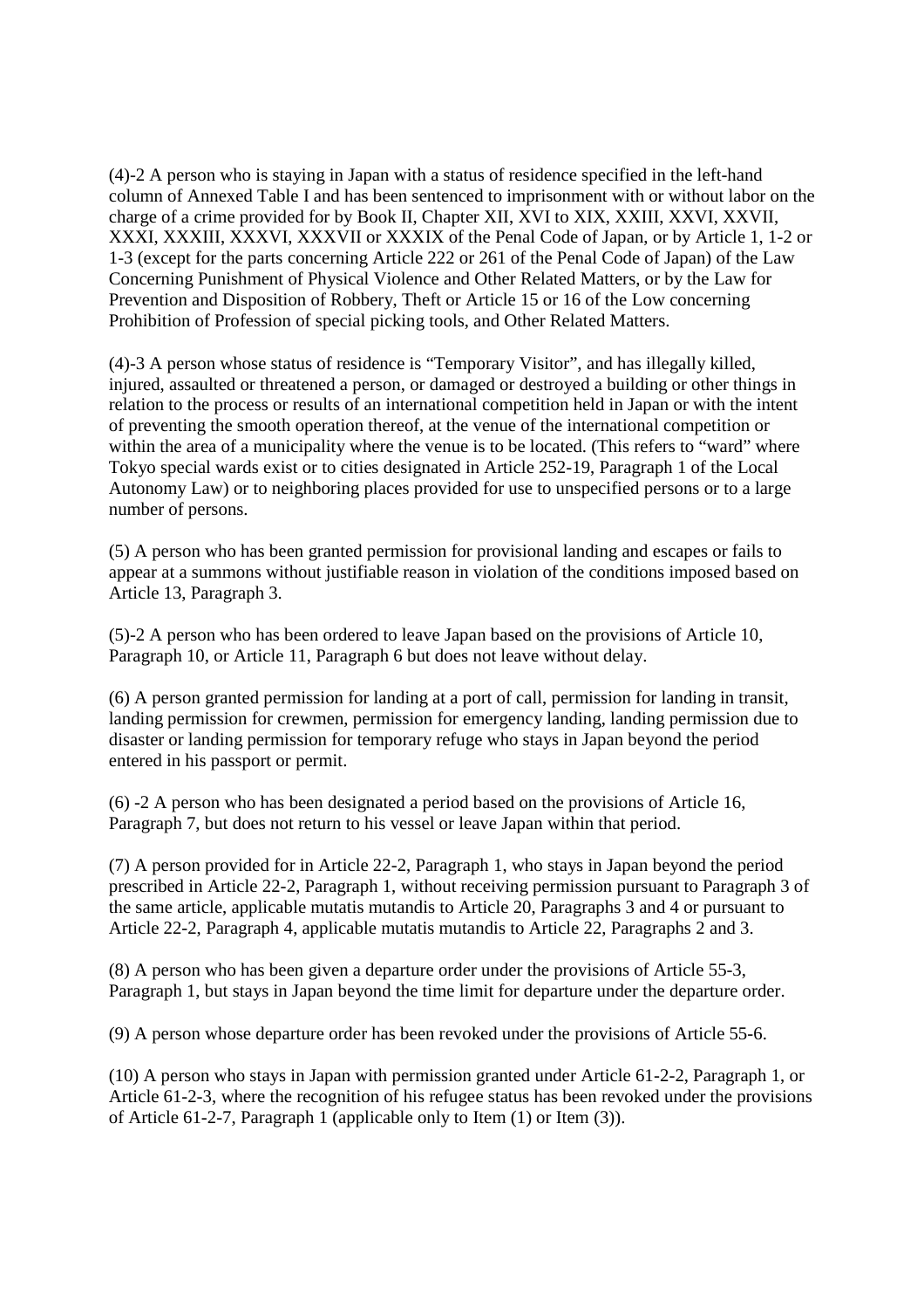(4)-2 A person who is staying in Japan with a status of residence specified in the left-hand column of Annexed Table I and has been sentenced to imprisonment with or without labor on the charge of a crime provided for by Book II, Chapter XII, XVI to XIX, XXIII, XXVI, XXVII, XXXI, XXXIII, XXXVI, XXXVII or XXXIX of the Penal Code of Japan, or by Article 1, 1-2 or 1-3 (except for the parts concerning Article 222 or 261 of the Penal Code of Japan) of the Law Concerning Punishment of Physical Violence and Other Related Matters, or by the Law for Prevention and Disposition of Robbery, Theft or Article 15 or 16 of the Low concerning Prohibition of Profession of special picking tools, and Other Related Matters.

(4)-3 A person whose status of residence is "Temporary Visitor", and has illegally killed, injured, assaulted or threatened a person, or damaged or destroyed a building or other things in relation to the process or results of an international competition held in Japan or with the intent of preventing the smooth operation thereof, at the venue of the international competition or within the area of a municipality where the venue is to be located. (This refers to "ward" where Tokyo special wards exist or to cities designated in Article 252-19, Paragraph 1 of the Local Autonomy Law) or to neighboring places provided for use to unspecified persons or to a large number of persons.

(5) A person who has been granted permission for provisional landing and escapes or fails to appear at a summons without justifiable reason in violation of the conditions imposed based on Article 13, Paragraph 3.

(5)-2 A person who has been ordered to leave Japan based on the provisions of Article 10, Paragraph 10, or Article 11, Paragraph 6 but does not leave without delay.

(6) A person granted permission for landing at a port of call, permission for landing in transit, landing permission for crewmen, permission for emergency landing, landing permission due to disaster or landing permission for temporary refuge who stays in Japan beyond the period entered in his passport or permit.

(6) -2 A person who has been designated a period based on the provisions of Article 16, Paragraph 7, but does not return to his vessel or leave Japan within that period.

(7) A person provided for in Article 22-2, Paragraph 1, who stays in Japan beyond the period prescribed in Article 22-2, Paragraph 1, without receiving permission pursuant to Paragraph 3 of the same article, applicable mutatis mutandis to Article 20, Paragraphs 3 and 4 or pursuant to Article 22-2, Paragraph 4, applicable mutatis mutandis to Article 22, Paragraphs 2 and 3.

(8) A person who has been given a departure order under the provisions of Article 55-3, Paragraph 1, but stays in Japan beyond the time limit for departure under the departure order.

(9) A person whose departure order has been revoked under the provisions of Article 55-6.

(10) A person who stays in Japan with permission granted under Article 61-2-2, Paragraph 1, or Article 61-2-3, where the recognition of his refugee status has been revoked under the provisions of Article 61-2-7, Paragraph 1 (applicable only to Item (1) or Item (3)).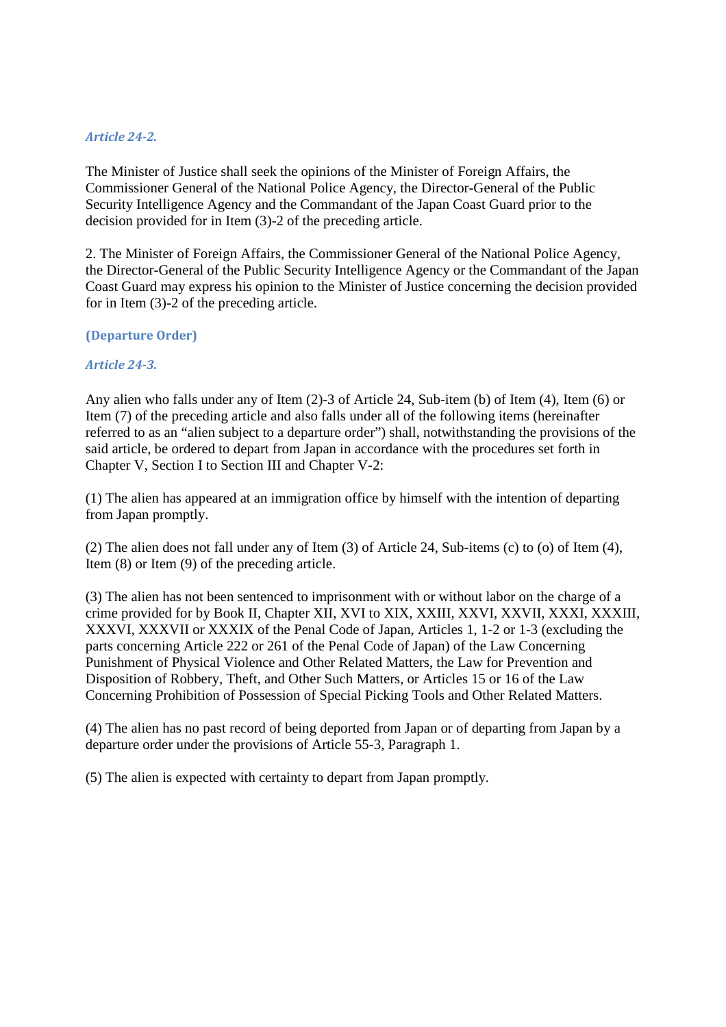***Article 24-2.***

The Minister of Justice shall seek the opinions of the Minister of Foreign Affairs, the Commissioner General of the National Police Agency, the Director-General of the Public Security Intelligence Agency and the Commandant of the Japan Coast Guard prior to the decision provided for in Item (3)-2 of the preceding article.

2. The Minister of Foreign Affairs, the Commissioner General of the National Police Agency, the Director-General of the Public Security Intelligence Agency or the Commandant of the Japan Coast Guard may express his opinion to the Minister of Justice concerning the decision provided for in Item (3)-2 of the preceding article.

**(Departure Order)**

***Article 24-3.***

Any alien who falls under any of Item (2)-3 of Article 24, Sub-item (b) of Item (4), Item (6) or Item (7) of the preceding article and also falls under all of the following items (hereinafter referred to as an "alien subject to a departure order") shall, notwithstanding the provisions of the said article, be ordered to depart from Japan in accordance with the procedures set forth in Chapter V, Section I to Section III and Chapter V-2:

(1) The alien has appeared at an immigration office by himself with the intention of departing from Japan promptly.

(2) The alien does not fall under any of Item (3) of Article 24, Sub-items (c) to (o) of Item (4), Item (8) or Item (9) of the preceding article.

(3) The alien has not been sentenced to imprisonment with or without labor on the charge of a crime provided for by Book II, Chapter XII, XVI to XIX, XXIII, XXVI, XXVII, XXXI, XXXIII, XXXVI, XXXVII or XXXIX of the Penal Code of Japan, Articles 1, 1-2 or 1-3 (excluding the parts concerning Article 222 or 261 of the Penal Code of Japan) of the Law Concerning Punishment of Physical Violence and Other Related Matters, the Law for Prevention and Disposition of Robbery, Theft, and Other Such Matters, or Articles 15 or 16 of the Law Concerning Prohibition of Possession of Special Picking Tools and Other Related Matters.

(4) The alien has no past record of being deported from Japan or of departing from Japan by a departure order under the provisions of Article 55-3, Paragraph 1.

(5) The alien is expected with certainty to depart from Japan promptly.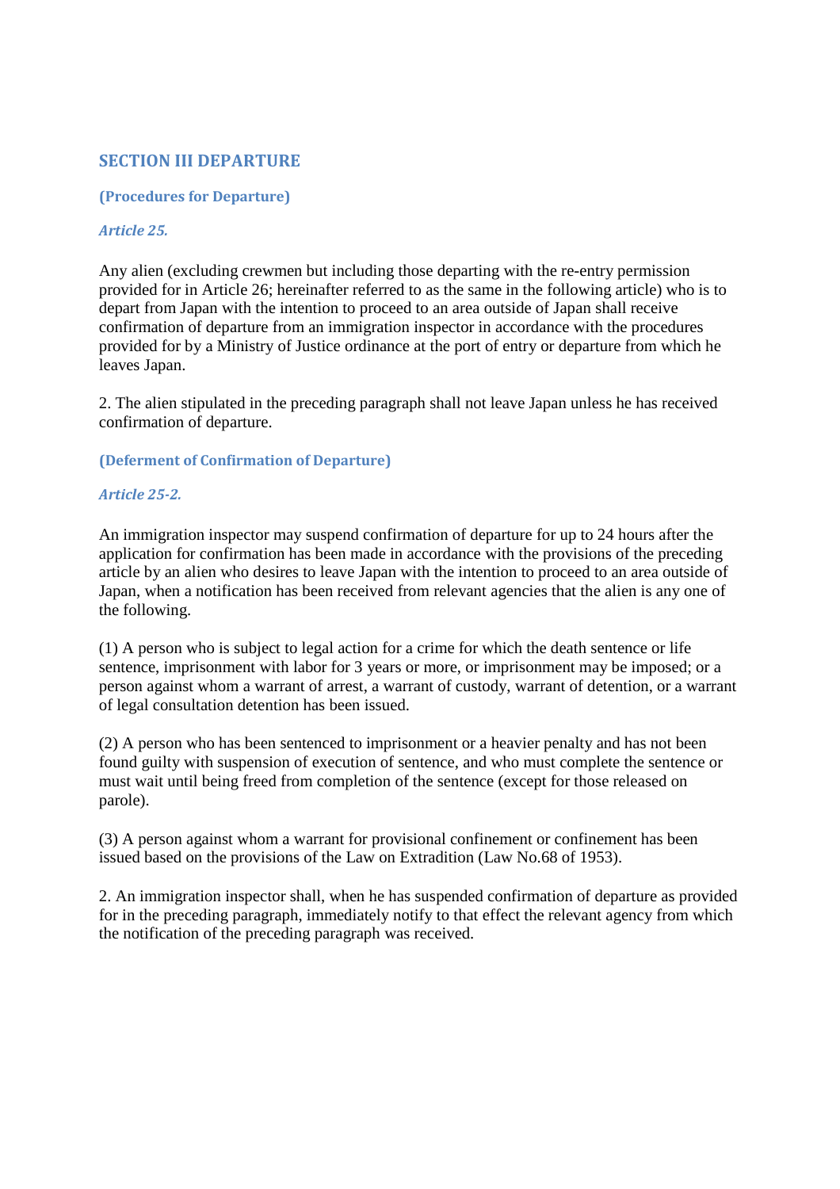## SECTION III DEPARTURE

### (Procedures for Departure)

#### *Article 25.*

Any alien (excluding crewmen but including those departing with the re-entry permission provided for in Article 26; hereinafter referred to as the same in the following article) who is to depart from Japan with the intention to proceed to an area outside of Japan shall receive confirmation of departure from an immigration inspector in accordance with the procedures provided for by a Ministry of Justice ordinance at the port of entry or departure from which he leaves Japan.

2. The alien stipulated in the preceding paragraph shall not leave Japan unless he has received confirmation of departure.

### (Deferment of Confirmation of Departure)

#### *Article 25-2.*

An immigration inspector may suspend confirmation of departure for up to 24 hours after the application for confirmation has been made in accordance with the provisions of the preceding article by an alien who desires to leave Japan with the intention to proceed to an area outside of Japan, when a notification has been received from relevant agencies that the alien is any one of the following.

(1) A person who is subject to legal action for a crime for which the death sentence or life sentence, imprisonment with labor for 3 years or more, or imprisonment may be imposed; or a person against whom a warrant of arrest, a warrant of custody, warrant of detention, or a warrant of legal consultation detention has been issued.

(2) A person who has been sentenced to imprisonment or a heavier penalty and has not been found guilty with suspension of execution of sentence, and who must complete the sentence or must wait until being freed from completion of the sentence (except for those released on parole).

(3) A person against whom a warrant for provisional confinement or confinement has been issued based on the provisions of the Law on Extradition (Law No.68 of 1953).

2. An immigration inspector shall, when he has suspended confirmation of departure as provided for in the preceding paragraph, immediately notify to that effect the relevant agency from which the notification of the preceding paragraph was received.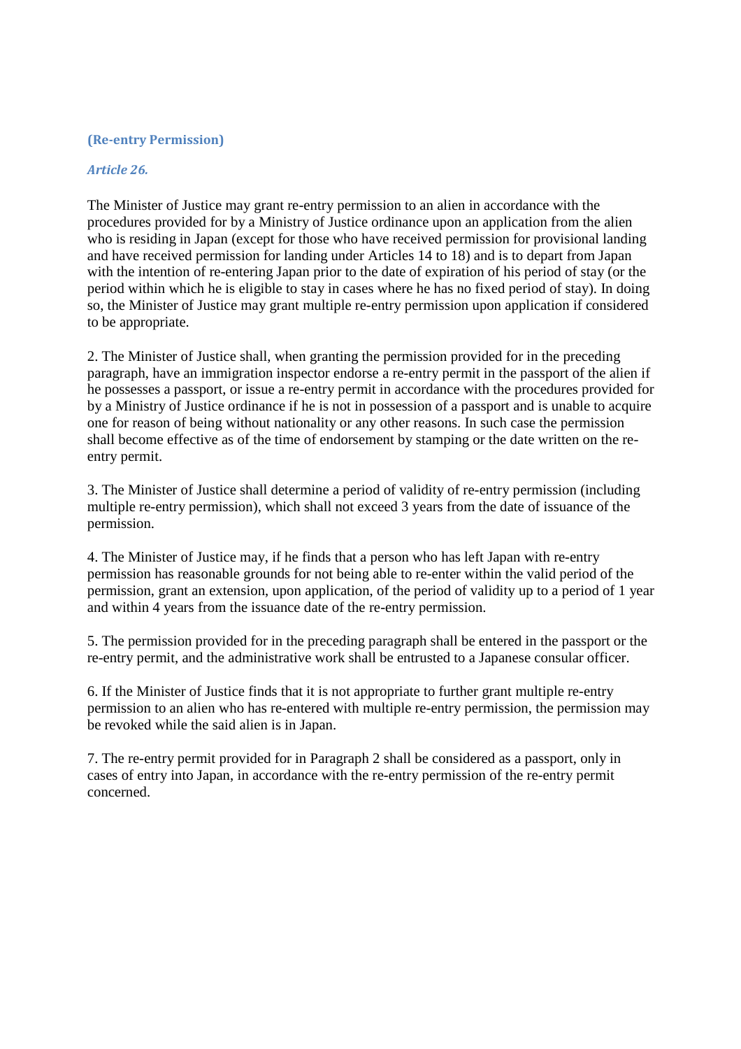**(Re-entry Permission)**

***Article 26.***

The Minister of Justice may grant re-entry permission to an alien in accordance with the procedures provided for by a Ministry of Justice ordinance upon an application from the alien who is residing in Japan (except for those who have received permission for provisional landing and have received permission for landing under Articles 14 to 18) and is to depart from Japan with the intention of re-entering Japan prior to the date of expiration of his period of stay (or the period within which he is eligible to stay in cases where he has no fixed period of stay). In doing so, the Minister of Justice may grant multiple re-entry permission upon application if considered to be appropriate.

2. The Minister of Justice shall, when granting the permission provided for in the preceding paragraph, have an immigration inspector endorse a re-entry permit in the passport of the alien if he possesses a passport, or issue a re-entry permit in accordance with the procedures provided for by a Ministry of Justice ordinance if he is not in possession of a passport and is unable to acquire one for reason of being without nationality or any other reasons. In such case the permission shall become effective as of the time of endorsement by stamping or the date written on the re-entry permit.

3. The Minister of Justice shall determine a period of validity of re-entry permission (including multiple re-entry permission), which shall not exceed 3 years from the date of issuance of the permission.

4. The Minister of Justice may, if he finds that a person who has left Japan with re-entry permission has reasonable grounds for not being able to re-enter within the valid period of the permission, grant an extension, upon application, of the period of validity up to a period of 1 year and within 4 years from the issuance date of the re-entry permission.

5. The permission provided for in the preceding paragraph shall be entered in the passport or the re-entry permit, and the administrative work shall be entrusted to a Japanese consular officer.

6. If the Minister of Justice finds that it is not appropriate to further grant multiple re-entry permission to an alien who has re-entered with multiple re-entry permission, the permission may be revoked while the said alien is in Japan.

7. The re-entry permit provided for in Paragraph 2 shall be considered as a passport, only in cases of entry into Japan, in accordance with the re-entry permission of the re-entry permit concerned.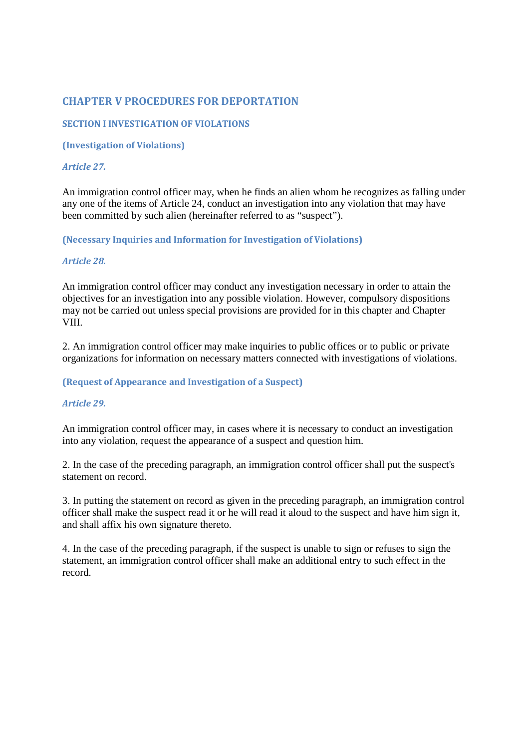## CHAPTER V PROCEDURES FOR DEPORTATION

### SECTION I INVESTIGATION OF VIOLATIONS

#### (Investigation of Violations)

***Article 27.***

An immigration control officer may, when he finds an alien whom he recognizes as falling under any one of the items of Article 24, conduct an investigation into any violation that may have been committed by such alien (hereinafter referred to as "suspect").

#### (Necessary Inquiries and Information for Investigation of Violations)

***Article 28.***

An immigration control officer may conduct any investigation necessary in order to attain the objectives for an investigation into any possible violation. However, compulsory dispositions may not be carried out unless special provisions are provided for in this chapter and Chapter VIII.

2. An immigration control officer may make inquiries to public offices or to public or private organizations for information on necessary matters connected with investigations of violations.

#### (Request of Appearance and Investigation of a Suspect)

***Article 29.***

An immigration control officer may, in cases where it is necessary to conduct an investigation into any violation, request the appearance of a suspect and question him.

2. In the case of the preceding paragraph, an immigration control officer shall put the suspect's statement on record.

3. In putting the statement on record as given in the preceding paragraph, an immigration control officer shall make the suspect read it or he will read it aloud to the suspect and have him sign it, and shall affix his own signature thereto.

4. In the case of the preceding paragraph, if the suspect is unable to sign or refuses to sign the statement, an immigration control officer shall make an additional entry to such effect in the record.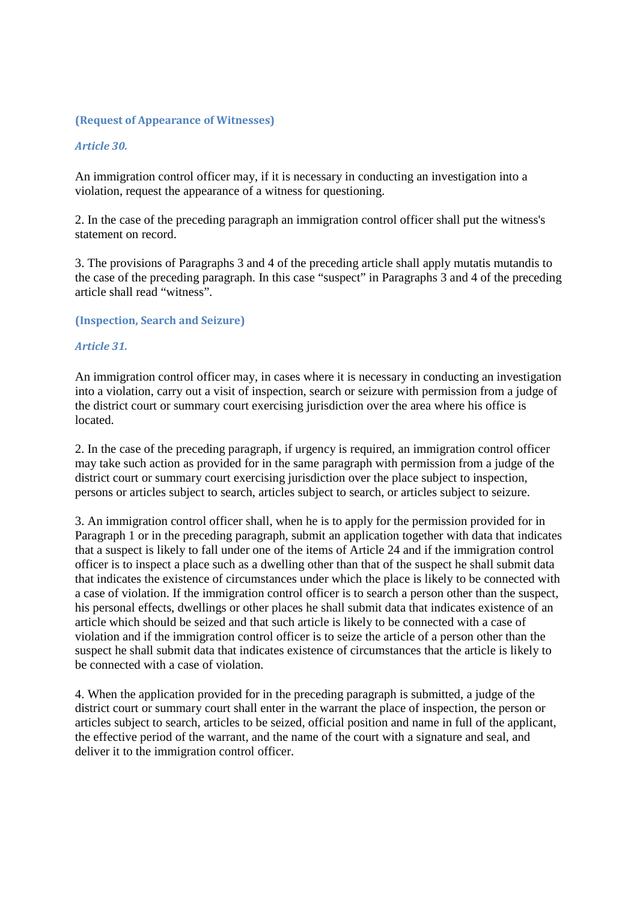**(Request of Appearance of Witnesses)**

***Article 30.***

An immigration control officer may, if it is necessary in conducting an investigation into a violation, request the appearance of a witness for questioning.

2. In the case of the preceding paragraph an immigration control officer shall put the witness's statement on record.

3. The provisions of Paragraphs 3 and 4 of the preceding article shall apply mutatis mutandis to the case of the preceding paragraph. In this case "suspect" in Paragraphs 3 and 4 of the preceding article shall read "witness".

**(Inspection, Search and Seizure)**

***Article 31.***

An immigration control officer may, in cases where it is necessary in conducting an investigation into a violation, carry out a visit of inspection, search or seizure with permission from a judge of the district court or summary court exercising jurisdiction over the area where his office is located.

2. In the case of the preceding paragraph, if urgency is required, an immigration control officer may take such action as provided for in the same paragraph with permission from a judge of the district court or summary court exercising jurisdiction over the place subject to inspection, persons or articles subject to search, articles subject to search, or articles subject to seizure.

3. An immigration control officer shall, when he is to apply for the permission provided for in Paragraph 1 or in the preceding paragraph, submit an application together with data that indicates that a suspect is likely to fall under one of the items of Article 24 and if the immigration control officer is to inspect a place such as a dwelling other than that of the suspect he shall submit data that indicates the existence of circumstances under which the place is likely to be connected with a case of violation. If the immigration control officer is to search a person other than the suspect, his personal effects, dwellings or other places he shall submit data that indicates existence of an article which should be seized and that such article is likely to be connected with a case of violation and if the immigration control officer is to seize the article of a person other than the suspect he shall submit data that indicates existence of circumstances that the article is likely to be connected with a case of violation.

4. When the application provided for in the preceding paragraph is submitted, a judge of the district court or summary court shall enter in the warrant the place of inspection, the person or articles subject to search, articles to be seized, official position and name in full of the applicant, the effective period of the warrant, and the name of the court with a signature and seal, and deliver it to the immigration control officer.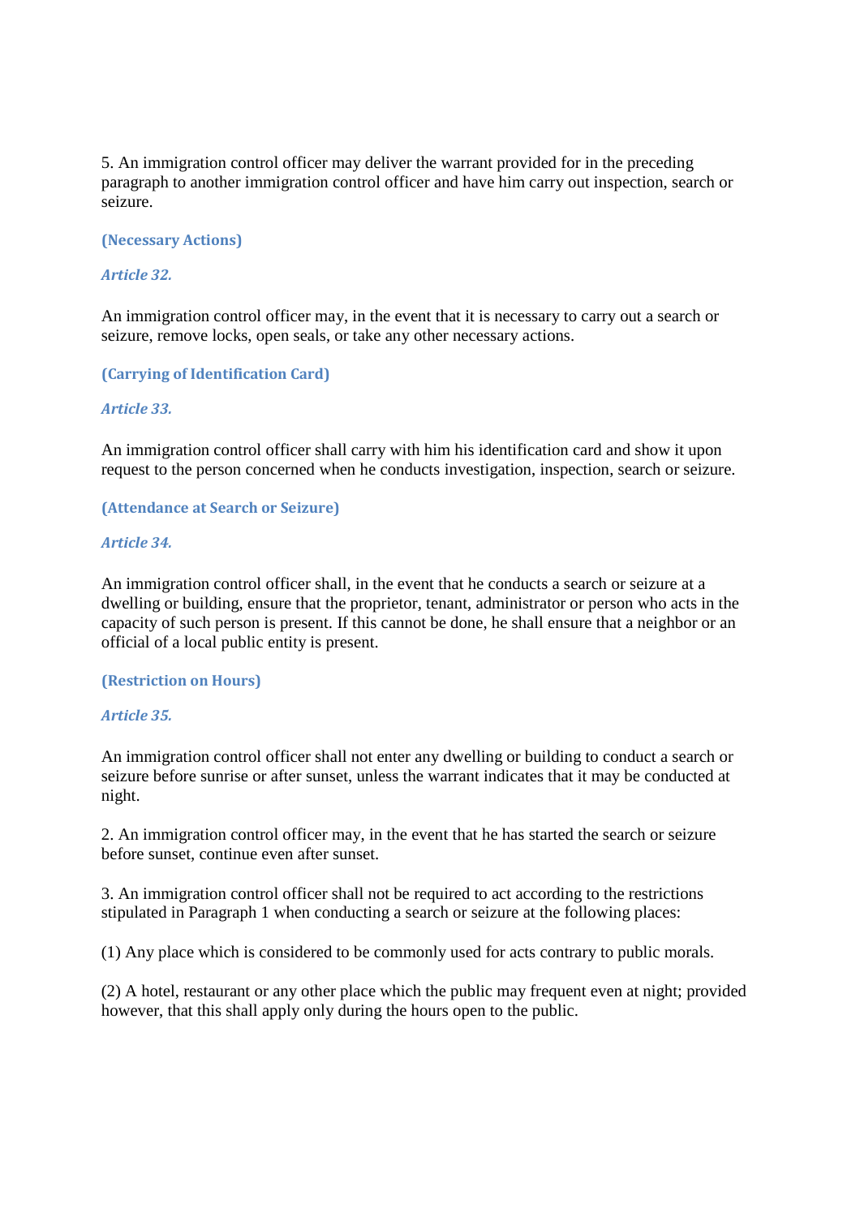5. An immigration control officer may deliver the warrant provided for in the preceding paragraph to another immigration control officer and have him carry out inspection, search or seizure.

**(Necessary Actions)**

***Article 32.***

An immigration control officer may, in the event that it is necessary to carry out a search or seizure, remove locks, open seals, or take any other necessary actions.

**(Carrying of Identification Card)**

***Article 33.***

An immigration control officer shall carry with him his identification card and show it upon request to the person concerned when he conducts investigation, inspection, search or seizure.

**(Attendance at Search or Seizure)**

***Article 34.***

An immigration control officer shall, in the event that he conducts a search or seizure at a dwelling or building, ensure that the proprietor, tenant, administrator or person who acts in the capacity of such person is present. If this cannot be done, he shall ensure that a neighbor or an official of a local public entity is present.

**(Restriction on Hours)**

***Article 35.***

An immigration control officer shall not enter any dwelling or building to conduct a search or seizure before sunrise or after sunset, unless the warrant indicates that it may be conducted at night.

2. An immigration control officer may, in the event that he has started the search or seizure before sunset, continue even after sunset.

3. An immigration control officer shall not be required to act according to the restrictions stipulated in Paragraph 1 when conducting a search or seizure at the following places:

(1) Any place which is considered to be commonly used for acts contrary to public morals.

(2) A hotel, restaurant or any other place which the public may frequent even at night; provided however, that this shall apply only during the hours open to the public.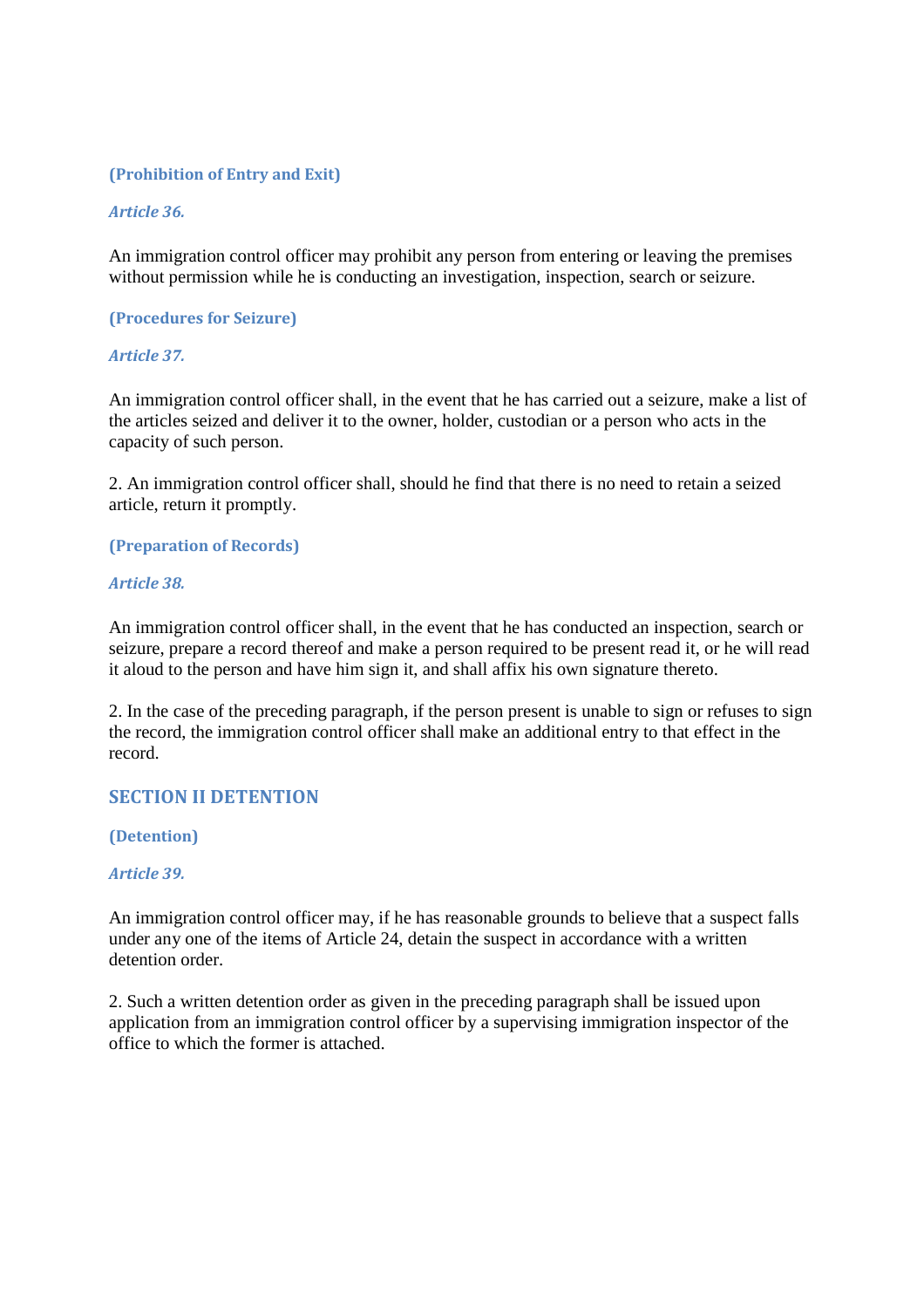**(Prohibition of Entry and Exit)**

***Article 36.***

An immigration control officer may prohibit any person from entering or leaving the premises without permission while he is conducting an investigation, inspection, search or seizure.

**(Procedures for Seizure)**

***Article 37.***

An immigration control officer shall, in the event that he has carried out a seizure, make a list of the articles seized and deliver it to the owner, holder, custodian or a person who acts in the capacity of such person.

2. An immigration control officer shall, should he find that there is no need to retain a seized article, return it promptly.

**(Preparation of Records)**

***Article 38.***

An immigration control officer shall, in the event that he has conducted an inspection, search or seizure, prepare a record thereof and make a person required to be present read it, or he will read it aloud to the person and have him sign it, and shall affix his own signature thereto.

2. In the case of the preceding paragraph, if the person present is unable to sign or refuses to sign the record, the immigration control officer shall make an additional entry to that effect in the record.

## SECTION II DETENTION

**(Detention)**

***Article 39.***

An immigration control officer may, if he has reasonable grounds to believe that a suspect falls under any one of the items of Article 24, detain the suspect in accordance with a written detention order.

2. Such a written detention order as given in the preceding paragraph shall be issued upon application from an immigration control officer by a supervising immigration inspector of the office to which the former is attached.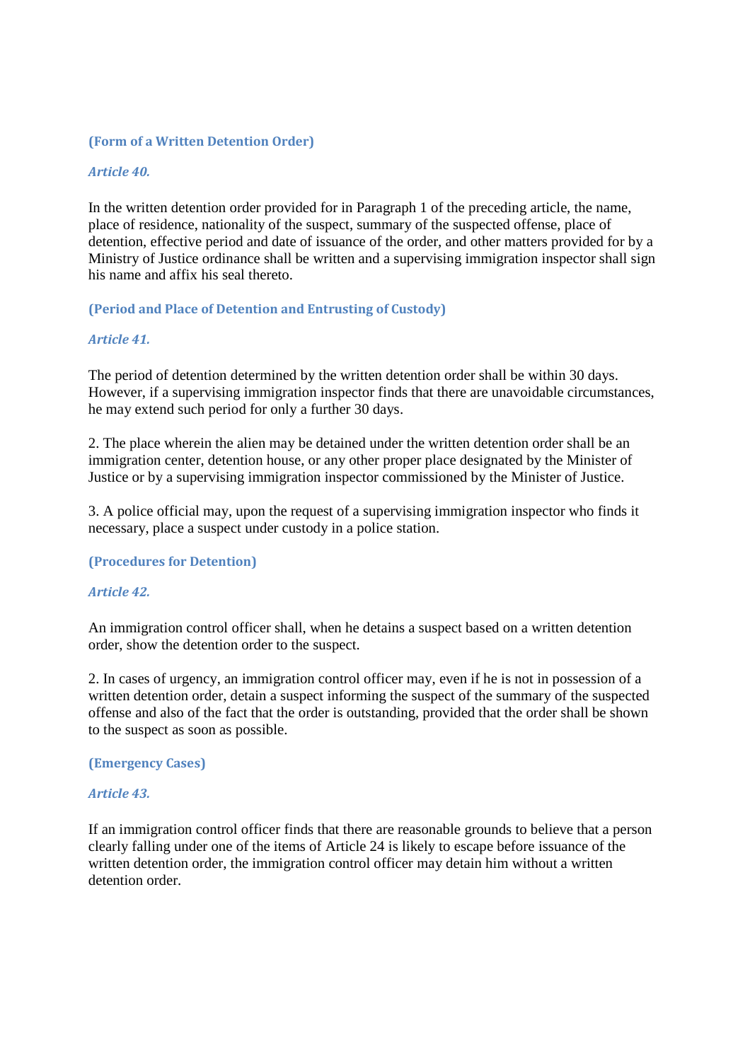**(Form of a Written Detention Order)**

***Article 40.***

In the written detention order provided for in Paragraph 1 of the preceding article, the name, place of residence, nationality of the suspect, summary of the suspected offense, place of detention, effective period and date of issuance of the order, and other matters provided for by a Ministry of Justice ordinance shall be written and a supervising immigration inspector shall sign his name and affix his seal thereto.

**(Period and Place of Detention and Entrusting of Custody)**

***Article 41.***

The period of detention determined by the written detention order shall be within 30 days. However, if a supervising immigration inspector finds that there are unavoidable circumstances, he may extend such period for only a further 30 days.

2. The place wherein the alien may be detained under the written detention order shall be an immigration center, detention house, or any other proper place designated by the Minister of Justice or by a supervising immigration inspector commissioned by the Minister of Justice.

3. A police official may, upon the request of a supervising immigration inspector who finds it necessary, place a suspect under custody in a police station.

**(Procedures for Detention)**

***Article 42.***

An immigration control officer shall, when he detains a suspect based on a written detention order, show the detention order to the suspect.

2. In cases of urgency, an immigration control officer may, even if he is not in possession of a written detention order, detain a suspect informing the suspect of the summary of the suspected offense and also of the fact that the order is outstanding, provided that the order shall be shown to the suspect as soon as possible.

**(Emergency Cases)**

***Article 43.***

If an immigration control officer finds that there are reasonable grounds to believe that a person clearly falling under one of the items of Article 24 is likely to escape before issuance of the written detention order, the immigration control officer may detain him without a written detention order.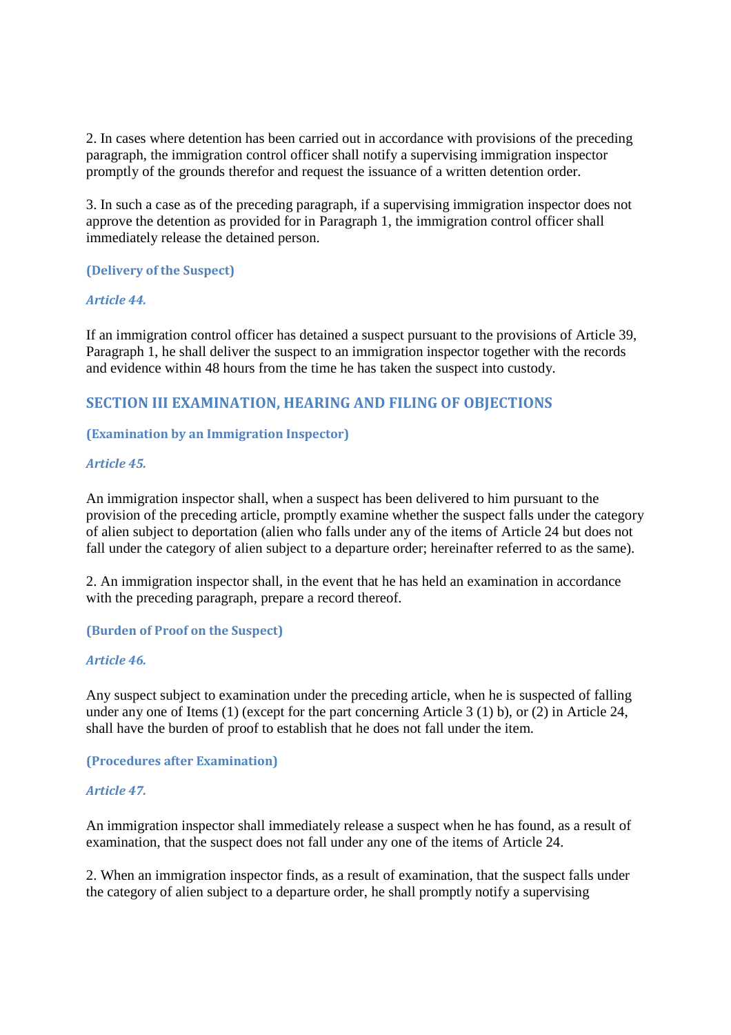2. In cases where detention has been carried out in accordance with provisions of the preceding paragraph, the immigration control officer shall notify a supervising immigration inspector promptly of the grounds therefor and request the issuance of a written detention order.

3. In such a case as of the preceding paragraph, if a supervising immigration inspector does not approve the detention as provided for in Paragraph 1, the immigration control officer shall immediately release the detained person.

**(Delivery of the Suspect)**

***Article 44.***

If an immigration control officer has detained a suspect pursuant to the provisions of Article 39, Paragraph 1, he shall deliver the suspect to an immigration inspector together with the records and evidence within 48 hours from the time he has taken the suspect into custody.

## SECTION III EXAMINATION, HEARING AND FILING OF OBJECTIONS

**(Examination by an Immigration Inspector)**

***Article 45.***

An immigration inspector shall, when a suspect has been delivered to him pursuant to the provision of the preceding article, promptly examine whether the suspect falls under the category of alien subject to deportation (alien who falls under any of the items of Article 24 but does not fall under the category of alien subject to a departure order; hereinafter referred to as the same).

2. An immigration inspector shall, in the event that he has held an examination in accordance with the preceding paragraph, prepare a record thereof.

**(Burden of Proof on the Suspect)**

***Article 46.***

Any suspect subject to examination under the preceding article, when he is suspected of falling under any one of Items (1) (except for the part concerning Article 3 (1) b), or (2) in Article 24, shall have the burden of proof to establish that he does not fall under the item.

**(Procedures after Examination)**

***Article 47.***

An immigration inspector shall immediately release a suspect when he has found, as a result of examination, that the suspect does not fall under any one of the items of Article 24.

2. When an immigration inspector finds, as a result of examination, that the suspect falls under the category of alien subject to a departure order, he shall promptly notify a supervising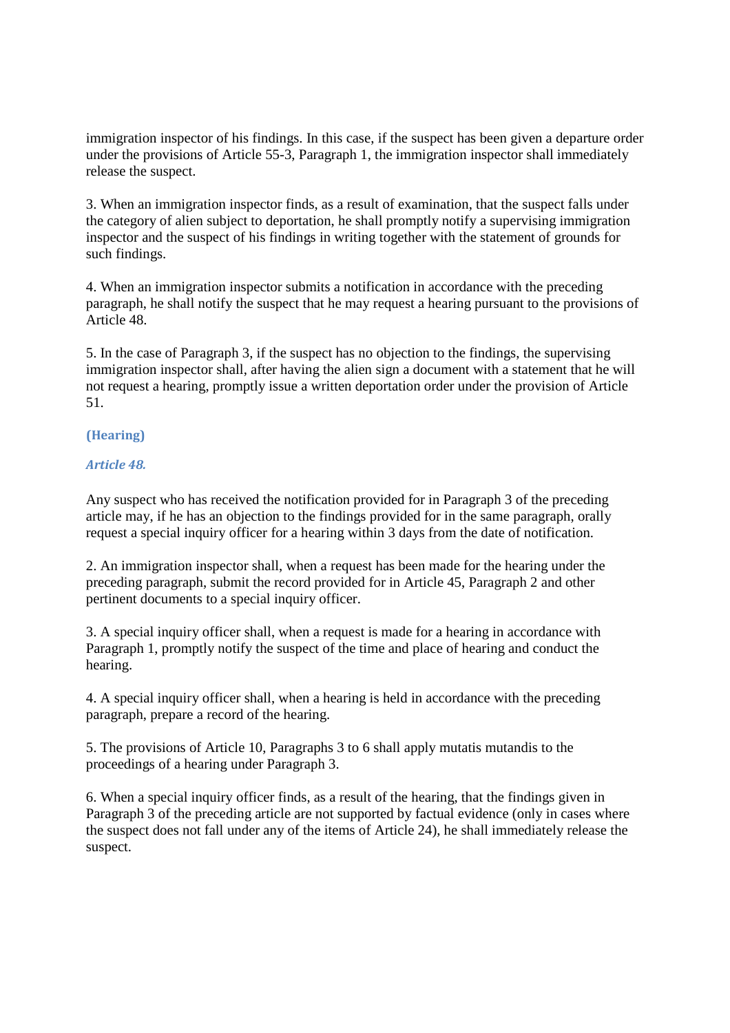immigration inspector of his findings. In this case, if the suspect has been given a departure order under the provisions of Article 55-3, Paragraph 1, the immigration inspector shall immediately release the suspect.

3. When an immigration inspector finds, as a result of examination, that the suspect falls under the category of alien subject to deportation, he shall promptly notify a supervising immigration inspector and the suspect of his findings in writing together with the statement of grounds for such findings.

4. When an immigration inspector submits a notification in accordance with the preceding paragraph, he shall notify the suspect that he may request a hearing pursuant to the provisions of Article 48.

5. In the case of Paragraph 3, if the suspect has no objection to the findings, the supervising immigration inspector shall, after having the alien sign a document with a statement that he will not request a hearing, promptly issue a written deportation order under the provision of Article 51.

**(Hearing)**

***Article 48.***

Any suspect who has received the notification provided for in Paragraph 3 of the preceding article may, if he has an objection to the findings provided for in the same paragraph, orally request a special inquiry officer for a hearing within 3 days from the date of notification.

2. An immigration inspector shall, when a request has been made for the hearing under the preceding paragraph, submit the record provided for in Article 45, Paragraph 2 and other pertinent documents to a special inquiry officer.

3. A special inquiry officer shall, when a request is made for a hearing in accordance with Paragraph 1, promptly notify the suspect of the time and place of hearing and conduct the hearing.

4. A special inquiry officer shall, when a hearing is held in accordance with the preceding paragraph, prepare a record of the hearing.

5. The provisions of Article 10, Paragraphs 3 to 6 shall apply mutatis mutandis to the proceedings of a hearing under Paragraph 3.

6. When a special inquiry officer finds, as a result of the hearing, that the findings given in Paragraph 3 of the preceding article are not supported by factual evidence (only in cases where the suspect does not fall under any of the items of Article 24), he shall immediately release the suspect.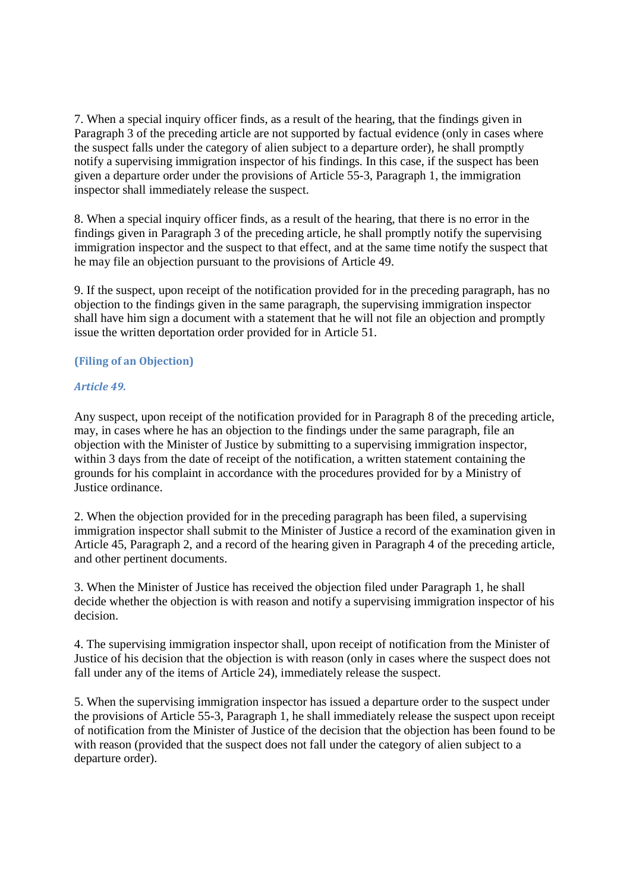7. When a special inquiry officer finds, as a result of the hearing, that the findings given in Paragraph 3 of the preceding article are not supported by factual evidence (only in cases where the suspect falls under the category of alien subject to a departure order), he shall promptly notify a supervising immigration inspector of his findings. In this case, if the suspect has been given a departure order under the provisions of Article 55-3, Paragraph 1, the immigration inspector shall immediately release the suspect.

8. When a special inquiry officer finds, as a result of the hearing, that there is no error in the findings given in Paragraph 3 of the preceding article, he shall promptly notify the supervising immigration inspector and the suspect to that effect, and at the same time notify the suspect that he may file an objection pursuant to the provisions of Article 49.

9. If the suspect, upon receipt of the notification provided for in the preceding paragraph, has no objection to the findings given in the same paragraph, the supervising immigration inspector shall have him sign a document with a statement that he will not file an objection and promptly issue the written deportation order provided for in Article 51.

**(Filing of an Objection)**

***Article 49.***

Any suspect, upon receipt of the notification provided for in Paragraph 8 of the preceding article, may, in cases where he has an objection to the findings under the same paragraph, file an objection with the Minister of Justice by submitting to a supervising immigration inspector, within 3 days from the date of receipt of the notification, a written statement containing the grounds for his complaint in accordance with the procedures provided for by a Ministry of Justice ordinance.

2. When the objection provided for in the preceding paragraph has been filed, a supervising immigration inspector shall submit to the Minister of Justice a record of the examination given in Article 45, Paragraph 2, and a record of the hearing given in Paragraph 4 of the preceding article, and other pertinent documents.

3. When the Minister of Justice has received the objection filed under Paragraph 1, he shall decide whether the objection is with reason and notify a supervising immigration inspector of his decision.

4. The supervising immigration inspector shall, upon receipt of notification from the Minister of Justice of his decision that the objection is with reason (only in cases where the suspect does not fall under any of the items of Article 24), immediately release the suspect.

5. When the supervising immigration inspector has issued a departure order to the suspect under the provisions of Article 55-3, Paragraph 1, he shall immediately release the suspect upon receipt of notification from the Minister of Justice of the decision that the objection has been found to be with reason (provided that the suspect does not fall under the category of alien subject to a departure order).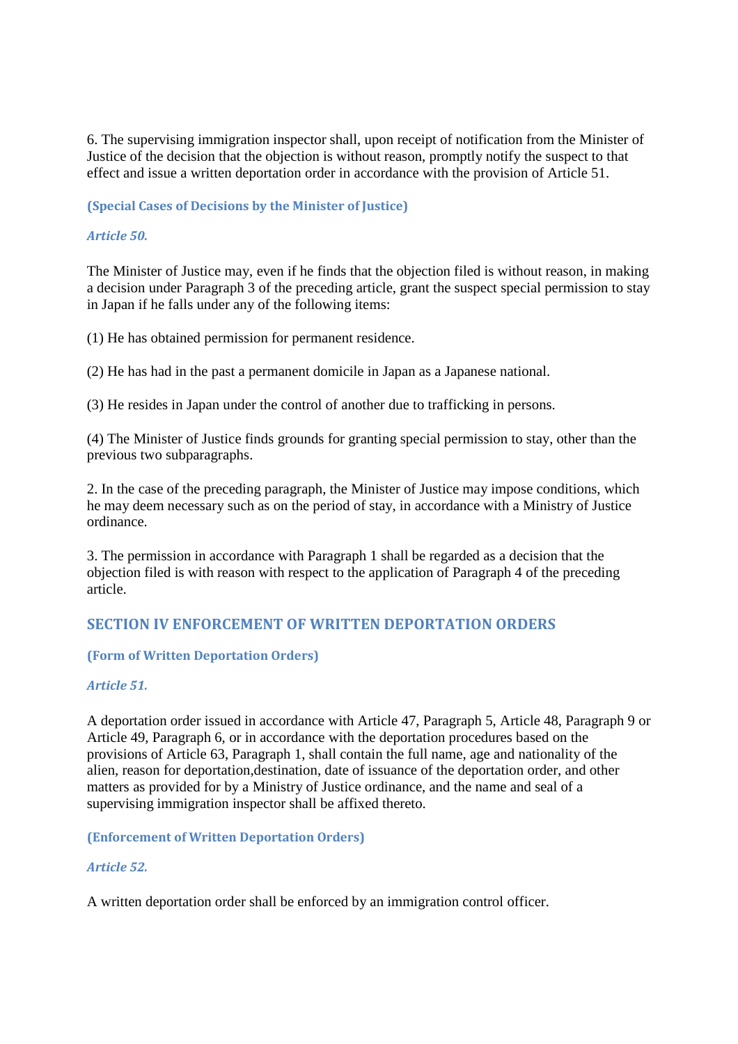6. The supervising immigration inspector shall, upon receipt of notification from the Minister of Justice of the decision that the objection is without reason, promptly notify the suspect to that effect and issue a written deportation order in accordance with the provision of Article 51.

#### (Special Cases of Decisions by the Minister of Justice)

***Article 50.***

The Minister of Justice may, even if he finds that the objection filed is without reason, in making a decision under Paragraph 3 of the preceding article, grant the suspect special permission to stay in Japan if he falls under any of the following items:

(1) He has obtained permission for permanent residence.

(2) He has had in the past a permanent domicile in Japan as a Japanese national.

(3) He resides in Japan under the control of another due to trafficking in persons.

(4) The Minister of Justice finds grounds for granting special permission to stay, other than the previous two subparagraphs.

2. In the case of the preceding paragraph, the Minister of Justice may impose conditions, which he may deem necessary such as on the period of stay, in accordance with a Ministry of Justice ordinance.

3. The permission in accordance with Paragraph 1 shall be regarded as a decision that the objection filed is with reason with respect to the application of Paragraph 4 of the preceding article.

### SECTION IV ENFORCEMENT OF WRITTEN DEPORTATION ORDERS

#### (Form of Written Deportation Orders)

***Article 51.***

A deportation order issued in accordance with Article 47, Paragraph 5, Article 48, Paragraph 9 or Article 49, Paragraph 6, or in accordance with the deportation procedures based on the provisions of Article 63, Paragraph 1, shall contain the full name, age and nationality of the alien, reason for deportation,destination, date of issuance of the deportation order, and other matters as provided for by a Ministry of Justice ordinance, and the name and seal of a supervising immigration inspector shall be affixed thereto.

#### (Enforcement of Written Deportation Orders)

***Article 52.***

A written deportation order shall be enforced by an immigration control officer.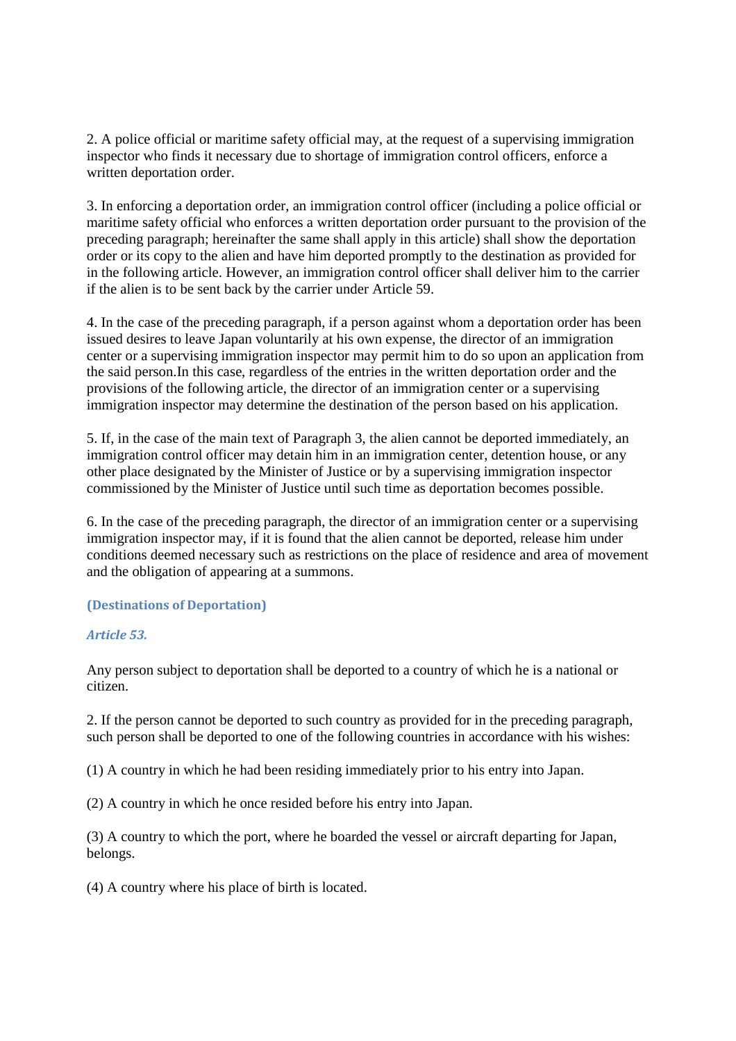2. A police official or maritime safety official may, at the request of a supervising immigration inspector who finds it necessary due to shortage of immigration control officers, enforce a written deportation order.

3. In enforcing a deportation order, an immigration control officer (including a police official or maritime safety official who enforces a written deportation order pursuant to the provision of the preceding paragraph; hereinafter the same shall apply in this article) shall show the deportation order or its copy to the alien and have him deported promptly to the destination as provided for in the following article. However, an immigration control officer shall deliver him to the carrier if the alien is to be sent back by the carrier under Article 59.

4. In the case of the preceding paragraph, if a person against whom a deportation order has been issued desires to leave Japan voluntarily at his own expense, the director of an immigration center or a supervising immigration inspector may permit him to do so upon an application from the said person.In this case, regardless of the entries in the written deportation order and the provisions of the following article, the director of an immigration center or a supervising immigration inspector may determine the destination of the person based on his application.

5. If, in the case of the main text of Paragraph 3, the alien cannot be deported immediately, an immigration control officer may detain him in an immigration center, detention house, or any other place designated by the Minister of Justice or by a supervising immigration inspector commissioned by the Minister of Justice until such time as deportation becomes possible.

6. In the case of the preceding paragraph, the director of an immigration center or a supervising immigration inspector may, if it is found that the alien cannot be deported, release him under conditions deemed necessary such as restrictions on the place of residence and area of movement and the obligation of appearing at a summons.

**(Destinations of Deportation)**

***Article 53.***

Any person subject to deportation shall be deported to a country of which he is a national or citizen.

2. If the person cannot be deported to such country as provided for in the preceding paragraph, such person shall be deported to one of the following countries in accordance with his wishes:

(1) A country in which he had been residing immediately prior to his entry into Japan.

(2) A country in which he once resided before his entry into Japan.

(3) A country to which the port, where he boarded the vessel or aircraft departing for Japan, belongs.

(4) A country where his place of birth is located.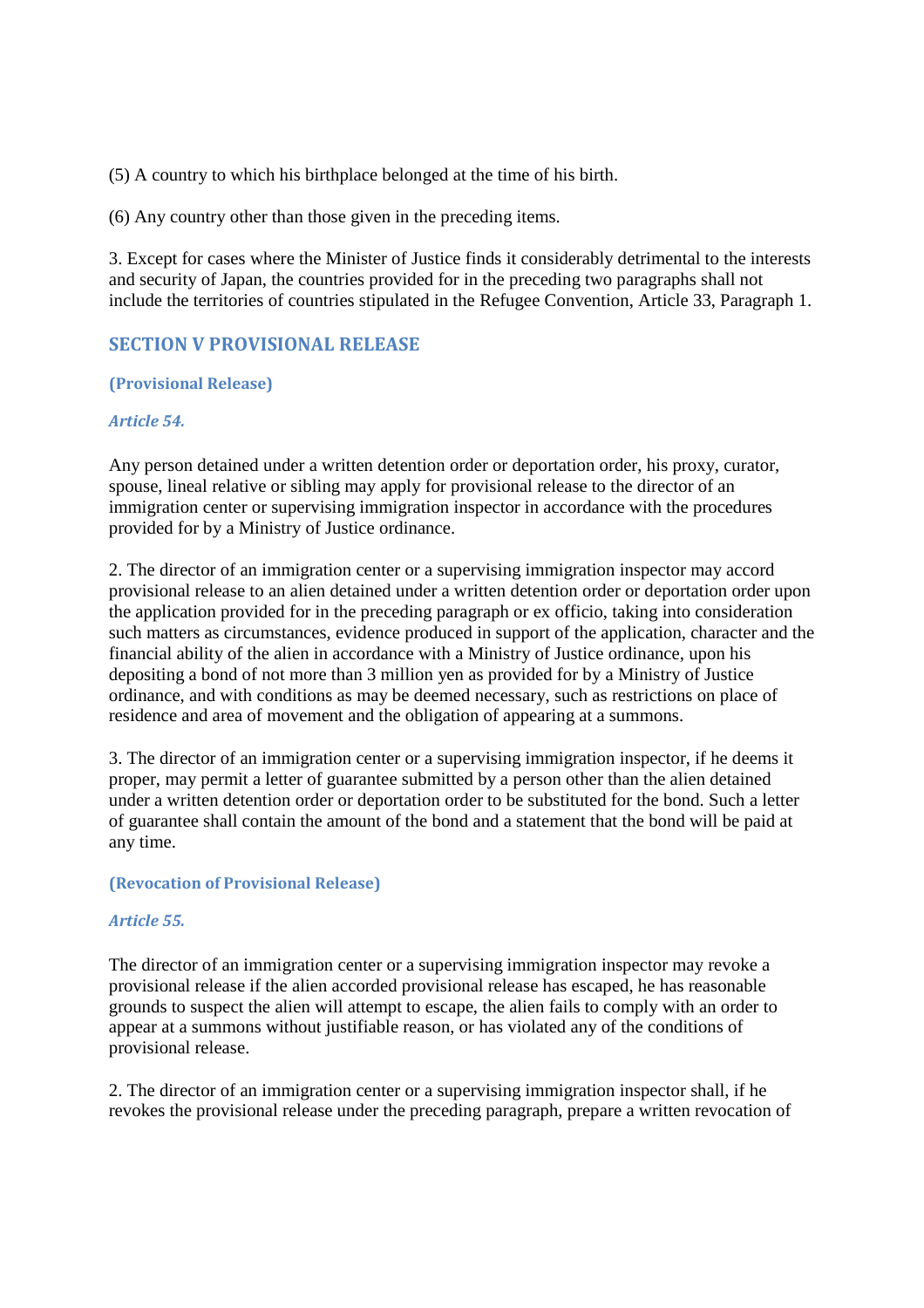(5) A country to which his birthplace belonged at the time of his birth.

(6) Any country other than those given in the preceding items.

3. Except for cases where the Minister of Justice finds it considerably detrimental to the interests and security of Japan, the countries provided for in the preceding two paragraphs shall not include the territories of countries stipulated in the Refugee Convention, Article 33, Paragraph 1.

## SECTION V PROVISIONAL RELEASE

#### (Provisional Release)

#### *Article 54.*

Any person detained under a written detention order or deportation order, his proxy, curator, spouse, lineal relative or sibling may apply for provisional release to the director of an immigration center or supervising immigration inspector in accordance with the procedures provided for by a Ministry of Justice ordinance.

2. The director of an immigration center or a supervising immigration inspector may accord provisional release to an alien detained under a written detention order or deportation order upon the application provided for in the preceding paragraph or ex officio, taking into consideration such matters as circumstances, evidence produced in support of the application, character and the financial ability of the alien in accordance with a Ministry of Justice ordinance, upon his depositing a bond of not more than 3 million yen as provided for by a Ministry of Justice ordinance, and with conditions as may be deemed necessary, such as restrictions on place of residence and area of movement and the obligation of appearing at a summons.

3. The director of an immigration center or a supervising immigration inspector, if he deems it proper, may permit a letter of guarantee submitted by a person other than the alien detained under a written detention order or deportation order to be substituted for the bond. Such a letter of guarantee shall contain the amount of the bond and a statement that the bond will be paid at any time.

#### (Revocation of Provisional Release)

#### *Article 55.*

The director of an immigration center or a supervising immigration inspector may revoke a provisional release if the alien accorded provisional release has escaped, he has reasonable grounds to suspect the alien will attempt to escape, the alien fails to comply with an order to appear at a summons without justifiable reason, or has violated any of the conditions of provisional release.

2. The director of an immigration center or a supervising immigration inspector shall, if he revokes the provisional release under the preceding paragraph, prepare a written revocation of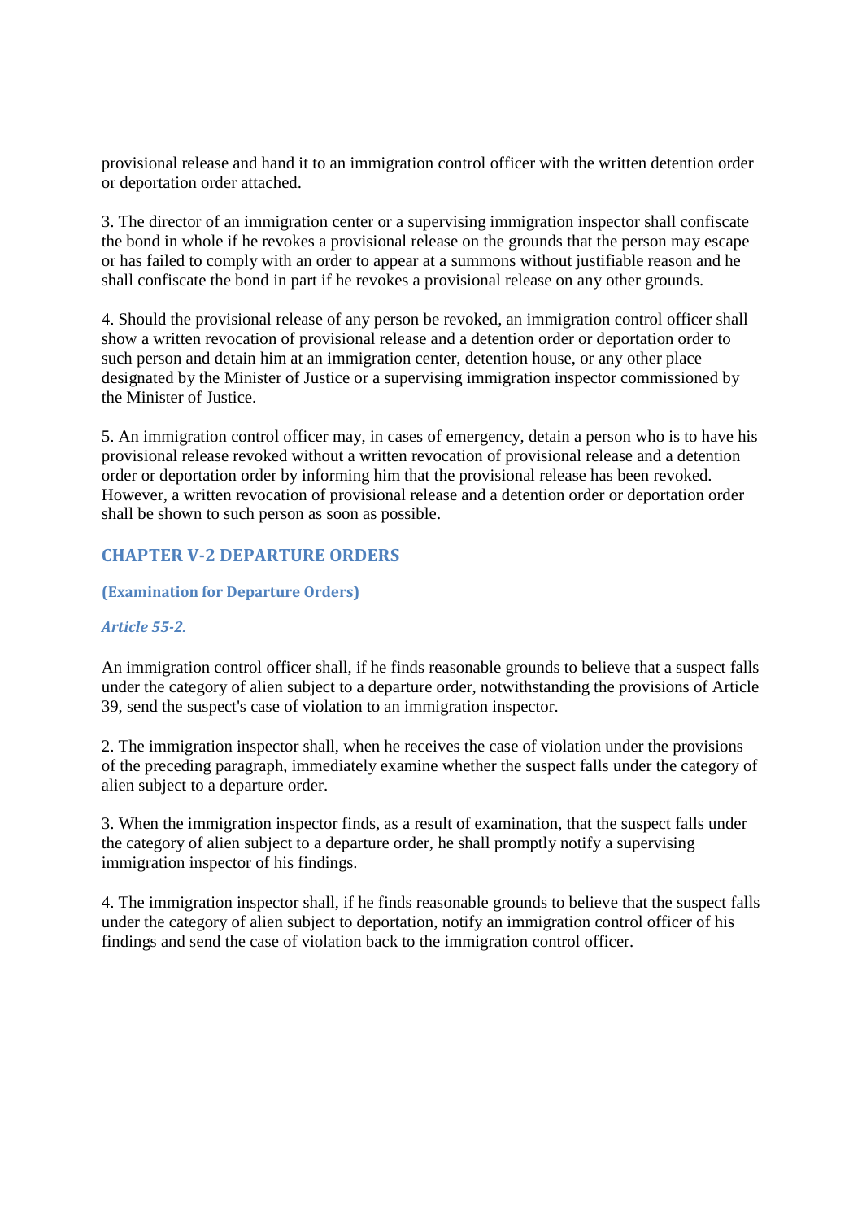provisional release and hand it to an immigration control officer with the written detention order or deportation order attached.

3. The director of an immigration center or a supervising immigration inspector shall confiscate the bond in whole if he revokes a provisional release on the grounds that the person may escape or has failed to comply with an order to appear at a summons without justifiable reason and he shall confiscate the bond in part if he revokes a provisional release on any other grounds.

4. Should the provisional release of any person be revoked, an immigration control officer shall show a written revocation of provisional release and a detention order or deportation order to such person and detain him at an immigration center, detention house, or any other place designated by the Minister of Justice or a supervising immigration inspector commissioned by the Minister of Justice.

5. An immigration control officer may, in cases of emergency, detain a person who is to have his provisional release revoked without a written revocation of provisional release and a detention order or deportation order by informing him that the provisional release has been revoked. However, a written revocation of provisional release and a detention order or deportation order shall be shown to such person as soon as possible.

## CHAPTER V-2 DEPARTURE ORDERS

#### (Examination for Departure Orders)

*Article 55-2.*

An immigration control officer shall, if he finds reasonable grounds to believe that a suspect falls under the category of alien subject to a departure order, notwithstanding the provisions of Article 39, send the suspect's case of violation to an immigration inspector.

2. The immigration inspector shall, when he receives the case of violation under the provisions of the preceding paragraph, immediately examine whether the suspect falls under the category of alien subject to a departure order.

3. When the immigration inspector finds, as a result of examination, that the suspect falls under the category of alien subject to a departure order, he shall promptly notify a supervising immigration inspector of his findings.

4. The immigration inspector shall, if he finds reasonable grounds to believe that the suspect falls under the category of alien subject to deportation, notify an immigration control officer of his findings and send the case of violation back to the immigration control officer.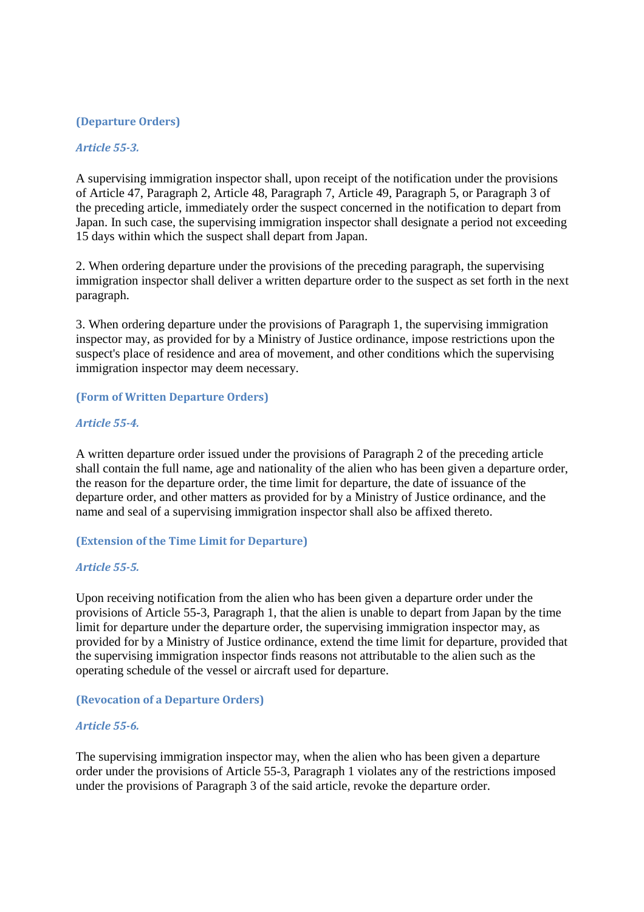**(Departure Orders)**

***Article 55-3.***

A supervising immigration inspector shall, upon receipt of the notification under the provisions of Article 47, Paragraph 2, Article 48, Paragraph 7, Article 49, Paragraph 5, or Paragraph 3 of the preceding article, immediately order the suspect concerned in the notification to depart from Japan. In such case, the supervising immigration inspector shall designate a period not exceeding 15 days within which the suspect shall depart from Japan.

2. When ordering departure under the provisions of the preceding paragraph, the supervising immigration inspector shall deliver a written departure order to the suspect as set forth in the next paragraph.

3. When ordering departure under the provisions of Paragraph 1, the supervising immigration inspector may, as provided for by a Ministry of Justice ordinance, impose restrictions upon the suspect's place of residence and area of movement, and other conditions which the supervising immigration inspector may deem necessary.

**(Form of Written Departure Orders)**

***Article 55-4.***

A written departure order issued under the provisions of Paragraph 2 of the preceding article shall contain the full name, age and nationality of the alien who has been given a departure order, the reason for the departure order, the time limit for departure, the date of issuance of the departure order, and other matters as provided for by a Ministry of Justice ordinance, and the name and seal of a supervising immigration inspector shall also be affixed thereto.

**(Extension of the Time Limit for Departure)**

***Article 55-5.***

Upon receiving notification from the alien who has been given a departure order under the provisions of Article 55-3, Paragraph 1, that the alien is unable to depart from Japan by the time limit for departure under the departure order, the supervising immigration inspector may, as provided for by a Ministry of Justice ordinance, extend the time limit for departure, provided that the supervising immigration inspector finds reasons not attributable to the alien such as the operating schedule of the vessel or aircraft used for departure.

**(Revocation of a Departure Orders)**

***Article 55-6.***

The supervising immigration inspector may, when the alien who has been given a departure order under the provisions of Article 55-3, Paragraph 1 violates any of the restrictions imposed under the provisions of Paragraph 3 of the said article, revoke the departure order.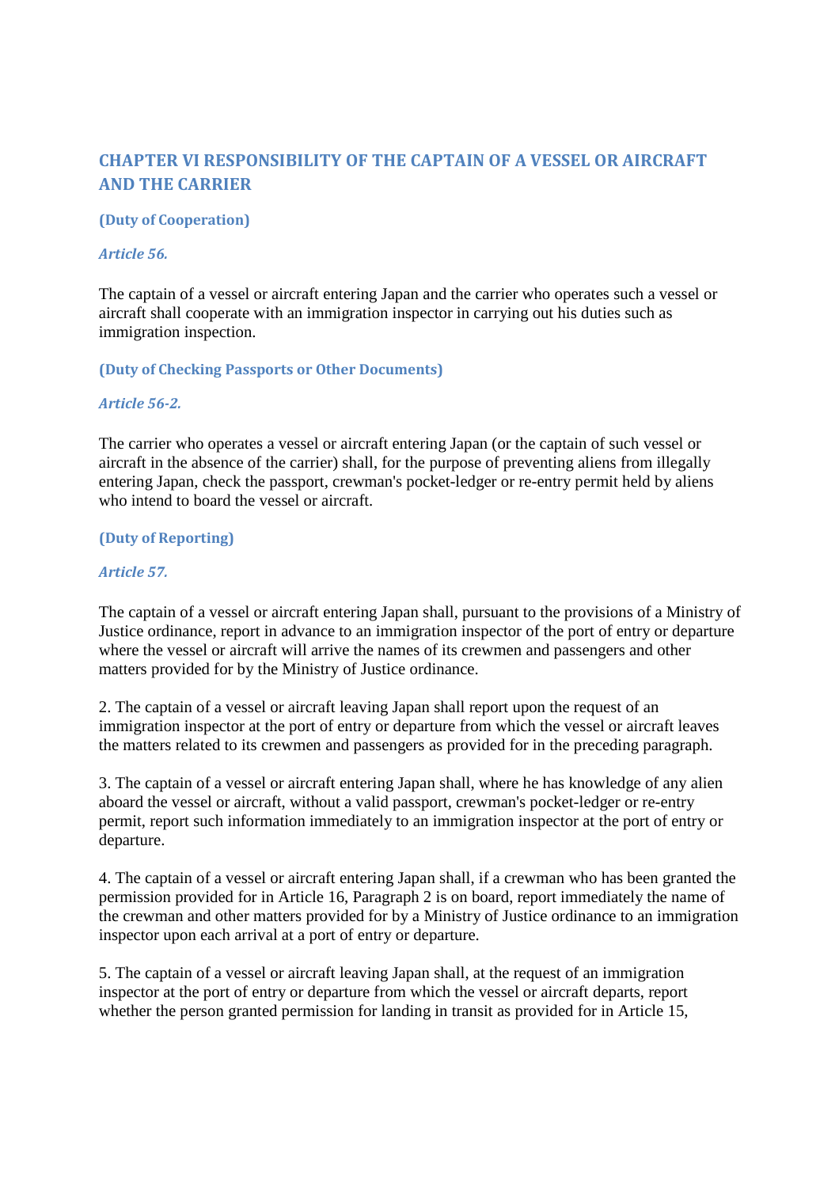## CHAPTER VI RESPONSIBILITY OF THE CAPTAIN OF A VESSEL OR AIRCRAFT AND THE CARRIER

**(Duty of Cooperation)**

***Article 56.***

The captain of a vessel or aircraft entering Japan and the carrier who operates such a vessel or aircraft shall cooperate with an immigration inspector in carrying out his duties such as immigration inspection.

**(Duty of Checking Passports or Other Documents)**

***Article 56-2.***

The carrier who operates a vessel or aircraft entering Japan (or the captain of such vessel or aircraft in the absence of the carrier) shall, for the purpose of preventing aliens from illegally entering Japan, check the passport, crewman's pocket-ledger or re-entry permit held by aliens who intend to board the vessel or aircraft.

**(Duty of Reporting)**

***Article 57.***

The captain of a vessel or aircraft entering Japan shall, pursuant to the provisions of a Ministry of Justice ordinance, report in advance to an immigration inspector of the port of entry or departure where the vessel or aircraft will arrive the names of its crewmen and passengers and other matters provided for by the Ministry of Justice ordinance.

2. The captain of a vessel or aircraft leaving Japan shall report upon the request of an immigration inspector at the port of entry or departure from which the vessel or aircraft leaves the matters related to its crewmen and passengers as provided for in the preceding paragraph.

3. The captain of a vessel or aircraft entering Japan shall, where he has knowledge of any alien aboard the vessel or aircraft, without a valid passport, crewman's pocket-ledger or re-entry permit, report such information immediately to an immigration inspector at the port of entry or departure.

4. The captain of a vessel or aircraft entering Japan shall, if a crewman who has been granted the permission provided for in Article 16, Paragraph 2 is on board, report immediately the name of the crewman and other matters provided for by a Ministry of Justice ordinance to an immigration inspector upon each arrival at a port of entry or departure.

5. The captain of a vessel or aircraft leaving Japan shall, at the request of an immigration inspector at the port of entry or departure from which the vessel or aircraft departs, report whether the person granted permission for landing in transit as provided for in Article 15,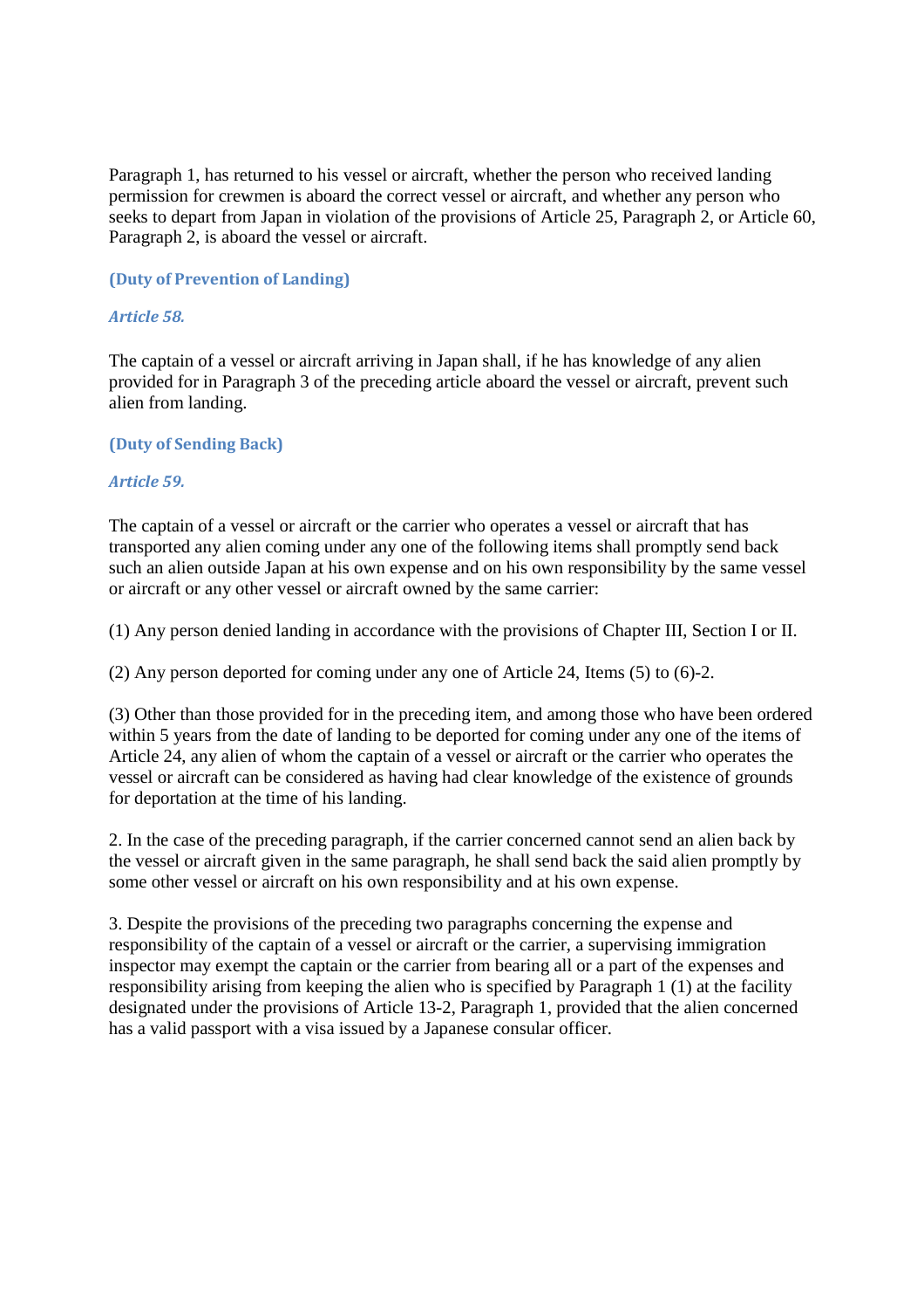Paragraph 1, has returned to his vessel or aircraft, whether the person who received landing permission for crewmen is aboard the correct vessel or aircraft, and whether any person who seeks to depart from Japan in violation of the provisions of Article 25, Paragraph 2, or Article 60, Paragraph 2, is aboard the vessel or aircraft.

**(Duty of Prevention of Landing)**

***Article 58.***

The captain of a vessel or aircraft arriving in Japan shall, if he has knowledge of any alien provided for in Paragraph 3 of the preceding article aboard the vessel or aircraft, prevent such alien from landing.

**(Duty of Sending Back)**

***Article 59.***

The captain of a vessel or aircraft or the carrier who operates a vessel or aircraft that has transported any alien coming under any one of the following items shall promptly send back such an alien outside Japan at his own expense and on his own responsibility by the same vessel or aircraft or any other vessel or aircraft owned by the same carrier:

(1) Any person denied landing in accordance with the provisions of Chapter III, Section I or II.

(2) Any person deported for coming under any one of Article 24, Items (5) to (6)-2.

(3) Other than those provided for in the preceding item, and among those who have been ordered within 5 years from the date of landing to be deported for coming under any one of the items of Article 24, any alien of whom the captain of a vessel or aircraft or the carrier who operates the vessel or aircraft can be considered as having had clear knowledge of the existence of grounds for deportation at the time of his landing.

2. In the case of the preceding paragraph, if the carrier concerned cannot send an alien back by the vessel or aircraft given in the same paragraph, he shall send back the said alien promptly by some other vessel or aircraft on his own responsibility and at his own expense.

3. Despite the provisions of the preceding two paragraphs concerning the expense and responsibility of the captain of a vessel or aircraft or the carrier, a supervising immigration inspector may exempt the captain or the carrier from bearing all or a part of the expenses and responsibility arising from keeping the alien who is specified by Paragraph 1 (1) at the facility designated under the provisions of Article 13-2, Paragraph 1, provided that the alien concerned has a valid passport with a visa issued by a Japanese consular officer.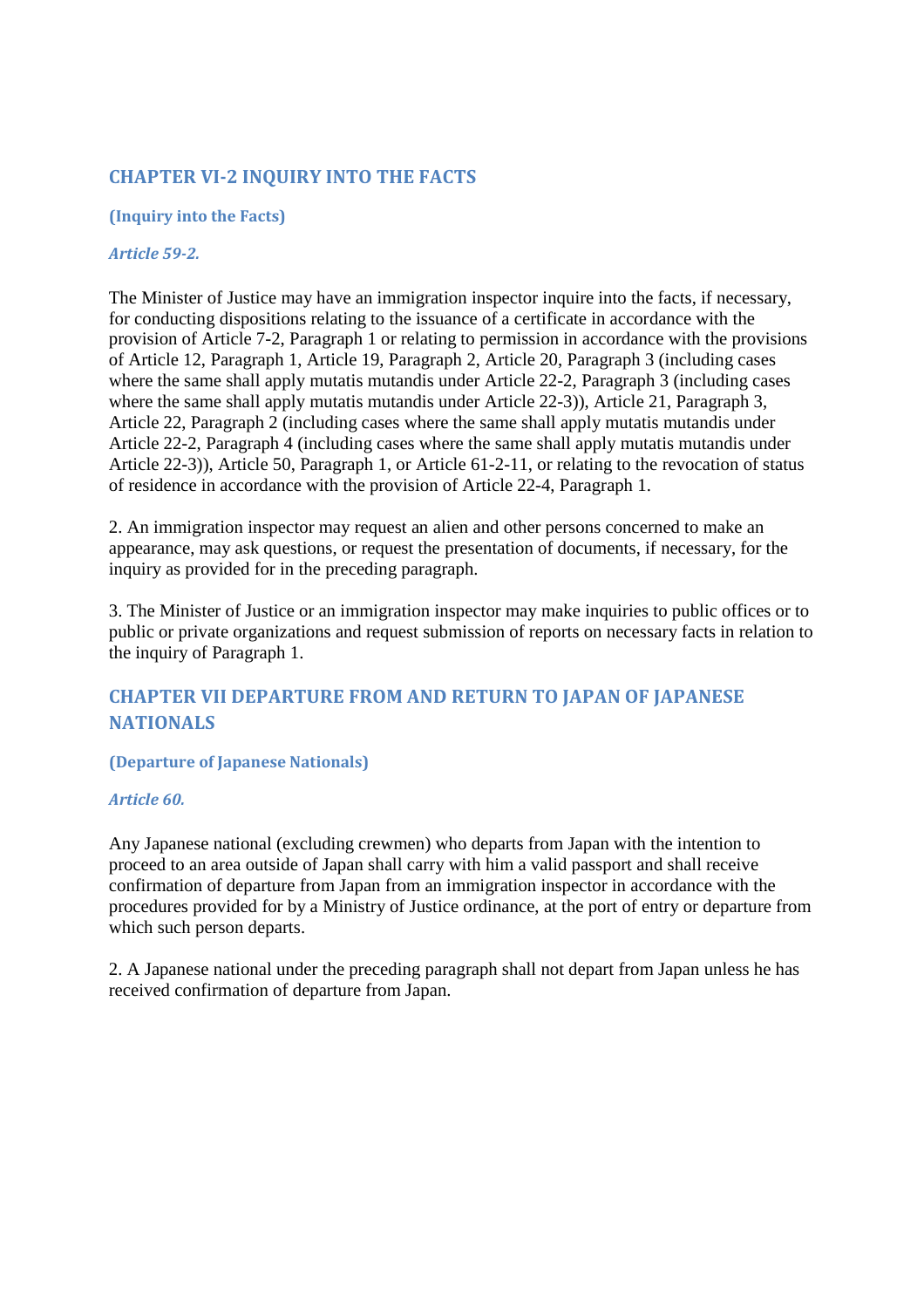## CHAPTER VI-2 INQUIRY INTO THE FACTS

#### (Inquiry into the Facts)

#### *Article 59-2.*

The Minister of Justice may have an immigration inspector inquire into the facts, if necessary, for conducting dispositions relating to the issuance of a certificate in accordance with the provision of Article 7-2, Paragraph 1 or relating to permission in accordance with the provisions of Article 12, Paragraph 1, Article 19, Paragraph 2, Article 20, Paragraph 3 (including cases where the same shall apply mutatis mutandis under Article 22-2, Paragraph 3 (including cases where the same shall apply mutatis mutandis under Article 22-3)), Article 21, Paragraph 3, Article 22, Paragraph 2 (including cases where the same shall apply mutatis mutandis under Article 22-2, Paragraph 4 (including cases where the same shall apply mutatis mutandis under Article 22-3)), Article 50, Paragraph 1, or Article 61-2-11, or relating to the revocation of status of residence in accordance with the provision of Article 22-4, Paragraph 1.

2. An immigration inspector may request an alien and other persons concerned to make an appearance, may ask questions, or request the presentation of documents, if necessary, for the inquiry as provided for in the preceding paragraph.

3. The Minister of Justice or an immigration inspector may make inquiries to public offices or to public or private organizations and request submission of reports on necessary facts in relation to the inquiry of Paragraph 1.

## CHAPTER VII DEPARTURE FROM AND RETURN TO JAPAN OF JAPANESE NATIONALS

#### (Departure of Japanese Nationals)

#### *Article 60.*

Any Japanese national (excluding crewmen) who departs from Japan with the intention to proceed to an area outside of Japan shall carry with him a valid passport and shall receive confirmation of departure from Japan from an immigration inspector in accordance with the procedures provided for by a Ministry of Justice ordinance, at the port of entry or departure from which such person departs.

2. A Japanese national under the preceding paragraph shall not depart from Japan unless he has received confirmation of departure from Japan.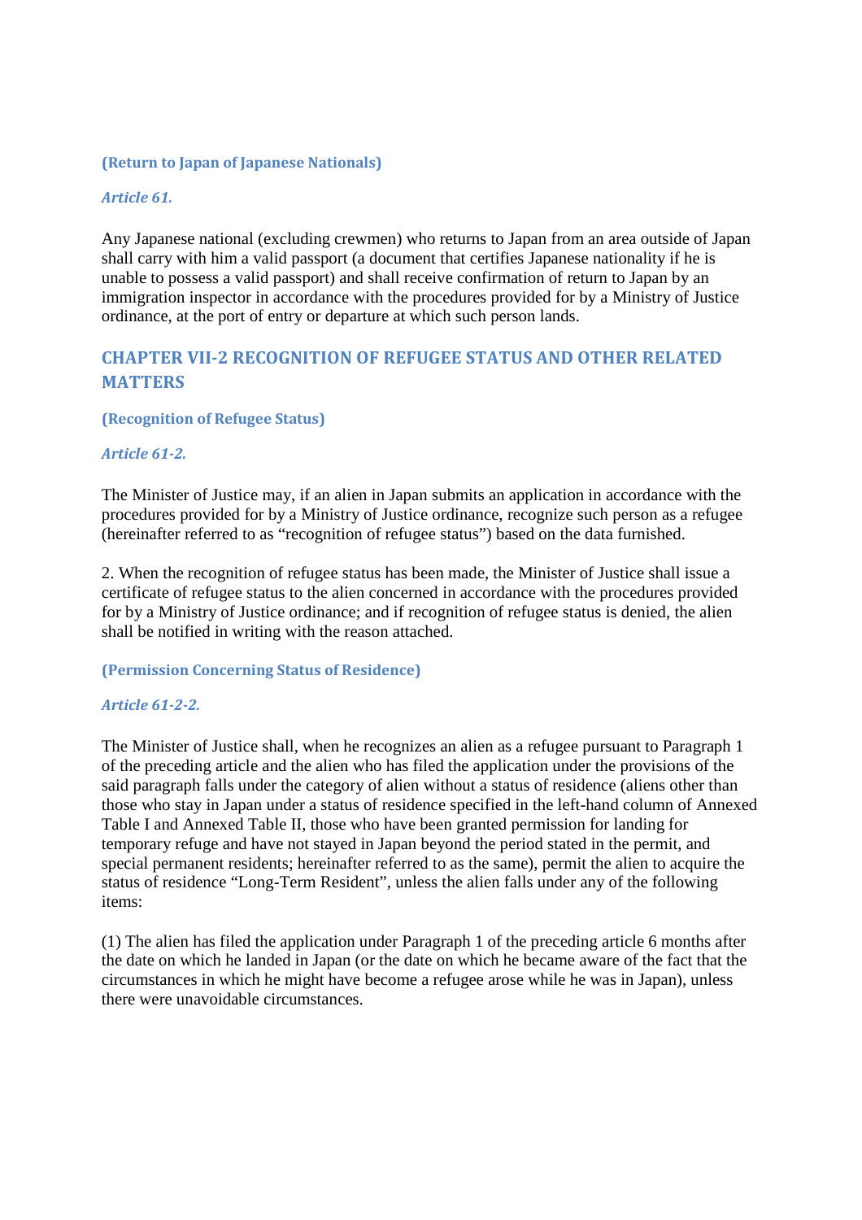**(Return to Japan of Japanese Nationals)**

***Article 61.***

Any Japanese national (excluding crewmen) who returns to Japan from an area outside of Japan shall carry with him a valid passport (a document that certifies Japanese nationality if he is unable to possess a valid passport) and shall receive confirmation of return to Japan by an immigration inspector in accordance with the procedures provided for by a Ministry of Justice ordinance, at the port of entry or departure at which such person lands.

## CHAPTER VII-2 RECOGNITION OF REFUGEE STATUS AND OTHER RELATED MATTERS

**(Recognition of Refugee Status)**

***Article 61-2.***

The Minister of Justice may, if an alien in Japan submits an application in accordance with the procedures provided for by a Ministry of Justice ordinance, recognize such person as a refugee (hereinafter referred to as "recognition of refugee status") based on the data furnished.

2. When the recognition of refugee status has been made, the Minister of Justice shall issue a certificate of refugee status to the alien concerned in accordance with the procedures provided for by a Ministry of Justice ordinance; and if recognition of refugee status is denied, the alien shall be notified in writing with the reason attached.

**(Permission Concerning Status of Residence)**

***Article 61-2-2.***

The Minister of Justice shall, when he recognizes an alien as a refugee pursuant to Paragraph 1 of the preceding article and the alien who has filed the application under the provisions of the said paragraph falls under the category of alien without a status of residence (aliens other than those who stay in Japan under a status of residence specified in the left-hand column of Annexed Table I and Annexed Table II, those who have been granted permission for landing for temporary refuge and have not stayed in Japan beyond the period stated in the permit, and special permanent residents; hereinafter referred to as the same), permit the alien to acquire the status of residence "Long-Term Resident", unless the alien falls under any of the following items:

(1) The alien has filed the application under Paragraph 1 of the preceding article 6 months after the date on which he landed in Japan (or the date on which he became aware of the fact that the circumstances in which he might have become a refugee arose while he was in Japan), unless there were unavoidable circumstances.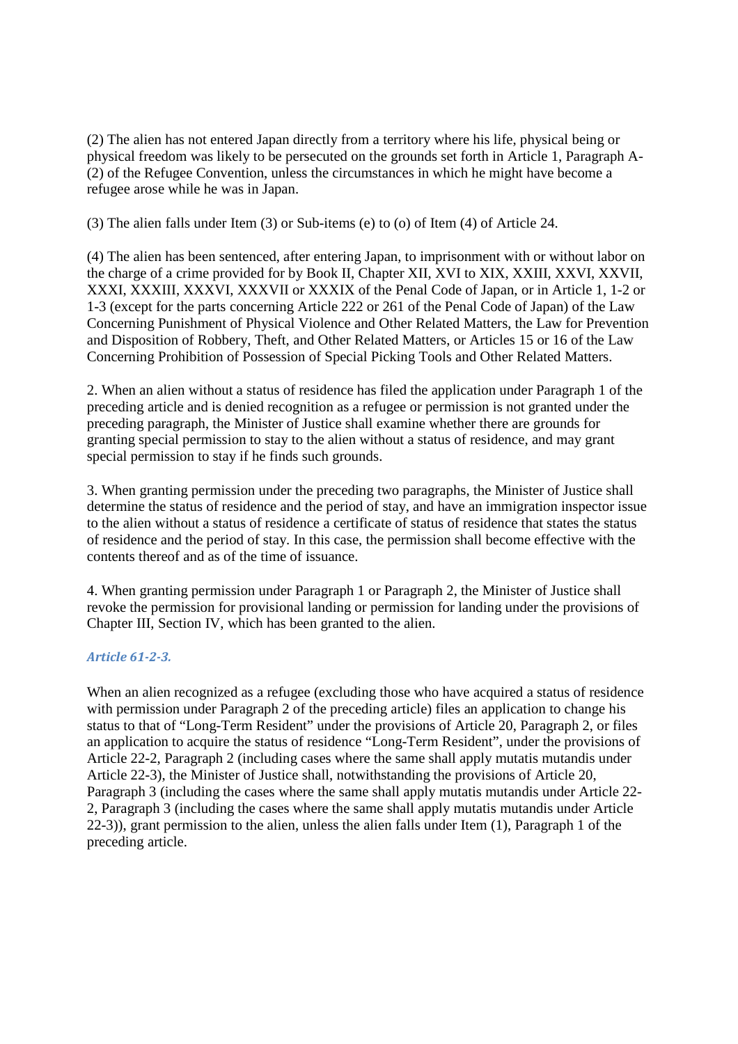(2) The alien has not entered Japan directly from a territory where his life, physical being or physical freedom was likely to be persecuted on the grounds set forth in Article 1, Paragraph A-(2) of the Refugee Convention, unless the circumstances in which he might have become a refugee arose while he was in Japan.

(3) The alien falls under Item (3) or Sub-items (e) to (o) of Item (4) of Article 24.

(4) The alien has been sentenced, after entering Japan, to imprisonment with or without labor on the charge of a crime provided for by Book II, Chapter XII, XVI to XIX, XXIII, XXVI, XXVII, XXXI, XXXIII, XXXVI, XXXVII or XXXIX of the Penal Code of Japan, or in Article 1, 1-2 or 1-3 (except for the parts concerning Article 222 or 261 of the Penal Code of Japan) of the Law Concerning Punishment of Physical Violence and Other Related Matters, the Law for Prevention and Disposition of Robbery, Theft, and Other Related Matters, or Articles 15 or 16 of the Law Concerning Prohibition of Possession of Special Picking Tools and Other Related Matters.

2. When an alien without a status of residence has filed the application under Paragraph 1 of the preceding article and is denied recognition as a refugee or permission is not granted under the preceding paragraph, the Minister of Justice shall examine whether there are grounds for granting special permission to stay to the alien without a status of residence, and may grant special permission to stay if he finds such grounds.

3. When granting permission under the preceding two paragraphs, the Minister of Justice shall determine the status of residence and the period of stay, and have an immigration inspector issue to the alien without a status of residence a certificate of status of residence that states the status of residence and the period of stay. In this case, the permission shall become effective with the contents thereof and as of the time of issuance.

4. When granting permission under Paragraph 1 or Paragraph 2, the Minister of Justice shall revoke the permission for provisional landing or permission for landing under the provisions of Chapter III, Section IV, which has been granted to the alien.

### *Article 61-2-3.*

When an alien recognized as a refugee (excluding those who have acquired a status of residence with permission under Paragraph 2 of the preceding article) files an application to change his status to that of "Long-Term Resident" under the provisions of Article 20, Paragraph 2, or files an application to acquire the status of residence "Long-Term Resident", under the provisions of Article 22-2, Paragraph 2 (including cases where the same shall apply mutatis mutandis under Article 22-3), the Minister of Justice shall, notwithstanding the provisions of Article 20, Paragraph 3 (including the cases where the same shall apply mutatis mutandis under Article 22-2, Paragraph 3 (including the cases where the same shall apply mutatis mutandis under Article 22-3)), grant permission to the alien, unless the alien falls under Item (1), Paragraph 1 of the preceding article.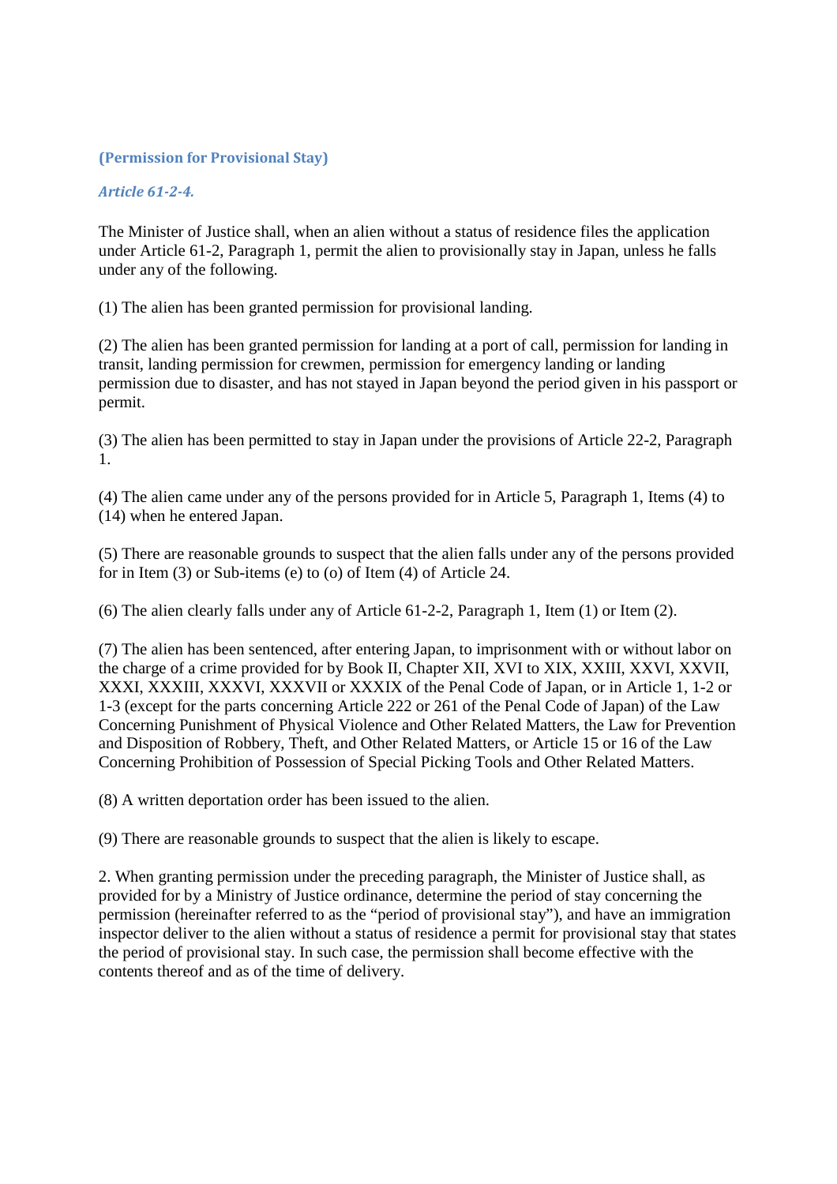**(Permission for Provisional Stay)**

***Article 61-2-4.***

The Minister of Justice shall, when an alien without a status of residence files the application under Article 61-2, Paragraph 1, permit the alien to provisionally stay in Japan, unless he falls under any of the following.

(1) The alien has been granted permission for provisional landing.

(2) The alien has been granted permission for landing at a port of call, permission for landing in transit, landing permission for crewmen, permission for emergency landing or landing permission due to disaster, and has not stayed in Japan beyond the period given in his passport or permit.

(3) The alien has been permitted to stay in Japan under the provisions of Article 22-2, Paragraph 1.

(4) The alien came under any of the persons provided for in Article 5, Paragraph 1, Items (4) to (14) when he entered Japan.

(5) There are reasonable grounds to suspect that the alien falls under any of the persons provided for in Item (3) or Sub-items (e) to (o) of Item (4) of Article 24.

(6) The alien clearly falls under any of Article 61-2-2, Paragraph 1, Item (1) or Item (2).

(7) The alien has been sentenced, after entering Japan, to imprisonment with or without labor on the charge of a crime provided for by Book II, Chapter XII, XVI to XIX, XXIII, XXVI, XXVII, XXXI, XXXIII, XXXVI, XXXVII or XXXIX of the Penal Code of Japan, or in Article 1, 1-2 or 1-3 (except for the parts concerning Article 222 or 261 of the Penal Code of Japan) of the Law Concerning Punishment of Physical Violence and Other Related Matters, the Law for Prevention and Disposition of Robbery, Theft, and Other Related Matters, or Article 15 or 16 of the Law Concerning Prohibition of Possession of Special Picking Tools and Other Related Matters.

(8) A written deportation order has been issued to the alien.

(9) There are reasonable grounds to suspect that the alien is likely to escape.

2. When granting permission under the preceding paragraph, the Minister of Justice shall, as provided for by a Ministry of Justice ordinance, determine the period of stay concerning the permission (hereinafter referred to as the "period of provisional stay"), and have an immigration inspector deliver to the alien without a status of residence a permit for provisional stay that states the period of provisional stay. In such case, the permission shall become effective with the contents thereof and as of the time of delivery.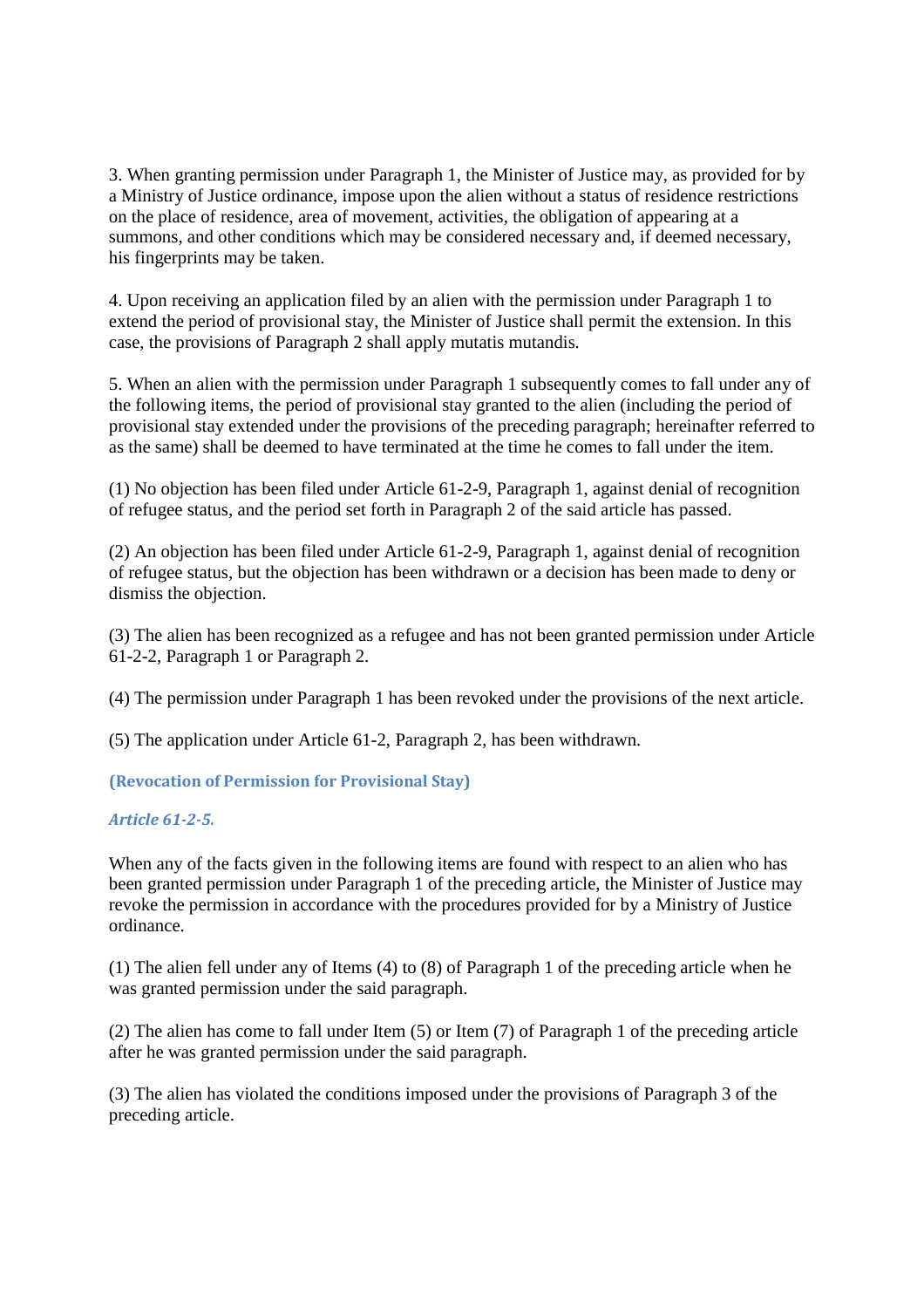3. When granting permission under Paragraph 1, the Minister of Justice may, as provided for by a Ministry of Justice ordinance, impose upon the alien without a status of residence restrictions on the place of residence, area of movement, activities, the obligation of appearing at a summons, and other conditions which may be considered necessary and, if deemed necessary, his fingerprints may be taken.

4. Upon receiving an application filed by an alien with the permission under Paragraph 1 to extend the period of provisional stay, the Minister of Justice shall permit the extension. In this case, the provisions of Paragraph 2 shall apply mutatis mutandis.

5. When an alien with the permission under Paragraph 1 subsequently comes to fall under any of the following items, the period of provisional stay granted to the alien (including the period of provisional stay extended under the provisions of the preceding paragraph; hereinafter referred to as the same) shall be deemed to have terminated at the time he comes to fall under the item.

(1) No objection has been filed under Article 61-2-9, Paragraph 1, against denial of recognition of refugee status, and the period set forth in Paragraph 2 of the said article has passed.

(2) An objection has been filed under Article 61-2-9, Paragraph 1, against denial of recognition of refugee status, but the objection has been withdrawn or a decision has been made to deny or dismiss the objection.

(3) The alien has been recognized as a refugee and has not been granted permission under Article 61-2-2, Paragraph 1 or Paragraph 2.

(4) The permission under Paragraph 1 has been revoked under the provisions of the next article.

(5) The application under Article 61-2, Paragraph 2, has been withdrawn.

**(Revocation of Permission for Provisional Stay)**

***Article 61-2-5.***

When any of the facts given in the following items are found with respect to an alien who has been granted permission under Paragraph 1 of the preceding article, the Minister of Justice may revoke the permission in accordance with the procedures provided for by a Ministry of Justice ordinance.

(1) The alien fell under any of Items (4) to (8) of Paragraph 1 of the preceding article when he was granted permission under the said paragraph.

(2) The alien has come to fall under Item (5) or Item (7) of Paragraph 1 of the preceding article after he was granted permission under the said paragraph.

(3) The alien has violated the conditions imposed under the provisions of Paragraph 3 of the preceding article.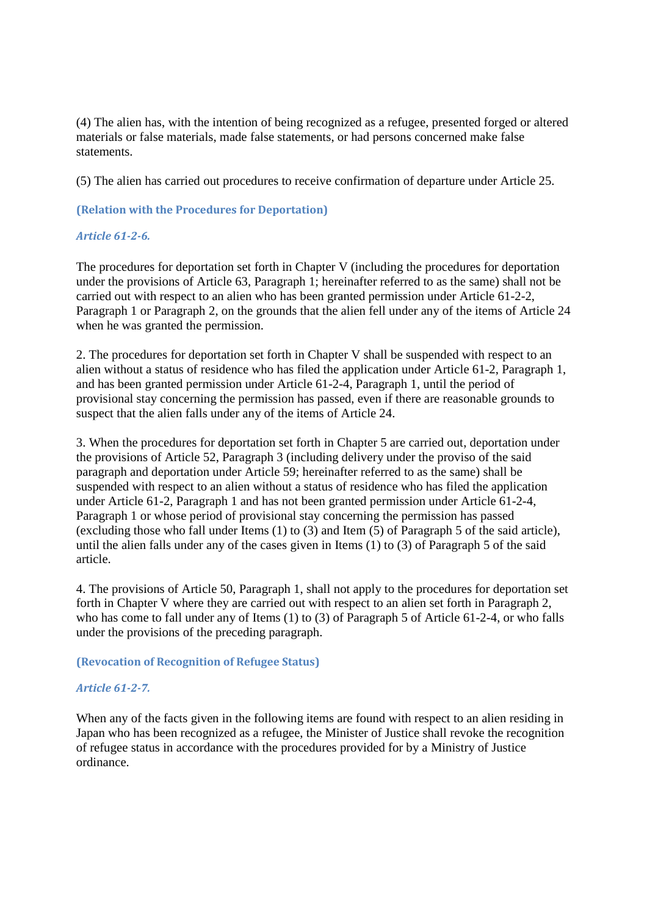(4) The alien has, with the intention of being recognized as a refugee, presented forged or altered materials or false materials, made false statements, or had persons concerned make false statements.

(5) The alien has carried out procedures to receive confirmation of departure under Article 25.

**(Relation with the Procedures for Deportation)**

***Article 61-2-6.***

The procedures for deportation set forth in Chapter V (including the procedures for deportation under the provisions of Article 63, Paragraph 1; hereinafter referred to as the same) shall not be carried out with respect to an alien who has been granted permission under Article 61-2-2, Paragraph 1 or Paragraph 2, on the grounds that the alien fell under any of the items of Article 24 when he was granted the permission.

2. The procedures for deportation set forth in Chapter V shall be suspended with respect to an alien without a status of residence who has filed the application under Article 61-2, Paragraph 1, and has been granted permission under Article 61-2-4, Paragraph 1, until the period of provisional stay concerning the permission has passed, even if there are reasonable grounds to suspect that the alien falls under any of the items of Article 24.

3. When the procedures for deportation set forth in Chapter 5 are carried out, deportation under the provisions of Article 52, Paragraph 3 (including delivery under the proviso of the said paragraph and deportation under Article 59; hereinafter referred to as the same) shall be suspended with respect to an alien without a status of residence who has filed the application under Article 61-2, Paragraph 1 and has not been granted permission under Article 61-2-4, Paragraph 1 or whose period of provisional stay concerning the permission has passed (excluding those who fall under Items (1) to (3) and Item (5) of Paragraph 5 of the said article), until the alien falls under any of the cases given in Items (1) to (3) of Paragraph 5 of the said article.

4. The provisions of Article 50, Paragraph 1, shall not apply to the procedures for deportation set forth in Chapter V where they are carried out with respect to an alien set forth in Paragraph 2, who has come to fall under any of Items (1) to (3) of Paragraph 5 of Article 61-2-4, or who falls under the provisions of the preceding paragraph.

**(Revocation of Recognition of Refugee Status)**

***Article 61-2-7.***

When any of the facts given in the following items are found with respect to an alien residing in Japan who has been recognized as a refugee, the Minister of Justice shall revoke the recognition of refugee status in accordance with the procedures provided for by a Ministry of Justice ordinance.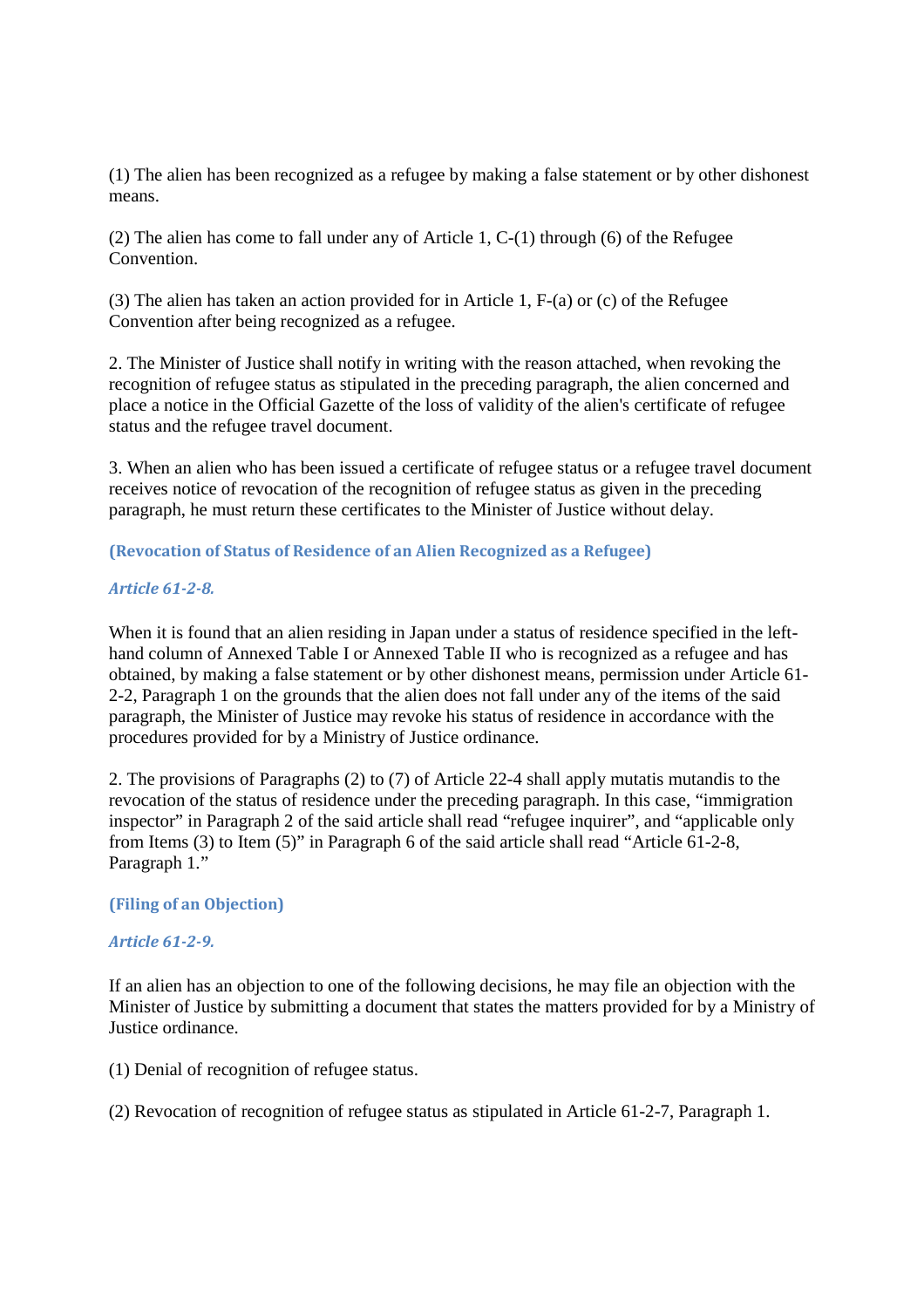(1) The alien has been recognized as a refugee by making a false statement or by other dishonest means.

(2) The alien has come to fall under any of Article 1, C-(1) through (6) of the Refugee Convention.

(3) The alien has taken an action provided for in Article 1, F-(a) or (c) of the Refugee Convention after being recognized as a refugee.

2. The Minister of Justice shall notify in writing with the reason attached, when revoking the recognition of refugee status as stipulated in the preceding paragraph, the alien concerned and place a notice in the Official Gazette of the loss of validity of the alien's certificate of refugee status and the refugee travel document.

3. When an alien who has been issued a certificate of refugee status or a refugee travel document receives notice of revocation of the recognition of refugee status as given in the preceding paragraph, he must return these certificates to the Minister of Justice without delay.

**(Revocation of Status of Residence of an Alien Recognized as a Refugee)**

***Article 61-2-8.***

When it is found that an alien residing in Japan under a status of residence specified in the left-hand column of Annexed Table I or Annexed Table II who is recognized as a refugee and has obtained, by making a false statement or by other dishonest means, permission under Article 61-2-2, Paragraph 1 on the grounds that the alien does not fall under any of the items of the said paragraph, the Minister of Justice may revoke his status of residence in accordance with the procedures provided for by a Ministry of Justice ordinance.

2. The provisions of Paragraphs (2) to (7) of Article 22-4 shall apply mutatis mutandis to the revocation of the status of residence under the preceding paragraph. In this case, "immigration inspector" in Paragraph 2 of the said article shall read "refugee inquirer", and "applicable only from Items (3) to Item (5)" in Paragraph 6 of the said article shall read "Article 61-2-8, Paragraph 1."

**(Filing of an Objection)**

***Article 61-2-9.***

If an alien has an objection to one of the following decisions, he may file an objection with the Minister of Justice by submitting a document that states the matters provided for by a Ministry of Justice ordinance.

(1) Denial of recognition of refugee status.

(2) Revocation of recognition of refugee status as stipulated in Article 61-2-7, Paragraph 1.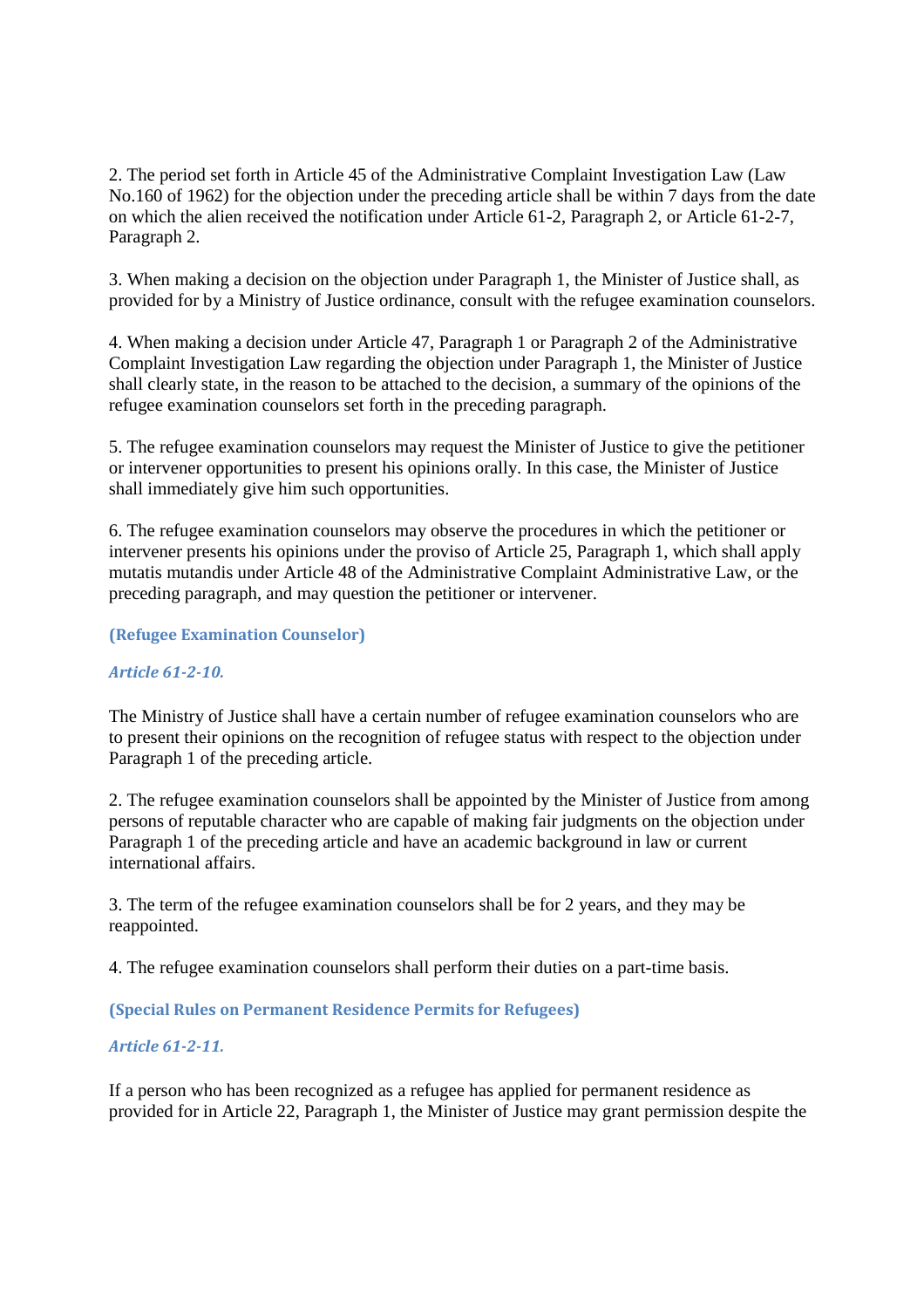2. The period set forth in Article 45 of the Administrative Complaint Investigation Law (Law No.160 of 1962) for the objection under the preceding article shall be within 7 days from the date on which the alien received the notification under Article 61-2, Paragraph 2, or Article 61-2-7, Paragraph 2.

3. When making a decision on the objection under Paragraph 1, the Minister of Justice shall, as provided for by a Ministry of Justice ordinance, consult with the refugee examination counselors.

4. When making a decision under Article 47, Paragraph 1 or Paragraph 2 of the Administrative Complaint Investigation Law regarding the objection under Paragraph 1, the Minister of Justice shall clearly state, in the reason to be attached to the decision, a summary of the opinions of the refugee examination counselors set forth in the preceding paragraph.

5. The refugee examination counselors may request the Minister of Justice to give the petitioner or intervener opportunities to present his opinions orally. In this case, the Minister of Justice shall immediately give him such opportunities.

6. The refugee examination counselors may observe the procedures in which the petitioner or intervener presents his opinions under the proviso of Article 25, Paragraph 1, which shall apply mutatis mutandis under Article 48 of the Administrative Complaint Administrative Law, or the preceding paragraph, and may question the petitioner or intervener.

**(Refugee Examination Counselor)**

***Article 61-2-10.***

The Ministry of Justice shall have a certain number of refugee examination counselors who are to present their opinions on the recognition of refugee status with respect to the objection under Paragraph 1 of the preceding article.

2. The refugee examination counselors shall be appointed by the Minister of Justice from among persons of reputable character who are capable of making fair judgments on the objection under Paragraph 1 of the preceding article and have an academic background in law or current international affairs.

3. The term of the refugee examination counselors shall be for 2 years, and they may be reappointed.

4. The refugee examination counselors shall perform their duties on a part-time basis.

**(Special Rules on Permanent Residence Permits for Refugees)**

***Article 61-2-11.***

If a person who has been recognized as a refugee has applied for permanent residence as provided for in Article 22, Paragraph 1, the Minister of Justice may grant permission despite the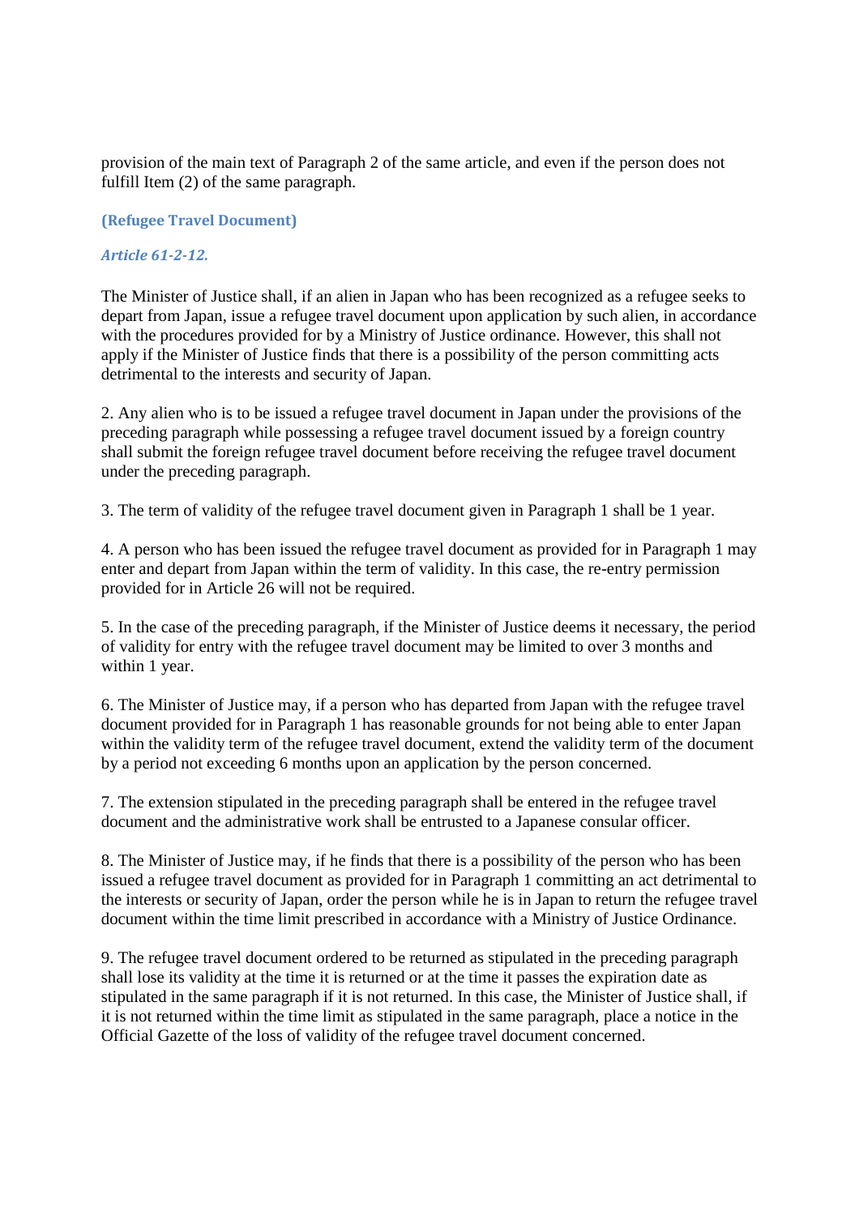provision of the main text of Paragraph 2 of the same article, and even if the person does not fulfill Item (2) of the same paragraph.

**(Refugee Travel Document)**

***Article 61-2-12.***

The Minister of Justice shall, if an alien in Japan who has been recognized as a refugee seeks to depart from Japan, issue a refugee travel document upon application by such alien, in accordance with the procedures provided for by a Ministry of Justice ordinance. However, this shall not apply if the Minister of Justice finds that there is a possibility of the person committing acts detrimental to the interests and security of Japan.

2. Any alien who is to be issued a refugee travel document in Japan under the provisions of the preceding paragraph while possessing a refugee travel document issued by a foreign country shall submit the foreign refugee travel document before receiving the refugee travel document under the preceding paragraph.

3. The term of validity of the refugee travel document given in Paragraph 1 shall be 1 year.

4. A person who has been issued the refugee travel document as provided for in Paragraph 1 may enter and depart from Japan within the term of validity. In this case, the re-entry permission provided for in Article 26 will not be required.

5. In the case of the preceding paragraph, if the Minister of Justice deems it necessary, the period of validity for entry with the refugee travel document may be limited to over 3 months and within 1 year.

6. The Minister of Justice may, if a person who has departed from Japan with the refugee travel document provided for in Paragraph 1 has reasonable grounds for not being able to enter Japan within the validity term of the refugee travel document, extend the validity term of the document by a period not exceeding 6 months upon an application by the person concerned.

7. The extension stipulated in the preceding paragraph shall be entered in the refugee travel document and the administrative work shall be entrusted to a Japanese consular officer.

8. The Minister of Justice may, if he finds that there is a possibility of the person who has been issued a refugee travel document as provided for in Paragraph 1 committing an act detrimental to the interests or security of Japan, order the person while he is in Japan to return the refugee travel document within the time limit prescribed in accordance with a Ministry of Justice Ordinance.

9. The refugee travel document ordered to be returned as stipulated in the preceding paragraph shall lose its validity at the time it is returned or at the time it passes the expiration date as stipulated in the same paragraph if it is not returned. In this case, the Minister of Justice shall, if it is not returned within the time limit as stipulated in the same paragraph, place a notice in the Official Gazette of the loss of validity of the refugee travel document concerned.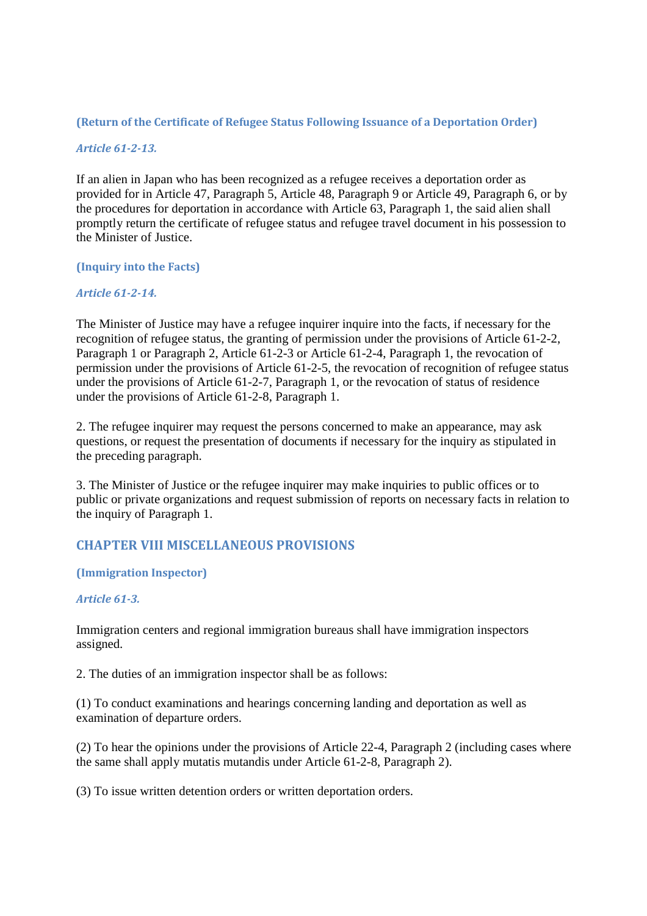**(Return of the Certificate of Refugee Status Following Issuance of a Deportation Order)**

***Article 61-2-13.***

If an alien in Japan who has been recognized as a refugee receives a deportation order as provided for in Article 47, Paragraph 5, Article 48, Paragraph 9 or Article 49, Paragraph 6, or by the procedures for deportation in accordance with Article 63, Paragraph 1, the said alien shall promptly return the certificate of refugee status and refugee travel document in his possession to the Minister of Justice.

**(Inquiry into the Facts)**

***Article 61-2-14.***

The Minister of Justice may have a refugee inquirer inquire into the facts, if necessary for the recognition of refugee status, the granting of permission under the provisions of Article 61-2-2, Paragraph 1 or Paragraph 2, Article 61-2-3 or Article 61-2-4, Paragraph 1, the revocation of permission under the provisions of Article 61-2-5, the revocation of recognition of refugee status under the provisions of Article 61-2-7, Paragraph 1, or the revocation of status of residence under the provisions of Article 61-2-8, Paragraph 1.

2. The refugee inquirer may request the persons concerned to make an appearance, may ask questions, or request the presentation of documents if necessary for the inquiry as stipulated in the preceding paragraph.

3. The Minister of Justice or the refugee inquirer may make inquiries to public offices or to public or private organizations and request submission of reports on necessary facts in relation to the inquiry of Paragraph 1.

## CHAPTER VIII MISCELLANEOUS PROVISIONS

**(Immigration Inspector)**

***Article 61-3.***

Immigration centers and regional immigration bureaus shall have immigration inspectors assigned.

2. The duties of an immigration inspector shall be as follows:

(1) To conduct examinations and hearings concerning landing and deportation as well as examination of departure orders.

(2) To hear the opinions under the provisions of Article 22-4, Paragraph 2 (including cases where the same shall apply mutatis mutandis under Article 61-2-8, Paragraph 2).

(3) To issue written detention orders or written deportation orders.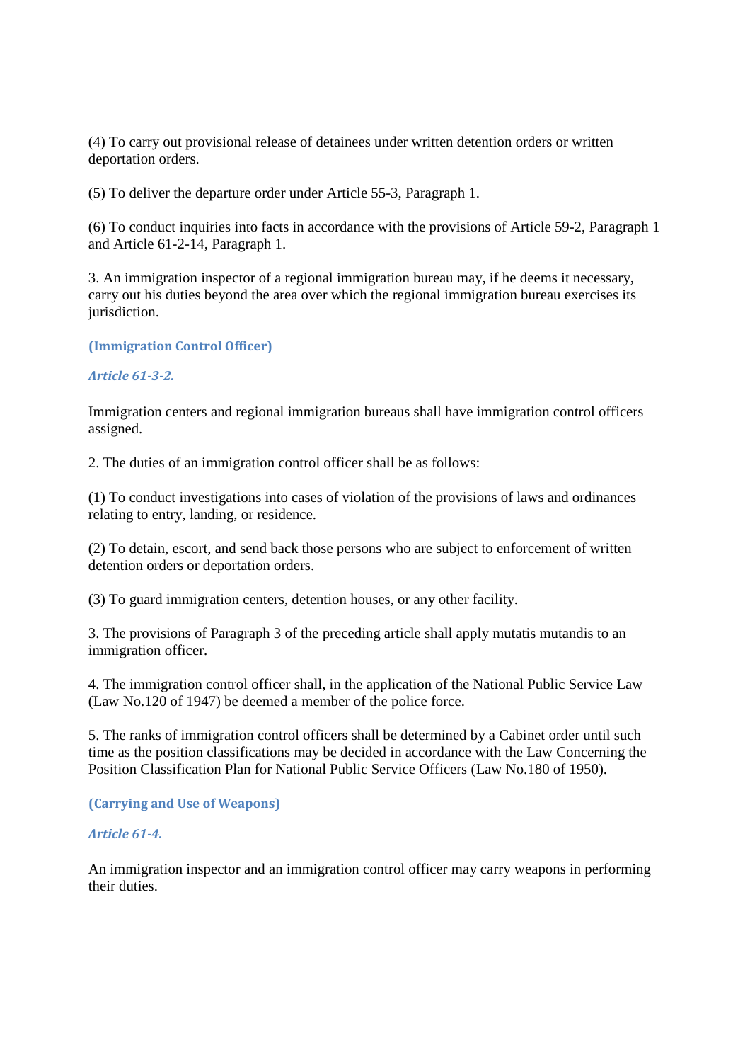(4) To carry out provisional release of detainees under written detention orders or written deportation orders.

(5) To deliver the departure order under Article 55-3, Paragraph 1.

(6) To conduct inquiries into facts in accordance with the provisions of Article 59-2, Paragraph 1 and Article 61-2-14, Paragraph 1.

3. An immigration inspector of a regional immigration bureau may, if he deems it necessary, carry out his duties beyond the area over which the regional immigration bureau exercises its jurisdiction.

**(Immigration Control Officer)**

***Article 61-3-2.***

Immigration centers and regional immigration bureaus shall have immigration control officers assigned.

2. The duties of an immigration control officer shall be as follows:

(1) To conduct investigations into cases of violation of the provisions of laws and ordinances relating to entry, landing, or residence.

(2) To detain, escort, and send back those persons who are subject to enforcement of written detention orders or deportation orders.

(3) To guard immigration centers, detention houses, or any other facility.

3. The provisions of Paragraph 3 of the preceding article shall apply mutatis mutandis to an immigration officer.

4. The immigration control officer shall, in the application of the National Public Service Law (Law No.120 of 1947) be deemed a member of the police force.

5. The ranks of immigration control officers shall be determined by a Cabinet order until such time as the position classifications may be decided in accordance with the Law Concerning the Position Classification Plan for National Public Service Officers (Law No.180 of 1950).

**(Carrying and Use of Weapons)**

***Article 61-4.***

An immigration inspector and an immigration control officer may carry weapons in performing their duties.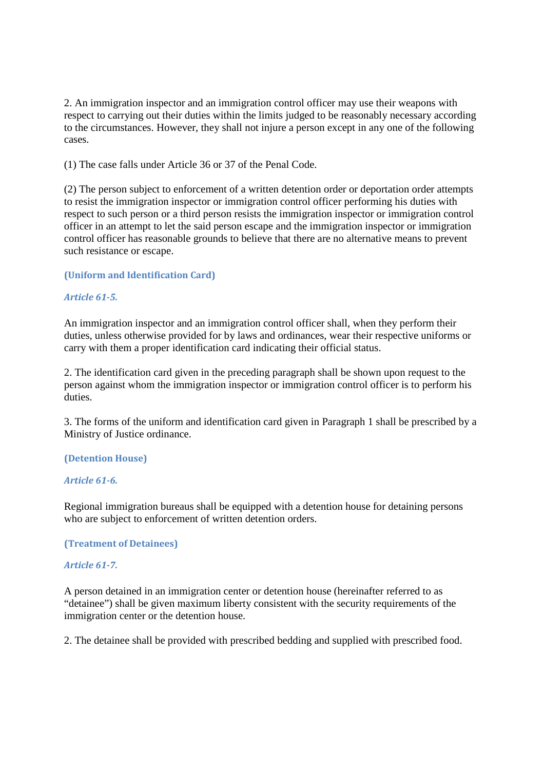2. An immigration inspector and an immigration control officer may use their weapons with respect to carrying out their duties within the limits judged to be reasonably necessary according to the circumstances. However, they shall not injure a person except in any one of the following cases.

(1) The case falls under Article 36 or 37 of the Penal Code.

(2) The person subject to enforcement of a written detention order or deportation order attempts to resist the immigration inspector or immigration control officer performing his duties with respect to such person or a third person resists the immigration inspector or immigration control officer in an attempt to let the said person escape and the immigration inspector or immigration control officer has reasonable grounds to believe that there are no alternative means to prevent such resistance or escape.

**(Uniform and Identification Card)**

***Article 61-5.***

An immigration inspector and an immigration control officer shall, when they perform their duties, unless otherwise provided for by laws and ordinances, wear their respective uniforms or carry with them a proper identification card indicating their official status.

2. The identification card given in the preceding paragraph shall be shown upon request to the person against whom the immigration inspector or immigration control officer is to perform his duties.

3. The forms of the uniform and identification card given in Paragraph 1 shall be prescribed by a Ministry of Justice ordinance.

**(Detention House)**

***Article 61-6.***

Regional immigration bureaus shall be equipped with a detention house for detaining persons who are subject to enforcement of written detention orders.

**(Treatment of Detainees)**

***Article 61-7.***

A person detained in an immigration center or detention house (hereinafter referred to as "detainee") shall be given maximum liberty consistent with the security requirements of the immigration center or the detention house.

2. The detainee shall be provided with prescribed bedding and supplied with prescribed food.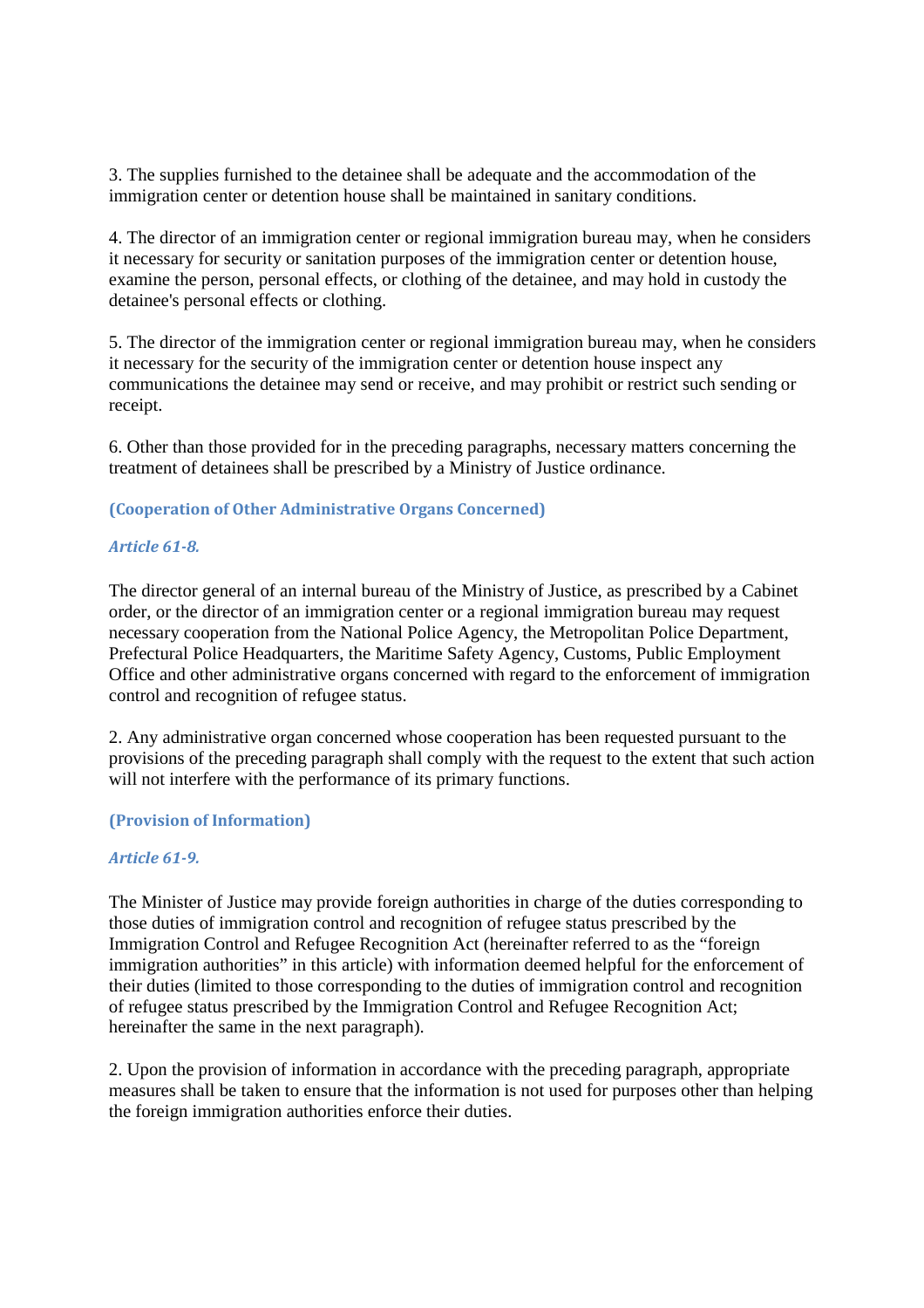3. The supplies furnished to the detainee shall be adequate and the accommodation of the immigration center or detention house shall be maintained in sanitary conditions.

4. The director of an immigration center or regional immigration bureau may, when he considers it necessary for security or sanitation purposes of the immigration center or detention house, examine the person, personal effects, or clothing of the detainee, and may hold in custody the detainee's personal effects or clothing.

5. The director of the immigration center or regional immigration bureau may, when he considers it necessary for the security of the immigration center or detention house inspect any communications the detainee may send or receive, and may prohibit or restrict such sending or receipt.

6. Other than those provided for in the preceding paragraphs, necessary matters concerning the treatment of detainees shall be prescribed by a Ministry of Justice ordinance.

**(Cooperation of Other Administrative Organs Concerned)**

***Article 61-8.***

The director general of an internal bureau of the Ministry of Justice, as prescribed by a Cabinet order, or the director of an immigration center or a regional immigration bureau may request necessary cooperation from the National Police Agency, the Metropolitan Police Department, Prefectural Police Headquarters, the Maritime Safety Agency, Customs, Public Employment Office and other administrative organs concerned with regard to the enforcement of immigration control and recognition of refugee status.

2. Any administrative organ concerned whose cooperation has been requested pursuant to the provisions of the preceding paragraph shall comply with the request to the extent that such action will not interfere with the performance of its primary functions.

**(Provision of Information)**

***Article 61-9.***

The Minister of Justice may provide foreign authorities in charge of the duties corresponding to those duties of immigration control and recognition of refugee status prescribed by the Immigration Control and Refugee Recognition Act (hereinafter referred to as the "foreign immigration authorities" in this article) with information deemed helpful for the enforcement of their duties (limited to those corresponding to the duties of immigration control and recognition of refugee status prescribed by the Immigration Control and Refugee Recognition Act; hereinafter the same in the next paragraph).

2. Upon the provision of information in accordance with the preceding paragraph, appropriate measures shall be taken to ensure that the information is not used for purposes other than helping the foreign immigration authorities enforce their duties.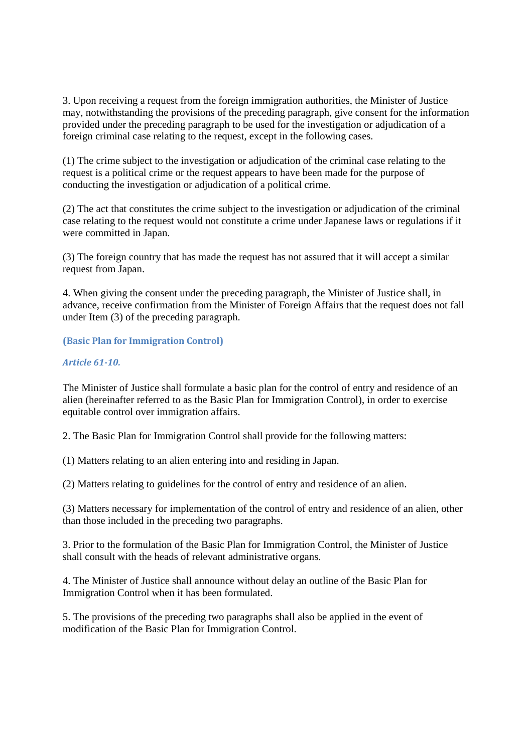3. Upon receiving a request from the foreign immigration authorities, the Minister of Justice may, notwithstanding the provisions of the preceding paragraph, give consent for the information provided under the preceding paragraph to be used for the investigation or adjudication of a foreign criminal case relating to the request, except in the following cases.

(1) The crime subject to the investigation or adjudication of the criminal case relating to the request is a political crime or the request appears to have been made for the purpose of conducting the investigation or adjudication of a political crime.

(2) The act that constitutes the crime subject to the investigation or adjudication of the criminal case relating to the request would not constitute a crime under Japanese laws or regulations if it were committed in Japan.

(3) The foreign country that has made the request has not assured that it will accept a similar request from Japan.

4. When giving the consent under the preceding paragraph, the Minister of Justice shall, in advance, receive confirmation from the Minister of Foreign Affairs that the request does not fall under Item (3) of the preceding paragraph.

**(Basic Plan for Immigration Control)**

***Article 61-10.***

The Minister of Justice shall formulate a basic plan for the control of entry and residence of an alien (hereinafter referred to as the Basic Plan for Immigration Control), in order to exercise equitable control over immigration affairs.

2. The Basic Plan for Immigration Control shall provide for the following matters:

(1) Matters relating to an alien entering into and residing in Japan.

(2) Matters relating to guidelines for the control of entry and residence of an alien.

(3) Matters necessary for implementation of the control of entry and residence of an alien, other than those included in the preceding two paragraphs.

3. Prior to the formulation of the Basic Plan for Immigration Control, the Minister of Justice shall consult with the heads of relevant administrative organs.

4. The Minister of Justice shall announce without delay an outline of the Basic Plan for Immigration Control when it has been formulated.

5. The provisions of the preceding two paragraphs shall also be applied in the event of modification of the Basic Plan for Immigration Control.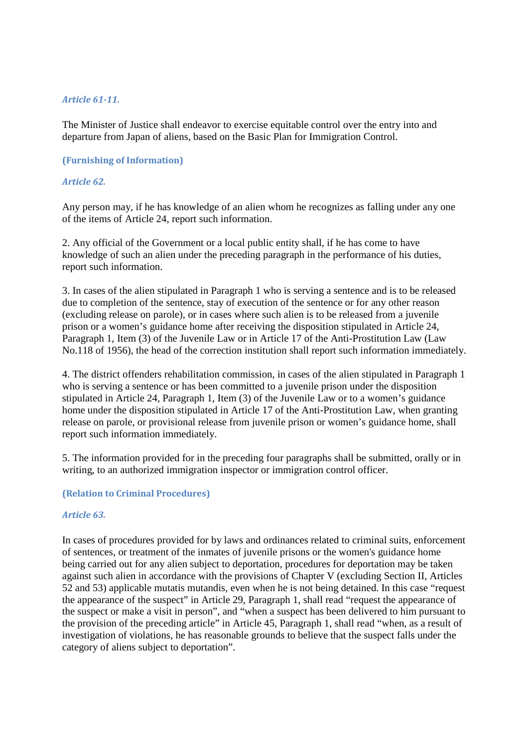*Article 61-11.*

The Minister of Justice shall endeavor to exercise equitable control over the entry into and departure from Japan of aliens, based on the Basic Plan for Immigration Control.

**(Furnishing of Information)**

*Article 62.*

Any person may, if he has knowledge of an alien whom he recognizes as falling under any one of the items of Article 24, report such information.

2. Any official of the Government or a local public entity shall, if he has come to have knowledge of such an alien under the preceding paragraph in the performance of his duties, report such information.

3. In cases of the alien stipulated in Paragraph 1 who is serving a sentence and is to be released due to completion of the sentence, stay of execution of the sentence or for any other reason (excluding release on parole), or in cases where such alien is to be released from a juvenile prison or a women's guidance home after receiving the disposition stipulated in Article 24, Paragraph 1, Item (3) of the Juvenile Law or in Article 17 of the Anti-Prostitution Law (Law No.118 of 1956), the head of the correction institution shall report such information immediately.

4. The district offenders rehabilitation commission, in cases of the alien stipulated in Paragraph 1 who is serving a sentence or has been committed to a juvenile prison under the disposition stipulated in Article 24, Paragraph 1, Item (3) of the Juvenile Law or to a women's guidance home under the disposition stipulated in Article 17 of the Anti-Prostitution Law, when granting release on parole, or provisional release from juvenile prison or women's guidance home, shall report such information immediately.

5. The information provided for in the preceding four paragraphs shall be submitted, orally or in writing, to an authorized immigration inspector or immigration control officer.

**(Relation to Criminal Procedures)**

*Article 63.*

In cases of procedures provided for by laws and ordinances related to criminal suits, enforcement of sentences, or treatment of the inmates of juvenile prisons or the women's guidance home being carried out for any alien subject to deportation, procedures for deportation may be taken against such alien in accordance with the provisions of Chapter V (excluding Section II, Articles 52 and 53) applicable mutatis mutandis, even when he is not being detained. In this case "request the appearance of the suspect" in Article 29, Paragraph 1, shall read "request the appearance of the suspect or make a visit in person", and "when a suspect has been delivered to him pursuant to the provision of the preceding article" in Article 45, Paragraph 1, shall read "when, as a result of investigation of violations, he has reasonable grounds to believe that the suspect falls under the category of aliens subject to deportation".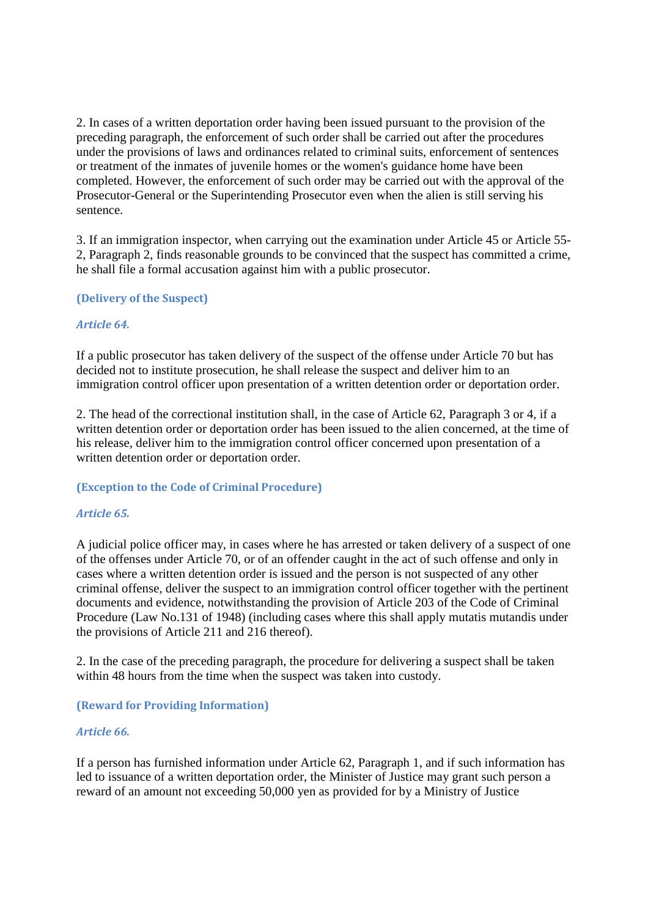2. In cases of a written deportation order having been issued pursuant to the provision of the preceding paragraph, the enforcement of such order shall be carried out after the procedures under the provisions of laws and ordinances related to criminal suits, enforcement of sentences or treatment of the inmates of juvenile homes or the women's guidance home have been completed. However, the enforcement of such order may be carried out with the approval of the Prosecutor-General or the Superintending Prosecutor even when the alien is still serving his sentence.

3. If an immigration inspector, when carrying out the examination under Article 45 or Article 55-2, Paragraph 2, finds reasonable grounds to be convinced that the suspect has committed a crime, he shall file a formal accusation against him with a public prosecutor.

**(Delivery of the Suspect)**

***Article 64.***

If a public prosecutor has taken delivery of the suspect of the offense under Article 70 but has decided not to institute prosecution, he shall release the suspect and deliver him to an immigration control officer upon presentation of a written detention order or deportation order.

2. The head of the correctional institution shall, in the case of Article 62, Paragraph 3 or 4, if a written detention order or deportation order has been issued to the alien concerned, at the time of his release, deliver him to the immigration control officer concerned upon presentation of a written detention order or deportation order.

**(Exception to the Code of Criminal Procedure)**

***Article 65.***

A judicial police officer may, in cases where he has arrested or taken delivery of a suspect of one of the offenses under Article 70, or of an offender caught in the act of such offense and only in cases where a written detention order is issued and the person is not suspected of any other criminal offense, deliver the suspect to an immigration control officer together with the pertinent documents and evidence, notwithstanding the provision of Article 203 of the Code of Criminal Procedure (Law No.131 of 1948) (including cases where this shall apply mutatis mutandis under the provisions of Article 211 and 216 thereof).

2. In the case of the preceding paragraph, the procedure for delivering a suspect shall be taken within 48 hours from the time when the suspect was taken into custody.

**(Reward for Providing Information)**

***Article 66.***

If a person has furnished information under Article 62, Paragraph 1, and if such information has led to issuance of a written deportation order, the Minister of Justice may grant such person a reward of an amount not exceeding 50,000 yen as provided for by a Ministry of Justice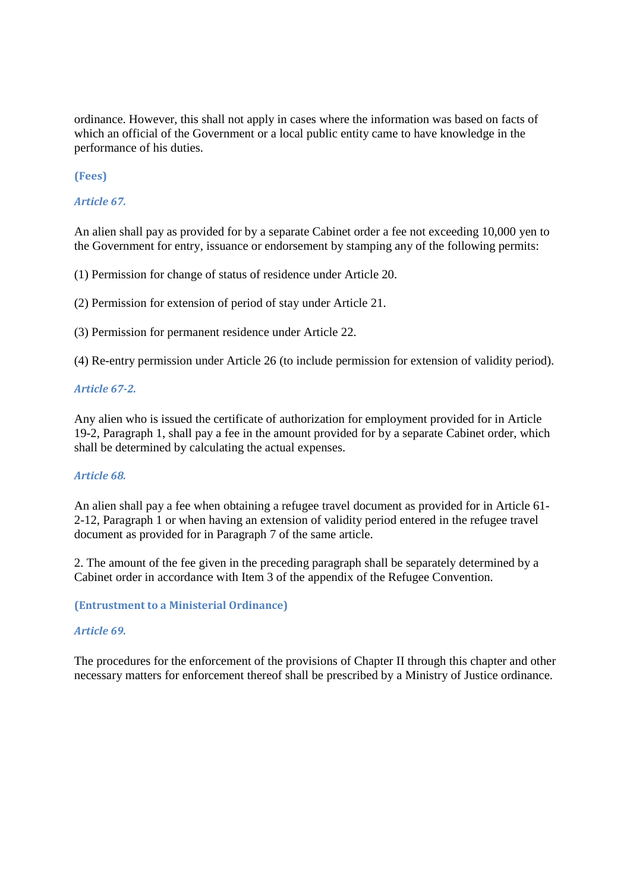ordinance. However, this shall not apply in cases where the information was based on facts of which an official of the Government or a local public entity came to have knowledge in the performance of his duties.

**(Fees)**

***Article 67.***

An alien shall pay as provided for by a separate Cabinet order a fee not exceeding 10,000 yen to the Government for entry, issuance or endorsement by stamping any of the following permits:

(1) Permission for change of status of residence under Article 20.

(2) Permission for extension of period of stay under Article 21.

(3) Permission for permanent residence under Article 22.

(4) Re-entry permission under Article 26 (to include permission for extension of validity period).

***Article 67-2.***

Any alien who is issued the certificate of authorization for employment provided for in Article 19-2, Paragraph 1, shall pay a fee in the amount provided for by a separate Cabinet order, which shall be determined by calculating the actual expenses.

***Article 68.***

An alien shall pay a fee when obtaining a refugee travel document as provided for in Article 61-2-12, Paragraph 1 or when having an extension of validity period entered in the refugee travel document as provided for in Paragraph 7 of the same article.

2. The amount of the fee given in the preceding paragraph shall be separately determined by a Cabinet order in accordance with Item 3 of the appendix of the Refugee Convention.

**(Entrustment to a Ministerial Ordinance)**

***Article 69.***

The procedures for the enforcement of the provisions of Chapter II through this chapter and other necessary matters for enforcement thereof shall be prescribed by a Ministry of Justice ordinance.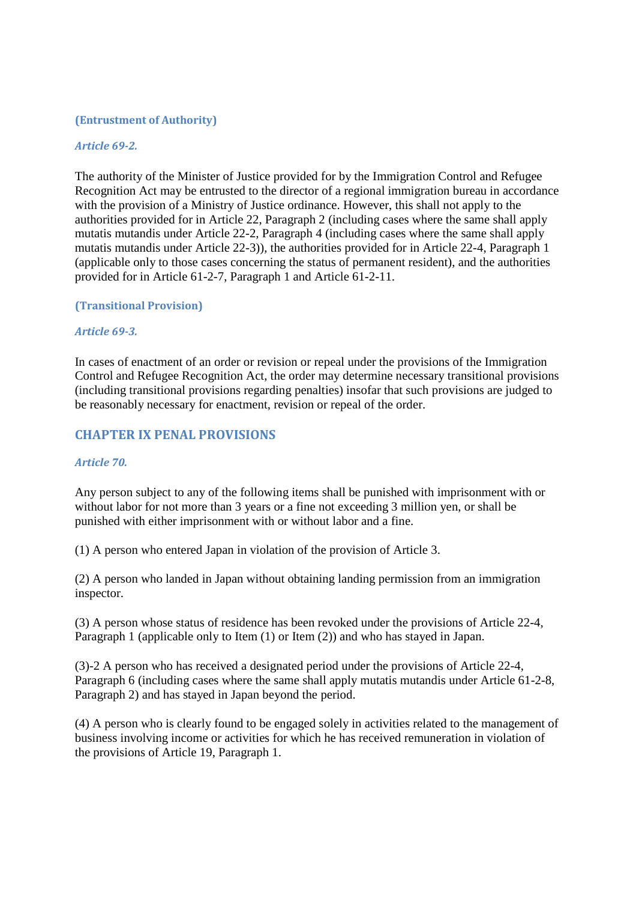**(Entrustment of Authority)**

***Article 69-2.***

The authority of the Minister of Justice provided for by the Immigration Control and Refugee Recognition Act may be entrusted to the director of a regional immigration bureau in accordance with the provision of a Ministry of Justice ordinance. However, this shall not apply to the authorities provided for in Article 22, Paragraph 2 (including cases where the same shall apply mutatis mutandis under Article 22-2, Paragraph 4 (including cases where the same shall apply mutatis mutandis under Article 22-3)), the authorities provided for in Article 22-4, Paragraph 1 (applicable only to those cases concerning the status of permanent resident), and the authorities provided for in Article 61-2-7, Paragraph 1 and Article 61-2-11.

**(Transitional Provision)**

***Article 69-3.***

In cases of enactment of an order or revision or repeal under the provisions of the Immigration Control and Refugee Recognition Act, the order may determine necessary transitional provisions (including transitional provisions regarding penalties) insofar that such provisions are judged to be reasonably necessary for enactment, revision or repeal of the order.

## CHAPTER IX PENAL PROVISIONS

***Article 70.***

Any person subject to any of the following items shall be punished with imprisonment with or without labor for not more than 3 years or a fine not exceeding 3 million yen, or shall be punished with either imprisonment with or without labor and a fine.

(1) A person who entered Japan in violation of the provision of Article 3.

(2) A person who landed in Japan without obtaining landing permission from an immigration inspector.

(3) A person whose status of residence has been revoked under the provisions of Article 22-4, Paragraph 1 (applicable only to Item (1) or Item (2)) and who has stayed in Japan.

(3)-2 A person who has received a designated period under the provisions of Article 22-4, Paragraph 6 (including cases where the same shall apply mutatis mutandis under Article 61-2-8, Paragraph 2) and has stayed in Japan beyond the period.

(4) A person who is clearly found to be engaged solely in activities related to the management of business involving income or activities for which he has received remuneration in violation of the provisions of Article 19, Paragraph 1.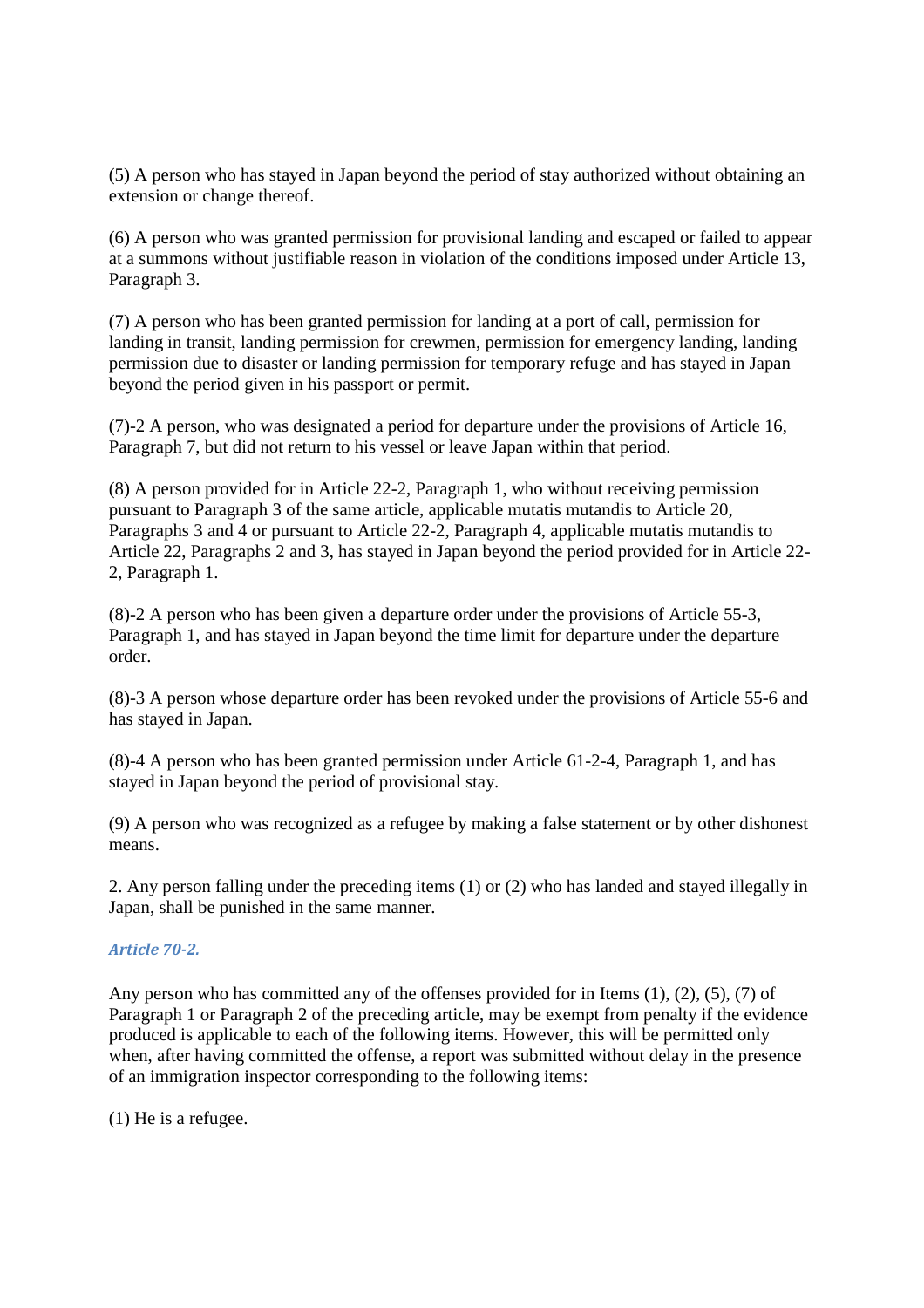(5) A person who has stayed in Japan beyond the period of stay authorized without obtaining an extension or change thereof.

(6) A person who was granted permission for provisional landing and escaped or failed to appear at a summons without justifiable reason in violation of the conditions imposed under Article 13, Paragraph 3.

(7) A person who has been granted permission for landing at a port of call, permission for landing in transit, landing permission for crewmen, permission for emergency landing, landing permission due to disaster or landing permission for temporary refuge and has stayed in Japan beyond the period given in his passport or permit.

(7)-2 A person, who was designated a period for departure under the provisions of Article 16, Paragraph 7, but did not return to his vessel or leave Japan within that period.

(8) A person provided for in Article 22-2, Paragraph 1, who without receiving permission pursuant to Paragraph 3 of the same article, applicable mutatis mutandis to Article 20, Paragraphs 3 and 4 or pursuant to Article 22-2, Paragraph 4, applicable mutatis mutandis to Article 22, Paragraphs 2 and 3, has stayed in Japan beyond the period provided for in Article 22-2, Paragraph 1.

(8)-2 A person who has been given a departure order under the provisions of Article 55-3, Paragraph 1, and has stayed in Japan beyond the time limit for departure under the departure order.

(8)-3 A person whose departure order has been revoked under the provisions of Article 55-6 and has stayed in Japan.

(8)-4 A person who has been granted permission under Article 61-2-4, Paragraph 1, and has stayed in Japan beyond the period of provisional stay.

(9) A person who was recognized as a refugee by making a false statement or by other dishonest means.

2. Any person falling under the preceding items (1) or (2) who has landed and stayed illegally in Japan, shall be punished in the same manner.

### *Article 70-2.*

Any person who has committed any of the offenses provided for in Items (1), (2), (5), (7) of Paragraph 1 or Paragraph 2 of the preceding article, may be exempt from penalty if the evidence produced is applicable to each of the following items. However, this will be permitted only when, after having committed the offense, a report was submitted without delay in the presence of an immigration inspector corresponding to the following items:

(1) He is a refugee.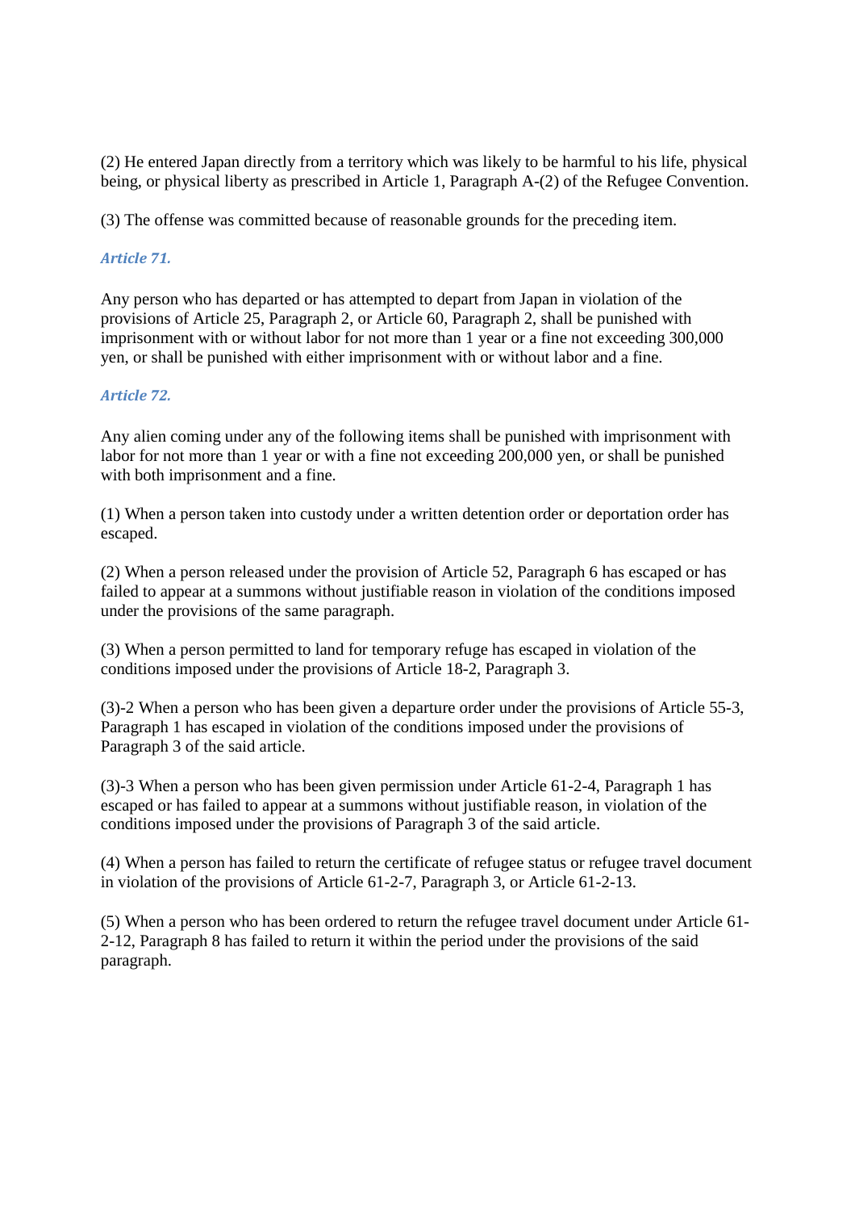(2) He entered Japan directly from a territory which was likely to be harmful to his life, physical being, or physical liberty as prescribed in Article 1, Paragraph A-(2) of the Refugee Convention.

(3) The offense was committed because of reasonable grounds for the preceding item.

### *Article 71.*

Any person who has departed or has attempted to depart from Japan in violation of the provisions of Article 25, Paragraph 2, or Article 60, Paragraph 2, shall be punished with imprisonment with or without labor for not more than 1 year or a fine not exceeding 300,000 yen, or shall be punished with either imprisonment with or without labor and a fine.

### *Article 72.*

Any alien coming under any of the following items shall be punished with imprisonment with labor for not more than 1 year or with a fine not exceeding 200,000 yen, or shall be punished with both imprisonment and a fine.

(1) When a person taken into custody under a written detention order or deportation order has escaped.

(2) When a person released under the provision of Article 52, Paragraph 6 has escaped or has failed to appear at a summons without justifiable reason in violation of the conditions imposed under the provisions of the same paragraph.

(3) When a person permitted to land for temporary refuge has escaped in violation of the conditions imposed under the provisions of Article 18-2, Paragraph 3.

(3)-2 When a person who has been given a departure order under the provisions of Article 55-3, Paragraph 1 has escaped in violation of the conditions imposed under the provisions of Paragraph 3 of the said article.

(3)-3 When a person who has been given permission under Article 61-2-4, Paragraph 1 has escaped or has failed to appear at a summons without justifiable reason, in violation of the conditions imposed under the provisions of Paragraph 3 of the said article.

(4) When a person has failed to return the certificate of refugee status or refugee travel document in violation of the provisions of Article 61-2-7, Paragraph 3, or Article 61-2-13.

(5) When a person who has been ordered to return the refugee travel document under Article 61-2-12, Paragraph 8 has failed to return it within the period under the provisions of the said paragraph.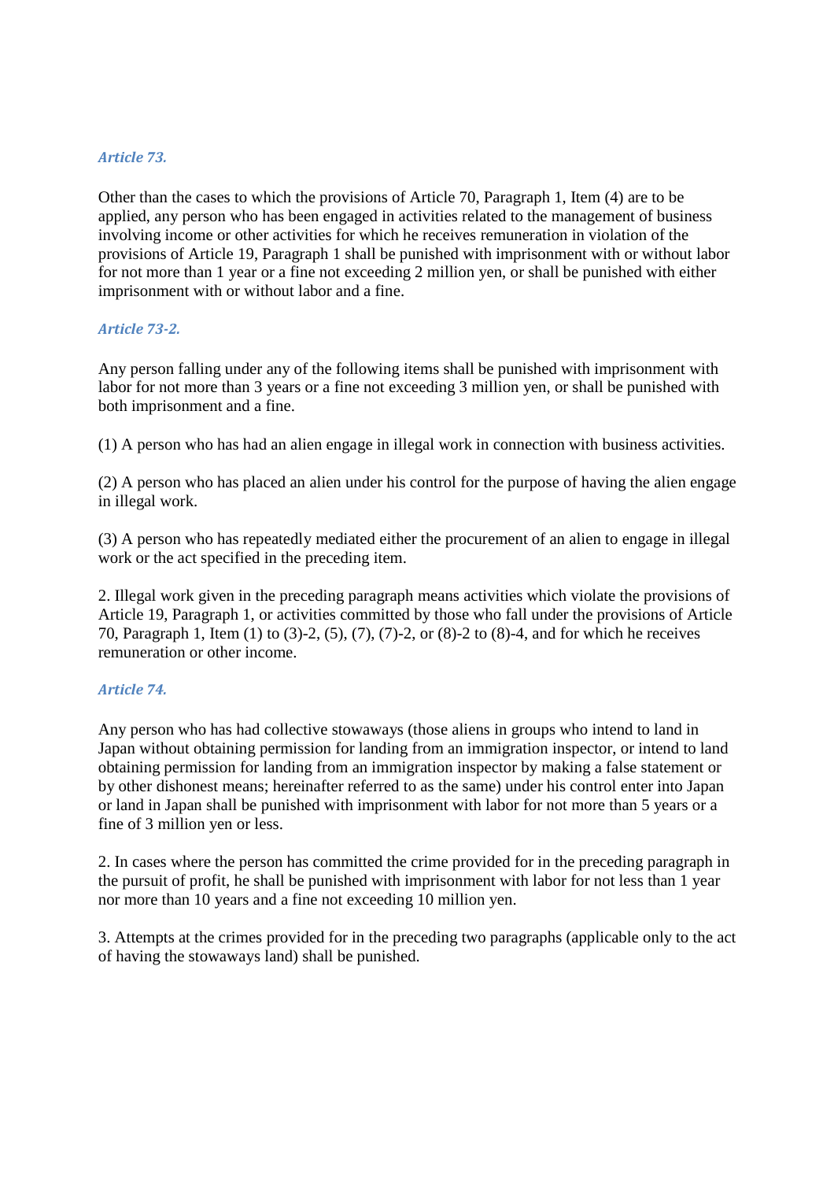### *Article 73.*

Other than the cases to which the provisions of Article 70, Paragraph 1, Item (4) are to be applied, any person who has been engaged in activities related to the management of business involving income or other activities for which he receives remuneration in violation of the provisions of Article 19, Paragraph 1 shall be punished with imprisonment with or without labor for not more than 1 year or a fine not exceeding 2 million yen, or shall be punished with either imprisonment with or without labor and a fine.

### *Article 73-2.*

Any person falling under any of the following items shall be punished with imprisonment with labor for not more than 3 years or a fine not exceeding 3 million yen, or shall be punished with both imprisonment and a fine.

(1) A person who has had an alien engage in illegal work in connection with business activities.

(2) A person who has placed an alien under his control for the purpose of having the alien engage in illegal work.

(3) A person who has repeatedly mediated either the procurement of an alien to engage in illegal work or the act specified in the preceding item.

2. Illegal work given in the preceding paragraph means activities which violate the provisions of Article 19, Paragraph 1, or activities committed by those who fall under the provisions of Article 70, Paragraph 1, Item (1) to (3)-2, (5), (7), (7)-2, or (8)-2 to (8)-4, and for which he receives remuneration or other income.

### *Article 74.*

Any person who has had collective stowaways (those aliens in groups who intend to land in Japan without obtaining permission for landing from an immigration inspector, or intend to land obtaining permission for landing from an immigration inspector by making a false statement or by other dishonest means; hereinafter referred to as the same) under his control enter into Japan or land in Japan shall be punished with imprisonment with labor for not more than 5 years or a fine of 3 million yen or less.

2. In cases where the person has committed the crime provided for in the preceding paragraph in the pursuit of profit, he shall be punished with imprisonment with labor for not less than 1 year nor more than 10 years and a fine not exceeding 10 million yen.

3. Attempts at the crimes provided for in the preceding two paragraphs (applicable only to the act of having the stowaways land) shall be punished.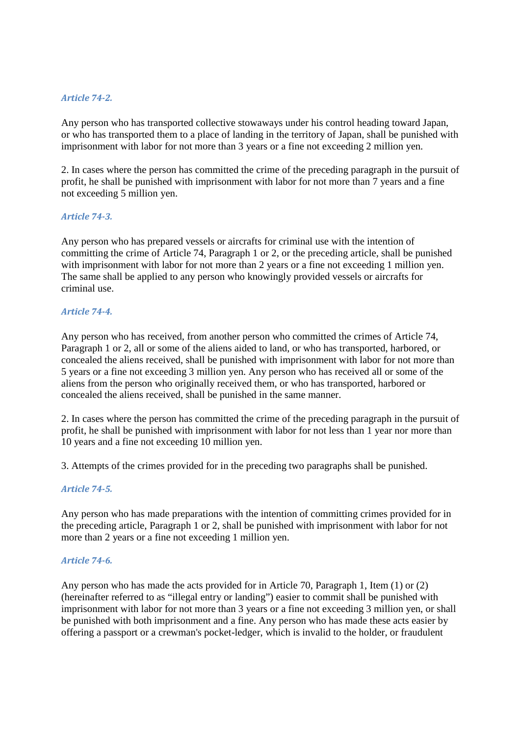***Article 74-2.***

Any person who has transported collective stowaways under his control heading toward Japan, or who has transported them to a place of landing in the territory of Japan, shall be punished with imprisonment with labor for not more than 3 years or a fine not exceeding 2 million yen.

2. In cases where the person has committed the crime of the preceding paragraph in the pursuit of profit, he shall be punished with imprisonment with labor for not more than 7 years and a fine not exceeding 5 million yen.

***Article 74-3.***

Any person who has prepared vessels or aircrafts for criminal use with the intention of committing the crime of Article 74, Paragraph 1 or 2, or the preceding article, shall be punished with imprisonment with labor for not more than 2 years or a fine not exceeding 1 million yen. The same shall be applied to any person who knowingly provided vessels or aircrafts for criminal use.

***Article 74-4.***

Any person who has received, from another person who committed the crimes of Article 74, Paragraph 1 or 2, all or some of the aliens aided to land, or who has transported, harbored, or concealed the aliens received, shall be punished with imprisonment with labor for not more than 5 years or a fine not exceeding 3 million yen. Any person who has received all or some of the aliens from the person who originally received them, or who has transported, harbored or concealed the aliens received, shall be punished in the same manner.

2. In cases where the person has committed the crime of the preceding paragraph in the pursuit of profit, he shall be punished with imprisonment with labor for not less than 1 year nor more than 10 years and a fine not exceeding 10 million yen.

3. Attempts of the crimes provided for in the preceding two paragraphs shall be punished.

***Article 74-5.***

Any person who has made preparations with the intention of committing crimes provided for in the preceding article, Paragraph 1 or 2, shall be punished with imprisonment with labor for not more than 2 years or a fine not exceeding 1 million yen.

***Article 74-6.***

Any person who has made the acts provided for in Article 70, Paragraph 1, Item (1) or (2) (hereinafter referred to as "illegal entry or landing") easier to commit shall be punished with imprisonment with labor for not more than 3 years or a fine not exceeding 3 million yen, or shall be punished with both imprisonment and a fine. Any person who has made these acts easier by offering a passport or a crewman's pocket-ledger, which is invalid to the holder, or fraudulent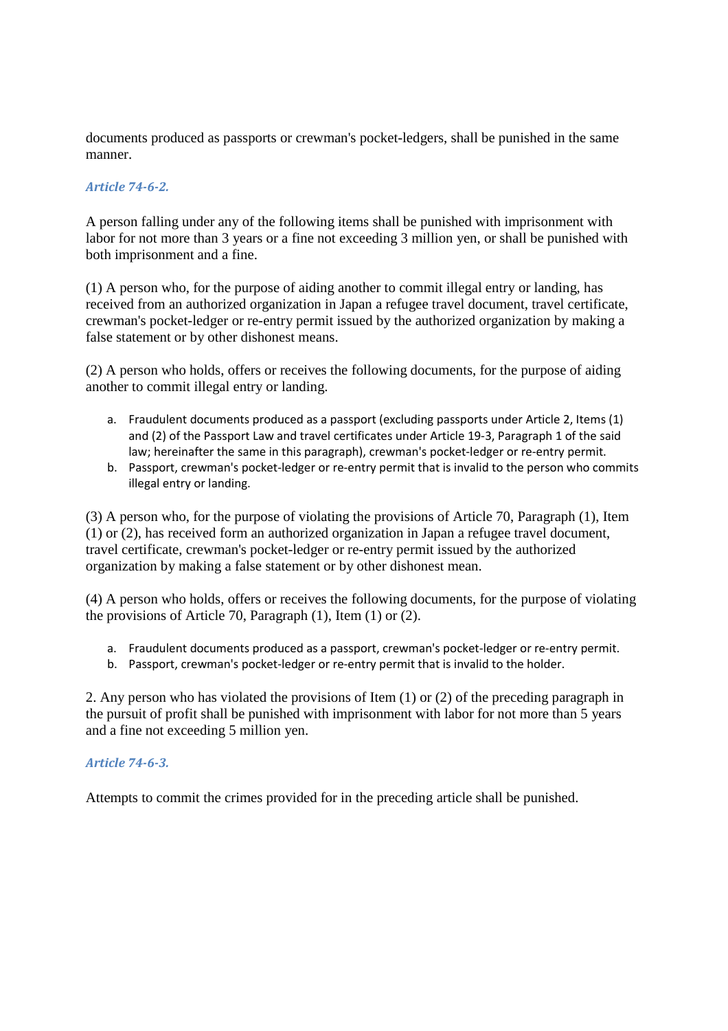documents produced as passports or crewman's pocket-ledgers, shall be punished in the same manner.

### *Article 74-6-2.*

A person falling under any of the following items shall be punished with imprisonment with labor for not more than 3 years or a fine not exceeding 3 million yen, or shall be punished with both imprisonment and a fine.

(1) A person who, for the purpose of aiding another to commit illegal entry or landing, has received from an authorized organization in Japan a refugee travel document, travel certificate, crewman's pocket-ledger or re-entry permit issued by the authorized organization by making a false statement or by other dishonest means.

(2) A person who holds, offers or receives the following documents, for the purpose of aiding another to commit illegal entry or landing.

a. Fraudulent documents produced as a passport (excluding passports under Article 2, Items (1) and (2) of the Passport Law and travel certificates under Article 19-3, Paragraph 1 of the said law; hereinafter the same in this paragraph), crewman's pocket-ledger or re-entry permit.
b. Passport, crewman's pocket-ledger or re-entry permit that is invalid to the person who commits illegal entry or landing.

(3) A person who, for the purpose of violating the provisions of Article 70, Paragraph (1), Item (1) or (2), has received form an authorized organization in Japan a refugee travel document, travel certificate, crewman's pocket-ledger or re-entry permit issued by the authorized organization by making a false statement or by other dishonest mean.

(4) A person who holds, offers or receives the following documents, for the purpose of violating the provisions of Article 70, Paragraph (1), Item (1) or (2).

a. Fraudulent documents produced as a passport, crewman's pocket-ledger or re-entry permit.
b. Passport, crewman's pocket-ledger or re-entry permit that is invalid to the holder.

2. Any person who has violated the provisions of Item (1) or (2) of the preceding paragraph in the pursuit of profit shall be punished with imprisonment with labor for not more than 5 years and a fine not exceeding 5 million yen.

### *Article 74-6-3.*

Attempts to commit the crimes provided for in the preceding article shall be punished.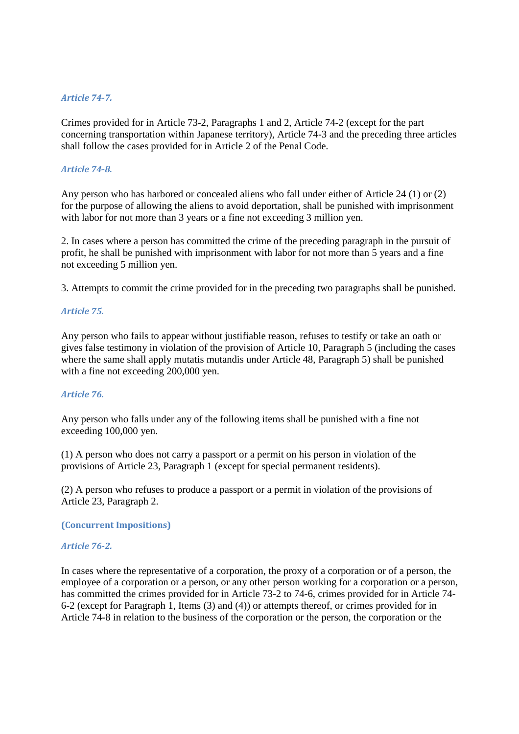### *Article 74-7.*

Crimes provided for in Article 73-2, Paragraphs 1 and 2, Article 74-2 (except for the part concerning transportation within Japanese territory), Article 74-3 and the preceding three articles shall follow the cases provided for in Article 2 of the Penal Code.

### *Article 74-8.*

Any person who has harbored or concealed aliens who fall under either of Article 24 (1) or (2) for the purpose of allowing the aliens to avoid deportation, shall be punished with imprisonment with labor for not more than 3 years or a fine not exceeding 3 million yen.

2. In cases where a person has committed the crime of the preceding paragraph in the pursuit of profit, he shall be punished with imprisonment with labor for not more than 5 years and a fine not exceeding 5 million yen.

3. Attempts to commit the crime provided for in the preceding two paragraphs shall be punished.

### *Article 75.*

Any person who fails to appear without justifiable reason, refuses to testify or take an oath or gives false testimony in violation of the provision of Article 10, Paragraph 5 (including the cases where the same shall apply mutatis mutandis under Article 48, Paragraph 5) shall be punished with a fine not exceeding 200,000 yen.

### *Article 76.*

Any person who falls under any of the following items shall be punished with a fine not exceeding 100,000 yen.

(1) A person who does not carry a passport or a permit on his person in violation of the provisions of Article 23, Paragraph 1 (except for special permanent residents).

(2) A person who refuses to produce a passport or a permit in violation of the provisions of Article 23, Paragraph 2.

**(Concurrent Impositions)**

### *Article 76-2.*

In cases where the representative of a corporation, the proxy of a corporation or of a person, the employee of a corporation or a person, or any other person working for a corporation or a person, has committed the crimes provided for in Article 73-2 to 74-6, crimes provided for in Article 74-6-2 (except for Paragraph 1, Items (3) and (4)) or attempts thereof, or crimes provided for in Article 74-8 in relation to the business of the corporation or the person, the corporation or the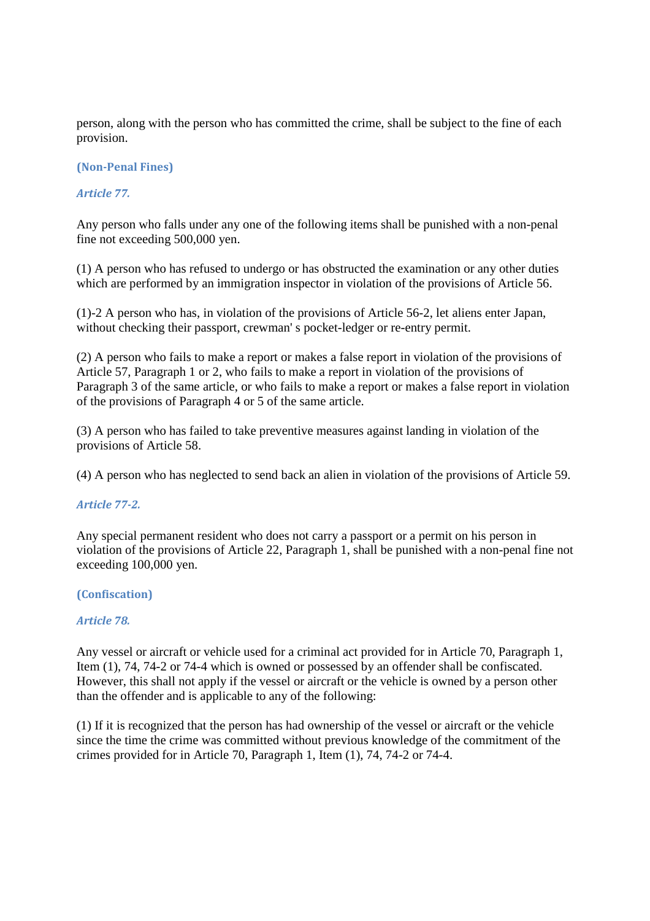person, along with the person who has committed the crime, shall be subject to the fine of each provision.

### (Non-Penal Fines)

#### *Article 77.*

Any person who falls under any one of the following items shall be punished with a non-penal fine not exceeding 500,000 yen.

(1) A person who has refused to undergo or has obstructed the examination or any other duties which are performed by an immigration inspector in violation of the provisions of Article 56.

(1)-2 A person who has, in violation of the provisions of Article 56-2, let aliens enter Japan, without checking their passport, crewman' s pocket-ledger or re-entry permit.

(2) A person who fails to make a report or makes a false report in violation of the provisions of Article 57, Paragraph 1 or 2, who fails to make a report in violation of the provisions of Paragraph 3 of the same article, or who fails to make a report or makes a false report in violation of the provisions of Paragraph 4 or 5 of the same article.

(3) A person who has failed to take preventive measures against landing in violation of the provisions of Article 58.

(4) A person who has neglected to send back an alien in violation of the provisions of Article 59.

#### *Article 77-2.*

Any special permanent resident who does not carry a passport or a permit on his person in violation of the provisions of Article 22, Paragraph 1, shall be punished with a non-penal fine not exceeding 100,000 yen.

### (Confiscation)

#### *Article 78.*

Any vessel or aircraft or vehicle used for a criminal act provided for in Article 70, Paragraph 1, Item (1), 74, 74-2 or 74-4 which is owned or possessed by an offender shall be confiscated. However, this shall not apply if the vessel or aircraft or the vehicle is owned by a person other than the offender and is applicable to any of the following:

(1) If it is recognized that the person has had ownership of the vessel or aircraft or the vehicle since the time the crime was committed without previous knowledge of the commitment of the crimes provided for in Article 70, Paragraph 1, Item (1), 74, 74-2 or 74-4.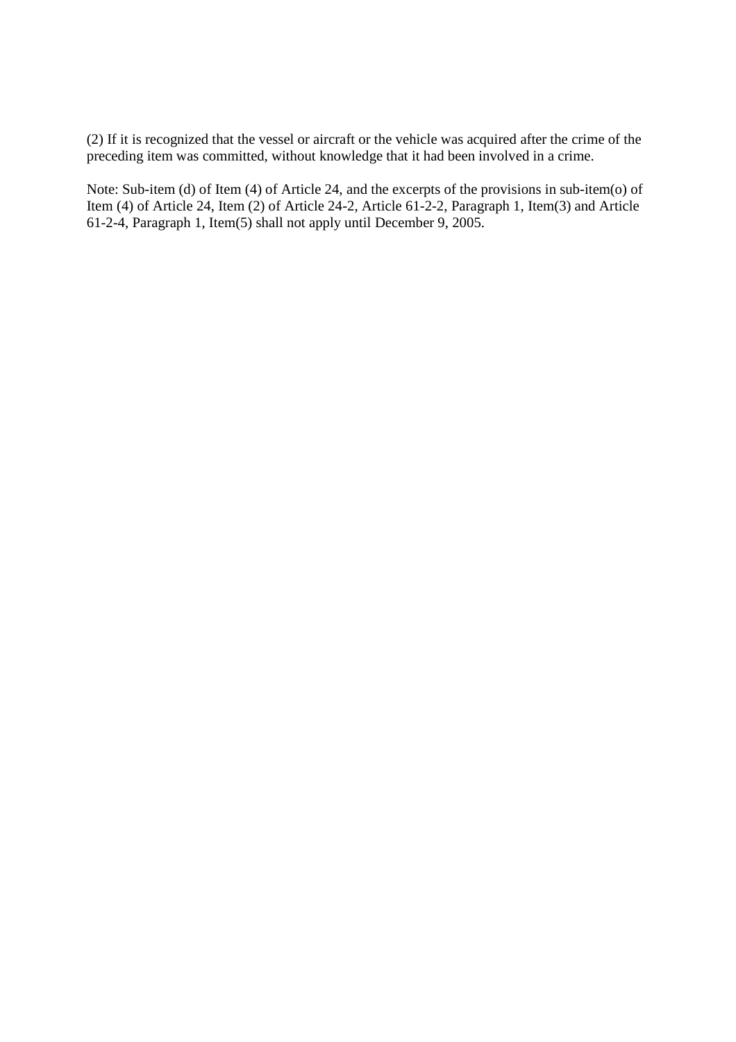(2) If it is recognized that the vessel or aircraft or the vehicle was acquired after the crime of the preceding item was committed, without knowledge that it had been involved in a crime.

Note: Sub-item (d) of Item (4) of Article 24, and the excerpts of the provisions in sub-item(o) of Item (4) of Article 24, Item (2) of Article 24-2, Article 61-2-2, Paragraph 1, Item(3) and Article 61-2-4, Paragraph 1, Item(5) shall not apply until December 9, 2005.